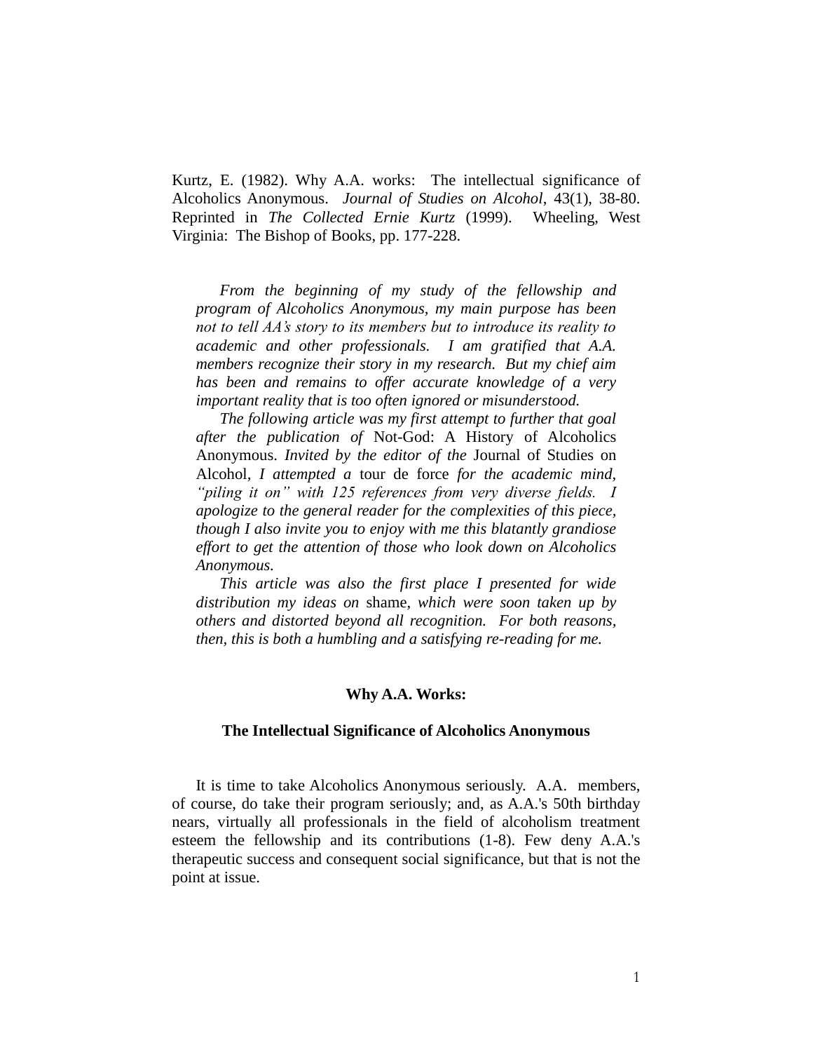Kurtz, E. (1982). Why A.A. works: The intellectual significance of Alcoholics Anonymous. *Journal of Studies on Alcohol*, 43(1), 38-80. Reprinted in *The Collected Ernie Kurtz* (1999). Wheeling, West Virginia: The Bishop of Books, pp. 177-228.

*From the beginning of my study of the fellowship and program of Alcoholics Anonymous, my main purpose has been not to tell AA's story to its members but to introduce its reality to academic and other professionals. I am gratified that A.A. members recognize their story in my research. But my chief aim has been and remains to offer accurate knowledge of a very important reality that is too often ignored or misunderstood.*

*The following article was my first attempt to further that goal after the publication of* Not-God: A History of Alcoholics Anonymous. *Invited by the editor of the* Journal of Studies on Alcohol, *I attempted a* tour de force *for the academic mind, "piling it on" with 125 references from very diverse fields. I apologize to the general reader for the complexities of this piece, though I also invite you to enjoy with me this blatantly grandiose effort to get the attention of those who look down on Alcoholics Anonymous.*

*This article was also the first place I presented for wide distribution my ideas on* shame, *which were soon taken up by others and distorted beyond all recognition. For both reasons, then, this is both a humbling and a satisfying re-reading for me.*

# Why A.A. Works:

## The Intellectual Significance of Alcoholics Anonymous

It is time to take Alcoholics Anonymous seriously. A.A. members, of course, do take their program seriously; and, as A.A.'s 50th birthday nears, virtually all professionals in the field of alcoholism treatment esteem the fellowship and its contributions (1-8). Few deny A.A.'s therapeutic success and consequent social significance, but that is not the point at issue.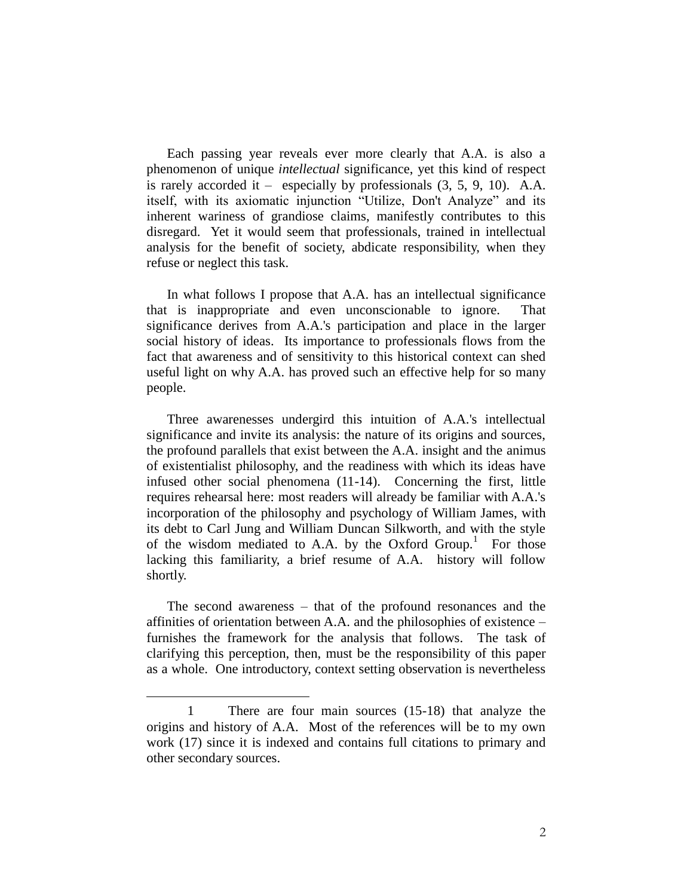Each passing year reveals ever more clearly that A.A. is also a phenomenon of unique *intellectual* significance, yet this kind of respect is rarely accorded it – especially by professionals (3, 5, 9, 10). A.A. itself, with its axiomatic injunction "Utilize, Don't Analyze" and its inherent wariness of grandiose claims, manifestly contributes to this disregard. Yet it would seem that professionals, trained in intellectual analysis for the benefit of society, abdicate responsibility, when they refuse or neglect this task.

In what follows I propose that A.A. has an intellectual significance that is inappropriate and even unconscionable to ignore. That significance derives from A.A.'s participation and place in the larger social history of ideas. Its importance to professionals flows from the fact that awareness and of sensitivity to this historical context can shed useful light on why A.A. has proved such an effective help for so many people.

Three awarenesses undergird this intuition of A.A.'s intellectual significance and invite its analysis: the nature of its origins and sources, the profound parallels that exist between the A.A. insight and the animus of existentialist philosophy, and the readiness with which its ideas have infused other social phenomena (11-14). Concerning the first, little requires rehearsal here: most readers will already be familiar with A.A.'s incorporation of the philosophy and psychology of William James, with its debt to Carl Jung and William Duncan Silkworth, and with the style of the wisdom mediated to A.A. by the Oxford Group.[1] For those lacking this familiarity, a brief resume of A.A. history will follow shortly.

The second awareness – that of the profound resonances and the affinities of orientation between A.A. and the philosophies of existence – furnishes the framework for the analysis that follows. The task of clarifying this perception, then, must be the responsibility of this paper as a whole. One introductory, context setting observation is nevertheless

---

1 There are four main sources (15-18) that analyze the origins and history of A.A. Most of the references will be to my own work (17) since it is indexed and contains full citations to primary and other secondary sources.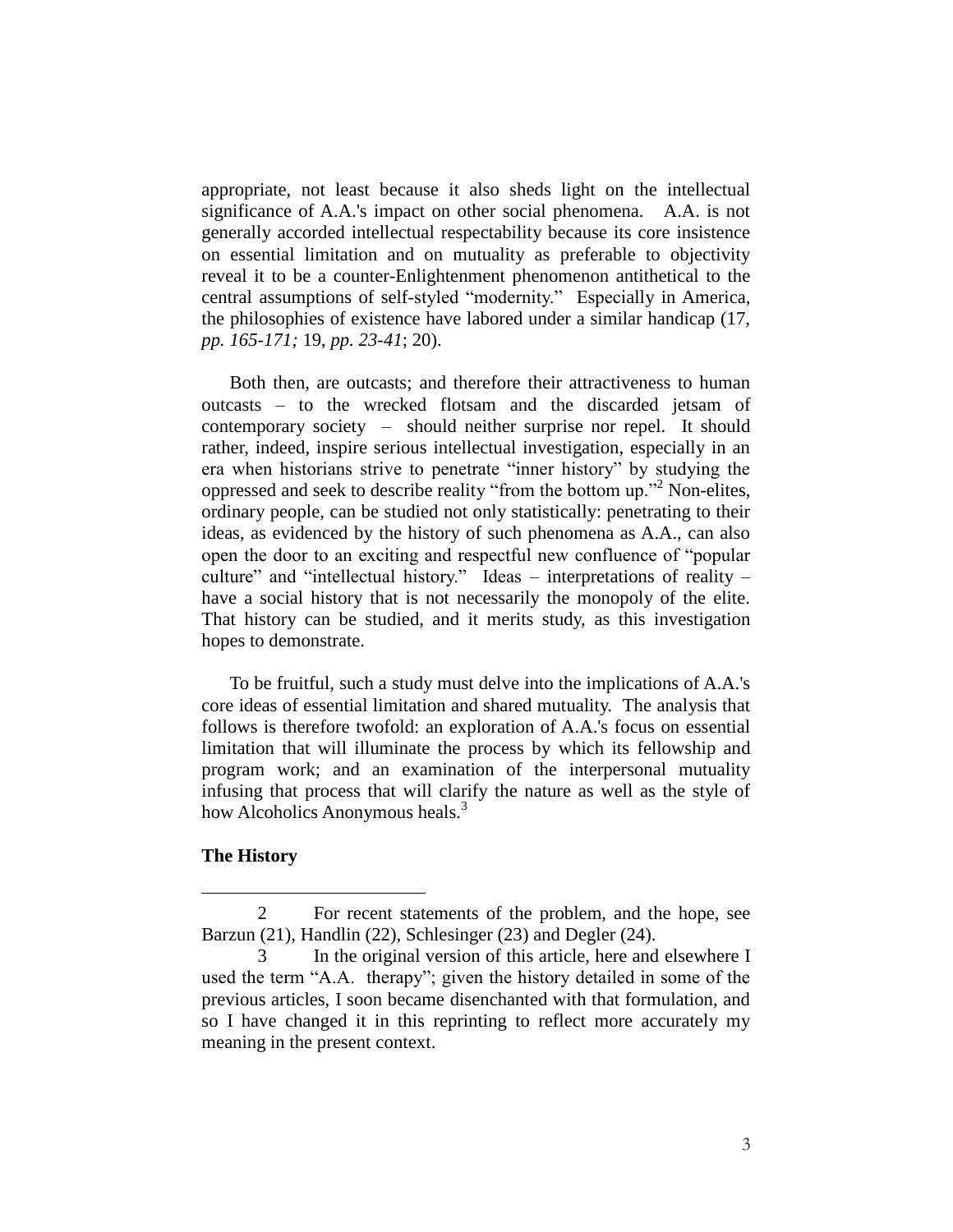appropriate, not least because it also sheds light on the intellectual significance of A.A.'s impact on other social phenomena. A.A. is not generally accorded intellectual respectability because its core insistence on essential limitation and on mutuality as preferable to objectivity reveal it to be a counter-Enlightenment phenomenon antithetical to the central assumptions of self-styled "modernity." Especially in America, the philosophies of existence have labored under a similar handicap (17, *pp. 165-171;* 19, *pp. 23-41*; 20).

Both then, are outcasts; and therefore their attractiveness to human outcasts – to the wrecked flotsam and the discarded jetsam of contemporary society – should neither surprise nor repel. It should rather, indeed, inspire serious intellectual investigation, especially in an era when historians strive to penetrate "inner history" by studying the oppressed and seek to describe reality "from the bottom up."[2] Non-elites, ordinary people, can be studied not only statistically: penetrating to their ideas, as evidenced by the history of such phenomena as A.A., can also open the door to an exciting and respectful new confluence of "popular culture" and "intellectual history." Ideas – interpretations of reality – have a social history that is not necessarily the monopoly of the elite. That history can be studied, and it merits study, as this investigation hopes to demonstrate.

To be fruitful, such a study must delve into the implications of A.A.'s core ideas of essential limitation and shared mutuality. The analysis that follows is therefore twofold: an exploration of A.A.'s focus on essential limitation that will illuminate the process by which its fellowship and program work; and an examination of the interpersonal mutuality infusing that process that will clarify the nature as well as the style of how Alcoholics Anonymous heals.[3]

**The History**

---

2 For recent statements of the problem, and the hope, see Barzun (21), Handlin (22), Schlesinger (23) and Degler (24).

3 In the original version of this article, here and elsewhere I used the term "A.A. therapy"; given the history detailed in some of the previous articles, I soon became disenchanted with that formulation, and so I have changed it in this reprinting to reflect more accurately my meaning in the present context.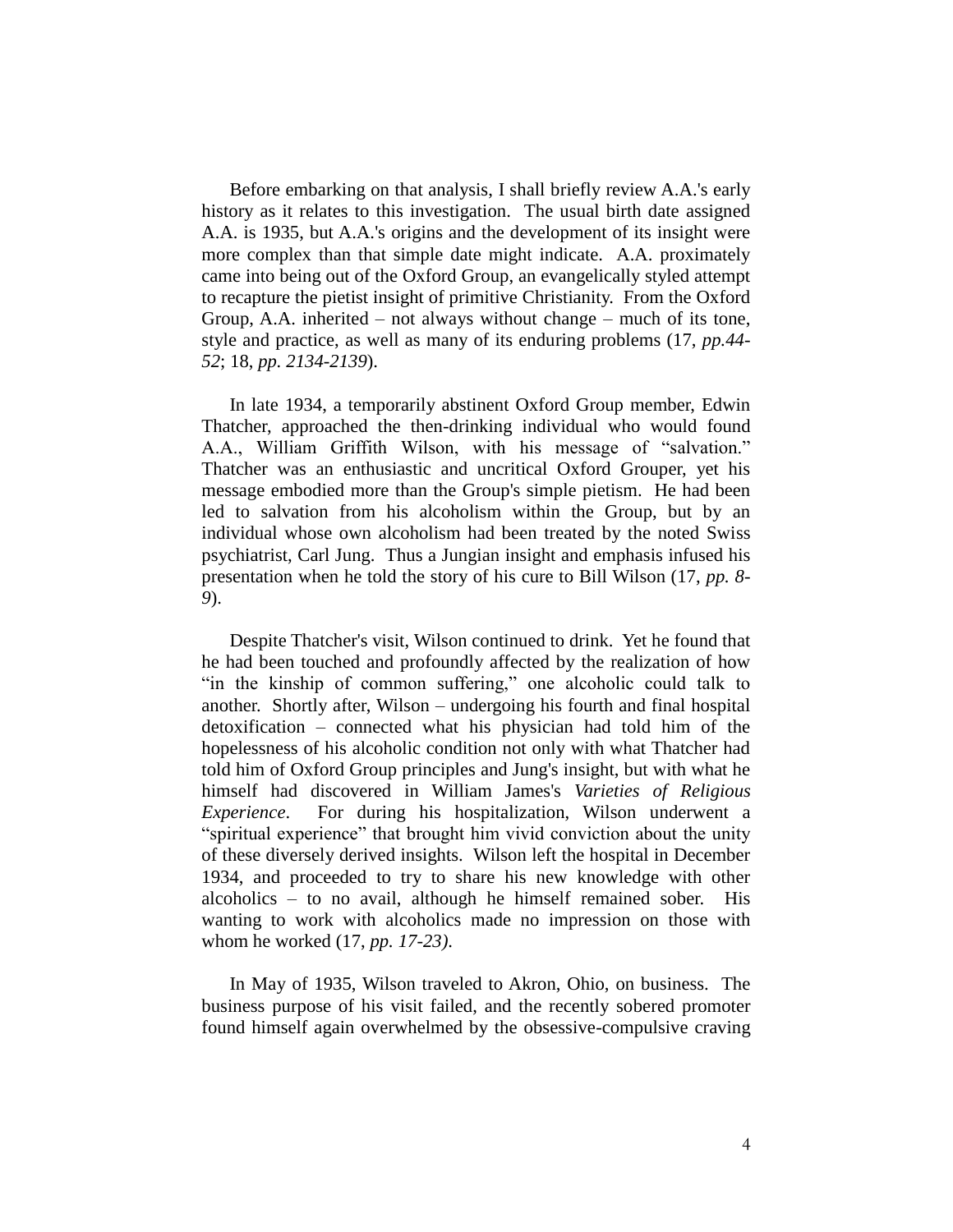Before embarking on that analysis, I shall briefly review A.A.'s early history as it relates to this investigation. The usual birth date assigned A.A. is 1935, but A.A.'s origins and the development of its insight were more complex than that simple date might indicate. A.A. proximately came into being out of the Oxford Group, an evangelically styled attempt to recapture the pietist insight of primitive Christianity. From the Oxford Group, A.A. inherited – not always without change – much of its tone, style and practice, as well as many of its enduring problems (17, *pp.44-52*; 18, *pp. 2134-2139*).

In late 1934, a temporarily abstinent Oxford Group member, Edwin Thatcher, approached the then-drinking individual who would found A.A., William Griffith Wilson, with his message of "salvation." Thatcher was an enthusiastic and uncritical Oxford Grouper, yet his message embodied more than the Group's simple pietism. He had been led to salvation from his alcoholism within the Group, but by an individual whose own alcoholism had been treated by the noted Swiss psychiatrist, Carl Jung. Thus a Jungian insight and emphasis infused his presentation when he told the story of his cure to Bill Wilson (17, *pp. 8-9*).

Despite Thatcher's visit, Wilson continued to drink. Yet he found that he had been touched and profoundly affected by the realization of how "in the kinship of common suffering," one alcoholic could talk to another. Shortly after, Wilson – undergoing his fourth and final hospital detoxification – connected what his physician had told him of the hopelessness of his alcoholic condition not only with what Thatcher had told him of Oxford Group principles and Jung's insight, but with what he himself had discovered in William James's *Varieties of Religious Experience*. For during his hospitalization, Wilson underwent a "spiritual experience" that brought him vivid conviction about the unity of these diversely derived insights. Wilson left the hospital in December 1934, and proceeded to try to share his new knowledge with other alcoholics – to no avail, although he himself remained sober. His wanting to work with alcoholics made no impression on those with whom he worked (17, *pp. 17-23)*.

In May of 1935, Wilson traveled to Akron, Ohio, on business. The business purpose of his visit failed, and the recently sobered promoter found himself again overwhelmed by the obsessive-compulsive craving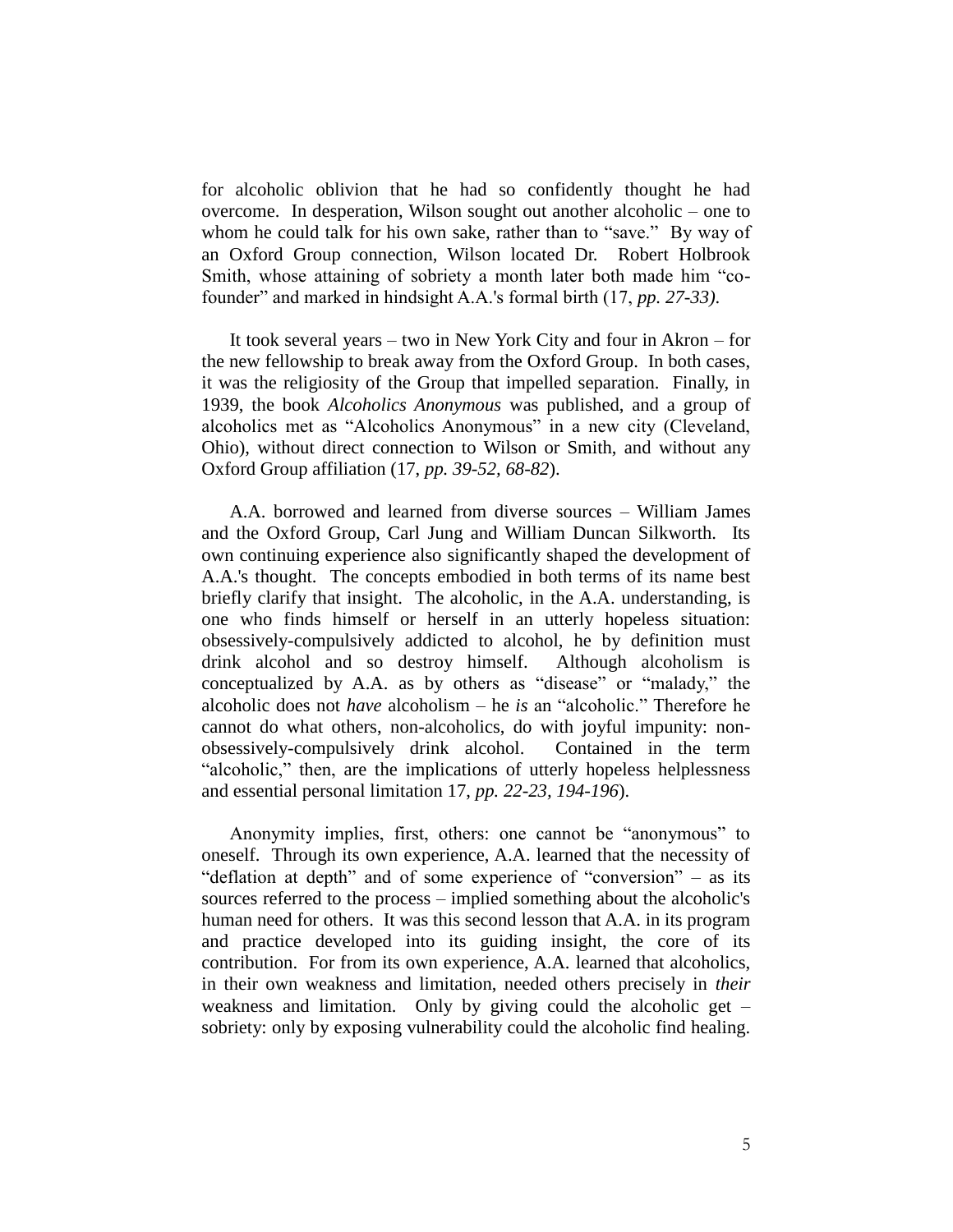for alcoholic oblivion that he had so confidently thought he had overcome. In desperation, Wilson sought out another alcoholic – one to whom he could talk for his own sake, rather than to "save." By way of an Oxford Group connection, Wilson located Dr. Robert Holbrook Smith, whose attaining of sobriety a month later both made him "co-founder" and marked in hindsight A.A.'s formal birth (17, *pp. 27-33)*.

It took several years – two in New York City and four in Akron – for the new fellowship to break away from the Oxford Group. In both cases, it was the religiosity of the Group that impelled separation. Finally, in 1939, the book *Alcoholics Anonymous* was published, and a group of alcoholics met as "Alcoholics Anonymous" in a new city (Cleveland, Ohio), without direct connection to Wilson or Smith, and without any Oxford Group affiliation (17, *pp. 39-52, 68-82*).

A.A. borrowed and learned from diverse sources – William James and the Oxford Group, Carl Jung and William Duncan Silkworth. Its own continuing experience also significantly shaped the development of A.A.'s thought. The concepts embodied in both terms of its name best briefly clarify that insight. The alcoholic, in the A.A. understanding, is one who finds himself or herself in an utterly hopeless situation: obsessively-compulsively addicted to alcohol, he by definition must drink alcohol and so destroy himself. Although alcoholism is conceptualized by A.A. as by others as "disease" or "malady," the alcoholic does not *have* alcoholism – he *is* an "alcoholic." Therefore he cannot do what others, non-alcoholics, do with joyful impunity: non-obsessively-compulsively drink alcohol. Contained in the term "alcoholic," then, are the implications of utterly hopeless helplessness and essential personal limitation 17, *pp. 22-23, 194-196*).

Anonymity implies, first, others: one cannot be "anonymous" to oneself. Through its own experience, A.A. learned that the necessity of "deflation at depth" and of some experience of "conversion" – as its sources referred to the process – implied something about the alcoholic's human need for others. It was this second lesson that A.A. in its program and practice developed into its guiding insight, the core of its contribution. For from its own experience, A.A. learned that alcoholics, in their own weakness and limitation, needed others precisely in *their* weakness and limitation. Only by giving could the alcoholic get – sobriety: only by exposing vulnerability could the alcoholic find healing.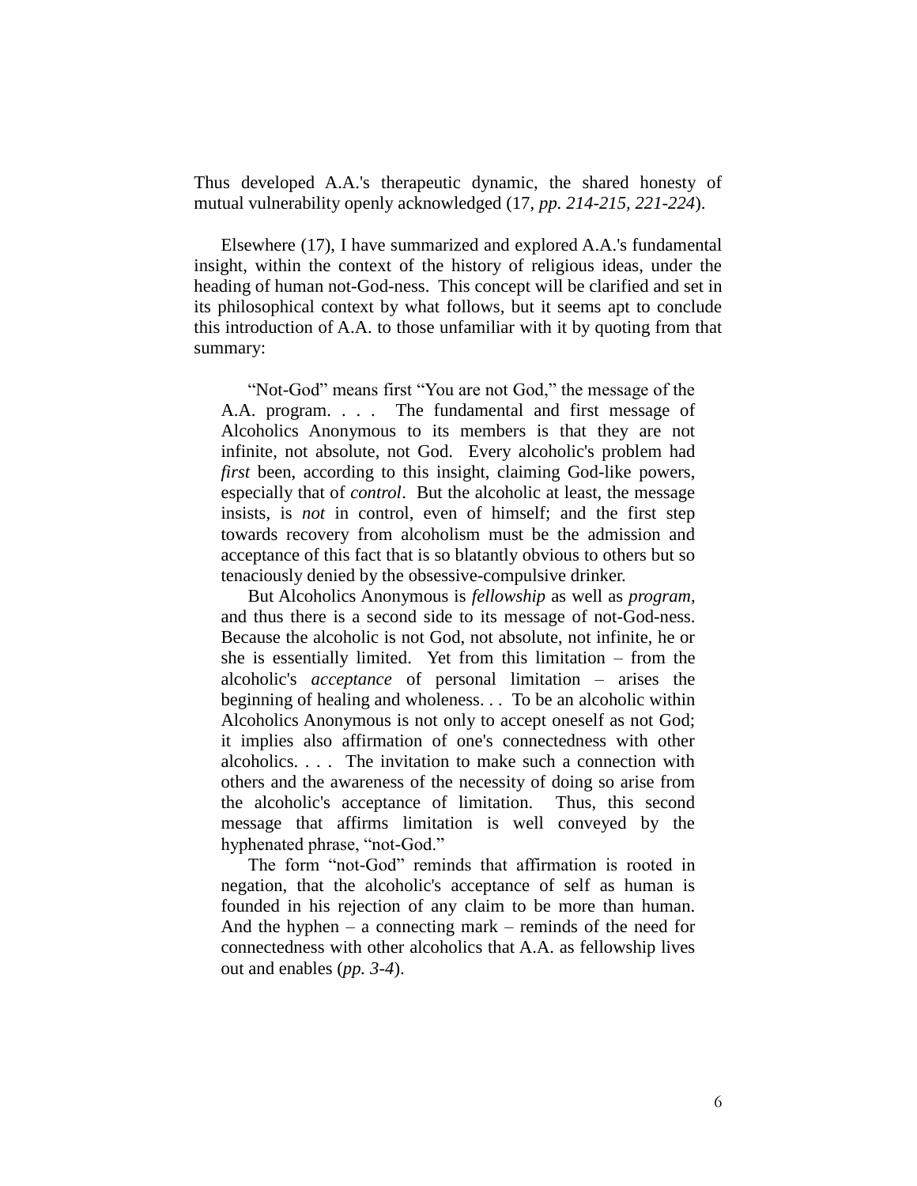Thus developed A.A.'s therapeutic dynamic, the shared honesty of mutual vulnerability openly acknowledged (17, *pp. 214-215, 221-224*).

Elsewhere (17), I have summarized and explored A.A.'s fundamental insight, within the context of the history of religious ideas, under the heading of human not-God-ness. This concept will be clarified and set in its philosophical context by what follows, but it seems apt to conclude this introduction of A.A. to those unfamiliar with it by quoting from that summary:

> "Not-God" means first "You are not God," the message of the A.A. program. . . . The fundamental and first message of Alcoholics Anonymous to its members is that they are not infinite, not absolute, not God. Every alcoholic's problem had *first* been, according to this insight, claiming God-like powers, especially that of *control*. But the alcoholic at least, the message insists, is *not* in control, even of himself; and the first step towards recovery from alcoholism must be the admission and acceptance of this fact that is so blatantly obvious to others but so tenaciously denied by the obsessive-compulsive drinker.
>
> But Alcoholics Anonymous is *fellowship* as well as *program*, and thus there is a second side to its message of not-God-ness. Because the alcoholic is not God, not absolute, not infinite, he or she is essentially limited. Yet from this limitation – from the alcoholic's *acceptance* of personal limitation – arises the beginning of healing and wholeness. . . To be an alcoholic within Alcoholics Anonymous is not only to accept oneself as not God; it implies also affirmation of one's connectedness with other alcoholics. . . . The invitation to make such a connection with others and the awareness of the necessity of doing so arise from the alcoholic's acceptance of limitation. Thus, this second message that affirms limitation is well conveyed by the hyphenated phrase, "not-God."
>
> The form "not-God" reminds that affirmation is rooted in negation, that the alcoholic's acceptance of self as human is founded in his rejection of any claim to be more than human. And the hyphen – a connecting mark – reminds of the need for connectedness with other alcoholics that A.A. as fellowship lives out and enables (*pp. 3-4*).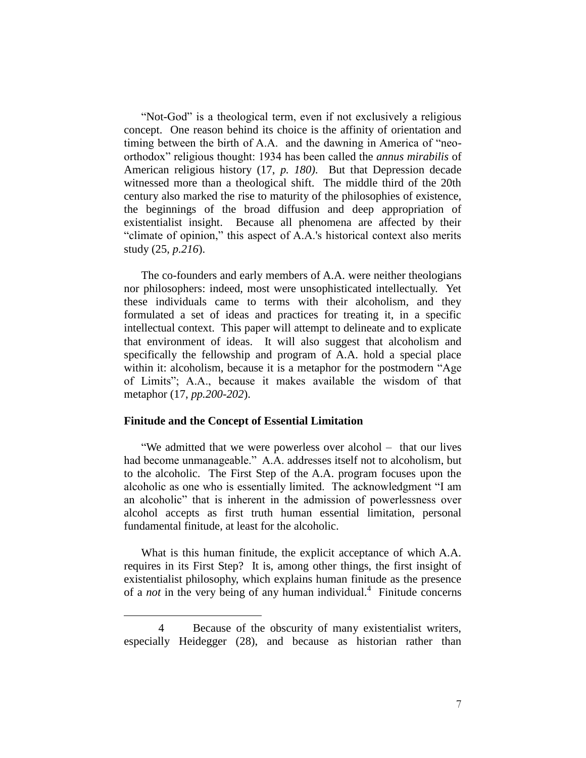"Not-God" is a theological term, even if not exclusively a religious concept. One reason behind its choice is the affinity of orientation and timing between the birth of A.A. and the dawning in America of "neo-orthodox" religious thought: 1934 has been called the *annus mirabilis* of American religious history (17, *p. 180)*. But that Depression decade witnessed more than a theological shift. The middle third of the 20th century also marked the rise to maturity of the philosophies of existence, the beginnings of the broad diffusion and deep appropriation of existentialist insight. Because all phenomena are affected by their "climate of opinion," this aspect of A.A.'s historical context also merits study (25, *p.216*).

The co-founders and early members of A.A. were neither theologians nor philosophers: indeed, most were unsophisticated intellectually. Yet these individuals came to terms with their alcoholism, and they formulated a set of ideas and practices for treating it, in a specific intellectual context. This paper will attempt to delineate and to explicate that environment of ideas. It will also suggest that alcoholism and specifically the fellowship and program of A.A. hold a special place within it: alcoholism, because it is a metaphor for the postmodern "Age of Limits"; A.A., because it makes available the wisdom of that metaphor (17, *pp.200-202*).

**Finitude and the Concept of Essential Limitation**

"We admitted that we were powerless over alcohol – that our lives had become unmanageable." A.A. addresses itself not to alcoholism, but to the alcoholic. The First Step of the A.A. program focuses upon the alcoholic as one who is essentially limited. The acknowledgment "I am an alcoholic" that is inherent in the admission of powerlessness over alcohol accepts as first truth human essential limitation, personal fundamental finitude, at least for the alcoholic.

What is this human finitude, the explicit acceptance of which A.A. requires in its First Step? It is, among other things, the first insight of existentialist philosophy, which explains human finitude as the presence of a *not* in the very being of any human individual.[4] Finitude concerns

4 Because of the obscurity of many existentialist writers, especially Heidegger (28), and because as historian rather than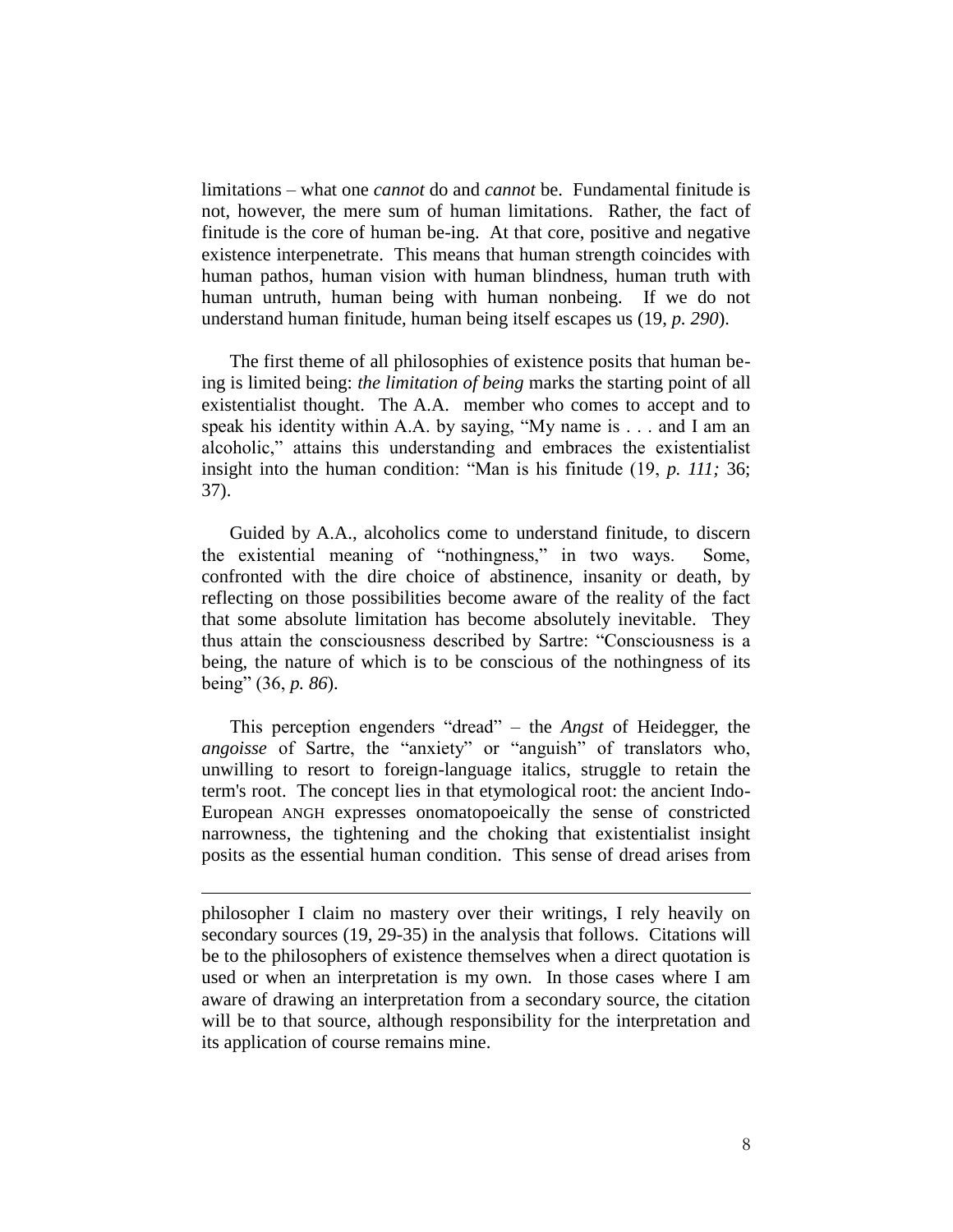limitations – what one *cannot* do and *cannot* be. Fundamental finitude is not, however, the mere sum of human limitations. Rather, the fact of finitude is the core of human be-ing. At that core, positive and negative existence interpenetrate. This means that human strength coincides with human pathos, human vision with human blindness, human truth with human untruth, human being with human nonbeing. If we do not understand human finitude, human being itself escapes us (19, *p. 290*).

The first theme of all philosophies of existence posits that human being is limited being: *the limitation of being* marks the starting point of all existentialist thought. The A.A. member who comes to accept and to speak his identity within A.A. by saying, "My name is . . . and I am an alcoholic," attains this understanding and embraces the existentialist insight into the human condition: "Man is his finitude (19, *p. 111;* 36; 37).

Guided by A.A., alcoholics come to understand finitude, to discern the existential meaning of "nothingness," in two ways. Some, confronted with the dire choice of abstinence, insanity or death, by reflecting on those possibilities become aware of the reality of the fact that some absolute limitation has become absolutely inevitable. They thus attain the consciousness described by Sartre: "Consciousness is a being, the nature of which is to be conscious of the nothingness of its being" (36, *p. 86*).

This perception engenders "dread" – the *Angst* of Heidegger, the *angoisse* of Sartre, the "anxiety" or "anguish" of translators who, unwilling to resort to foreign-language italics, struggle to retain the term's root. The concept lies in that etymological root: the ancient Indo-European ANGH expresses onomatopoeically the sense of constricted narrowness, the tightening and the choking that existentialist insight posits as the essential human condition. This sense of dread arises from

---

philosopher I claim no mastery over their writings, I rely heavily on secondary sources (19, 29-35) in the analysis that follows. Citations will be to the philosophers of existence themselves when a direct quotation is used or when an interpretation is my own. In those cases where I am aware of drawing an interpretation from a secondary source, the citation will be to that source, although responsibility for the interpretation and its application of course remains mine.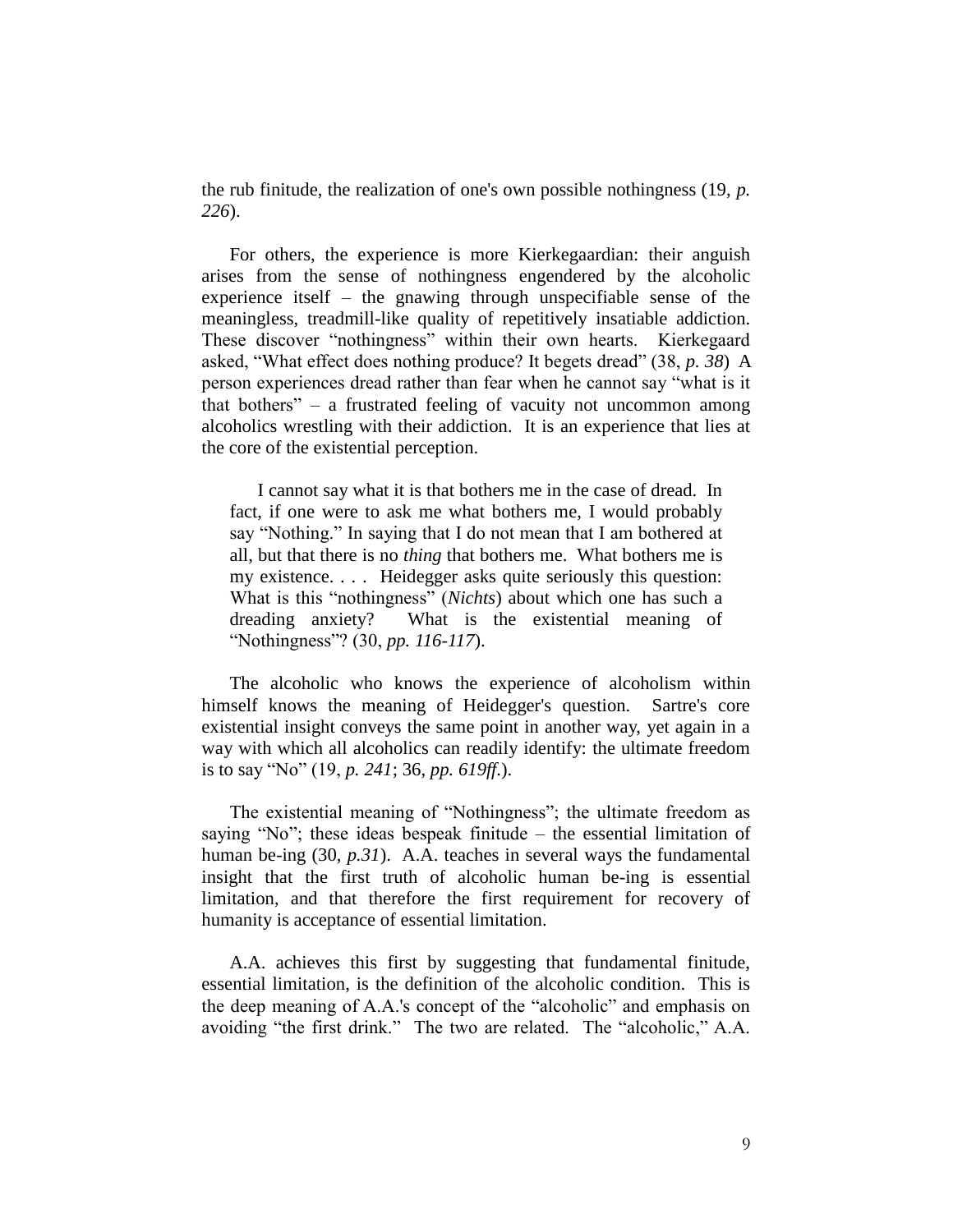the rub finitude, the realization of one's own possible nothingness (19, *p. 226*).

For others, the experience is more Kierkegaardian: their anguish arises from the sense of nothingness engendered by the alcoholic experience itself – the gnawing through unspecifiable sense of the meaningless, treadmill-like quality of repetitively insatiable addiction. These discover "nothingness" within their own hearts. Kierkegaard asked, "What effect does nothing produce? It begets dread" (38, *p. 38*) A person experiences dread rather than fear when he cannot say "what is it that bothers" – a frustrated feeling of vacuity not uncommon among alcoholics wrestling with their addiction. It is an experience that lies at the core of the existential perception.

> I cannot say what it is that bothers me in the case of dread. In fact, if one were to ask me what bothers me, I would probably say "Nothing." In saying that I do not mean that I am bothered at all, but that there is no *thing* that bothers me. What bothers me is my existence. . . . Heidegger asks quite seriously this question: What is this "nothingness" (*Nichts*) about which one has such a dreading anxiety? What is the existential meaning of "Nothingness"? (30, *pp. 116-117*).

The alcoholic who knows the experience of alcoholism within himself knows the meaning of Heidegger's question. Sartre's core existential insight conveys the same point in another way, yet again in a way with which all alcoholics can readily identify: the ultimate freedom is to say "No" (19, *p. 241*; 36, *pp. 619ff.*).

The existential meaning of "Nothingness"; the ultimate freedom as saying "No"; these ideas bespeak finitude – the essential limitation of human be-ing (30, *p.31*). A.A. teaches in several ways the fundamental insight that the first truth of alcoholic human be-ing is essential limitation, and that therefore the first requirement for recovery of humanity is acceptance of essential limitation.

A.A. achieves this first by suggesting that fundamental finitude, essential limitation, is the definition of the alcoholic condition. This is the deep meaning of A.A.'s concept of the "alcoholic" and emphasis on avoiding "the first drink." The two are related. The "alcoholic," A.A.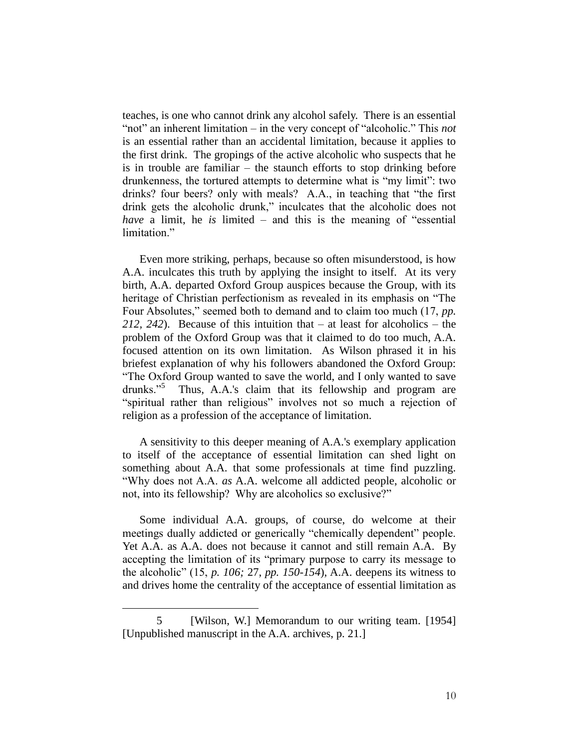teaches, is one who cannot drink any alcohol safely. There is an essential "not" an inherent limitation – in the very concept of "alcoholic." This *not* is an essential rather than an accidental limitation, because it applies to the first drink. The gropings of the active alcoholic who suspects that he is in trouble are familiar – the staunch efforts to stop drinking before drunkenness, the tortured attempts to determine what is "my limit": two drinks? four beers? only with meals? A.A., in teaching that "the first drink gets the alcoholic drunk," inculcates that the alcoholic does not *have* a limit, he *is* limited – and this is the meaning of "essential limitation."

Even more striking, perhaps, because so often misunderstood, is how A.A. inculcates this truth by applying the insight to itself. At its very birth, A.A. departed Oxford Group auspices because the Group, with its heritage of Christian perfectionism as revealed in its emphasis on "The Four Absolutes," seemed both to demand and to claim too much (17, *pp. 212, 242*). Because of this intuition that – at least for alcoholics – the problem of the Oxford Group was that it claimed to do too much, A.A. focused attention on its own limitation. As Wilson phrased it in his briefest explanation of why his followers abandoned the Oxford Group: "The Oxford Group wanted to save the world, and I only wanted to save drunks."[5] Thus, A.A.'s claim that its fellowship and program are "spiritual rather than religious" involves not so much a rejection of religion as a profession of the acceptance of limitation.

A sensitivity to this deeper meaning of A.A.'s exemplary application to itself of the acceptance of essential limitation can shed light on something about A.A. that some professionals at time find puzzling. "Why does not A.A. *as* A.A. welcome all addicted people, alcoholic or not, into its fellowship? Why are alcoholics so exclusive?"

Some individual A.A. groups, of course, do welcome at their meetings dually addicted or generically "chemically dependent" people. Yet A.A. as A.A. does not because it cannot and still remain A.A. By accepting the limitation of its "primary purpose to carry its message to the alcoholic" (15, *p. 106;* 27, *pp. 150-154*), A.A. deepens its witness to and drives home the centrality of the acceptance of essential limitation as

---

5 [Wilson, W.] Memorandum to our writing team. [1954] [Unpublished manuscript in the A.A. archives, p. 21.]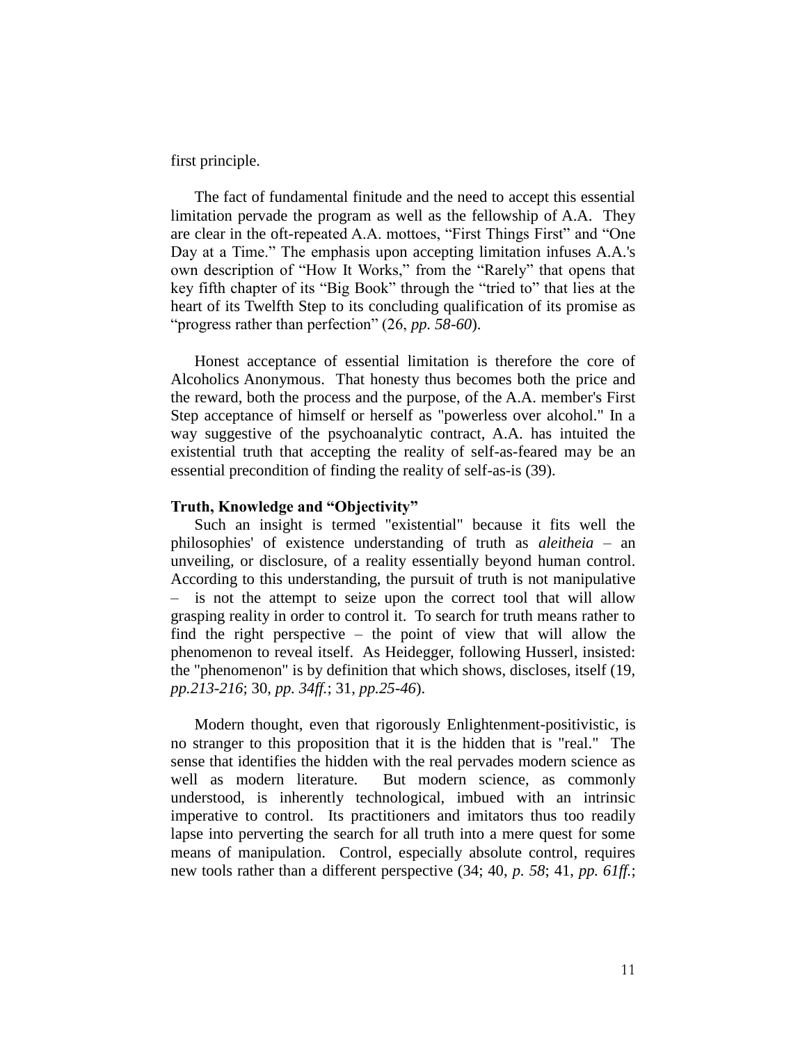first principle.

The fact of fundamental finitude and the need to accept this essential limitation pervade the program as well as the fellowship of A.A. They are clear in the oft-repeated A.A. mottoes, “First Things First” and “One Day at a Time.” The emphasis upon accepting limitation infuses A.A.'s own description of “How It Works,” from the “Rarely” that opens that key fifth chapter of its “Big Book” through the “tried to” that lies at the heart of its Twelfth Step to its concluding qualification of its promise as “progress rather than perfection” (26, *pp. 58-60*).

Honest acceptance of essential limitation is therefore the core of Alcoholics Anonymous. That honesty thus becomes both the price and the reward, both the process and the purpose, of the A.A. member's First Step acceptance of himself or herself as "powerless over alcohol." In a way suggestive of the psychoanalytic contract, A.A. has intuited the existential truth that accepting the reality of self-as-feared may be an essential precondition of finding the reality of self-as-is (39).

**Truth, Knowledge and “Objectivity”**

Such an insight is termed "existential" because it fits well the philosophies' of existence understanding of truth as *aleitheia* – an unveiling, or disclosure, of a reality essentially beyond human control. According to this understanding, the pursuit of truth is not manipulative – is not the attempt to seize upon the correct tool that will allow grasping reality in order to control it. To search for truth means rather to find the right perspective – the point of view that will allow the phenomenon to reveal itself. As Heidegger, following Husserl, insisted: the "phenomenon" is by definition that which shows, discloses, itself (19, *pp.213-216*; 30, *pp. 34ff.*; 31, *pp.25-46*).

Modern thought, even that rigorously Enlightenment-positivistic, is no stranger to this proposition that it is the hidden that is "real." The sense that identifies the hidden with the real pervades modern science as well as modern literature. But modern science, as commonly understood, is inherently technological, imbued with an intrinsic imperative to control. Its practitioners and imitators thus too readily lapse into perverting the search for all truth into a mere quest for some means of manipulation. Control, especially absolute control, requires new tools rather than a different perspective (34; 40, *p. 58*; 41, *pp. 61ff.*;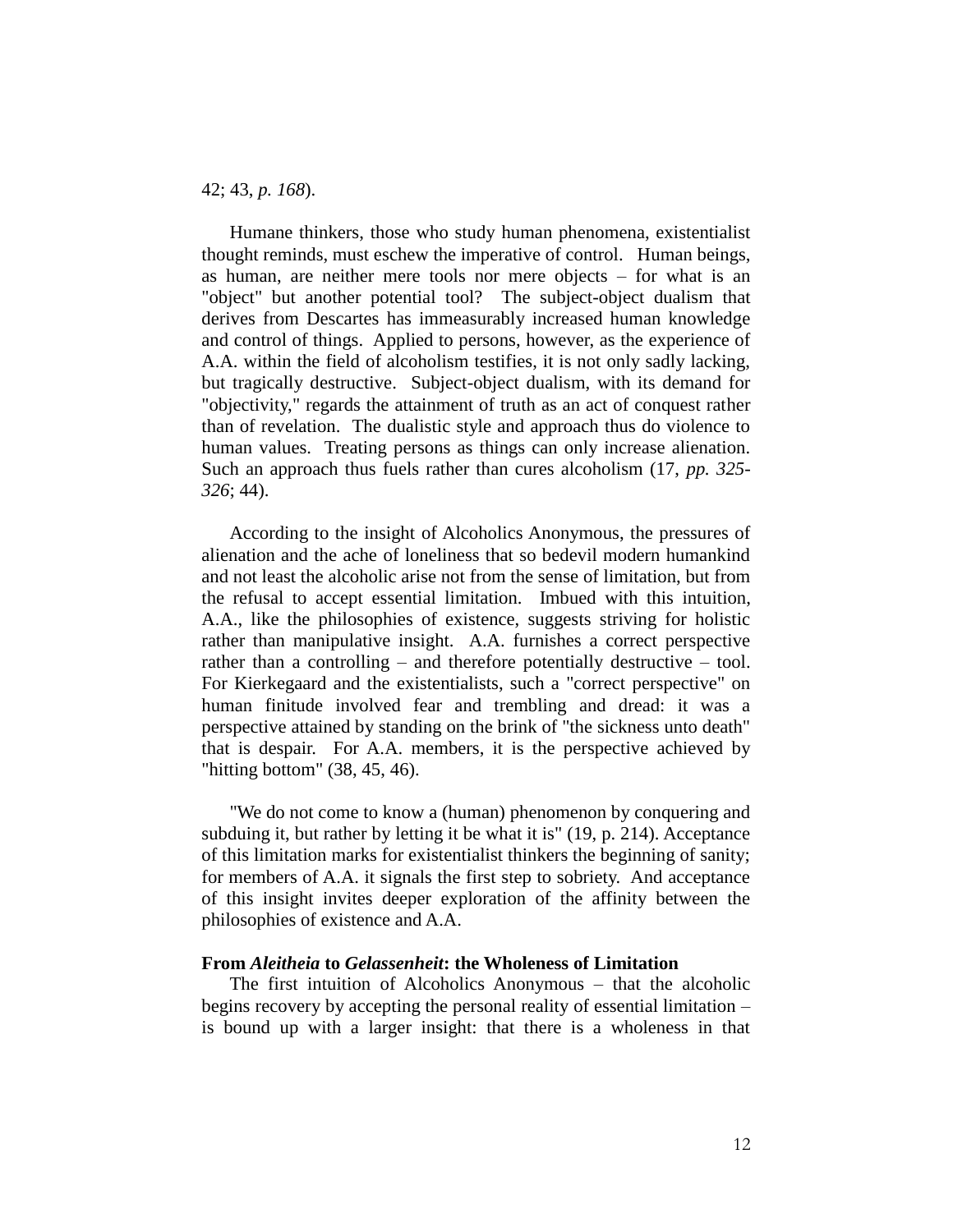42; 43, *p. 168*).

Humane thinkers, those who study human phenomena, existentialist thought reminds, must eschew the imperative of control. Human beings, as human, are neither mere tools nor mere objects – for what is an "object" but another potential tool? The subject-object dualism that derives from Descartes has immeasurably increased human knowledge and control of things. Applied to persons, however, as the experience of A.A. within the field of alcoholism testifies, it is not only sadly lacking, but tragically destructive. Subject-object dualism, with its demand for "objectivity," regards the attainment of truth as an act of conquest rather than of revelation. The dualistic style and approach thus do violence to human values. Treating persons as things can only increase alienation. Such an approach thus fuels rather than cures alcoholism (17, *pp. 325-326*; 44).

According to the insight of Alcoholics Anonymous, the pressures of alienation and the ache of loneliness that so bedevil modern humankind and not least the alcoholic arise not from the sense of limitation, but from the refusal to accept essential limitation. Imbued with this intuition, A.A., like the philosophies of existence, suggests striving for holistic rather than manipulative insight. A.A. furnishes a correct perspective rather than a controlling – and therefore potentially destructive – tool. For Kierkegaard and the existentialists, such a "correct perspective" on human finitude involved fear and trembling and dread: it was a perspective attained by standing on the brink of "the sickness unto death" that is despair. For A.A. members, it is the perspective achieved by "hitting bottom" (38, 45, 46).

"We do not come to know a (human) phenomenon by conquering and subduing it, but rather by letting it be what it is" (19, p. 214). Acceptance of this limitation marks for existentialist thinkers the beginning of sanity; for members of A.A. it signals the first step to sobriety. And acceptance of this insight invites deeper exploration of the affinity between the philosophies of existence and A.A.

**From *Aleitheia* to *Gelassenheit*: the Wholeness of Limitation**

The first intuition of Alcoholics Anonymous – that the alcoholic begins recovery by accepting the personal reality of essential limitation – is bound up with a larger insight: that there is a wholeness in that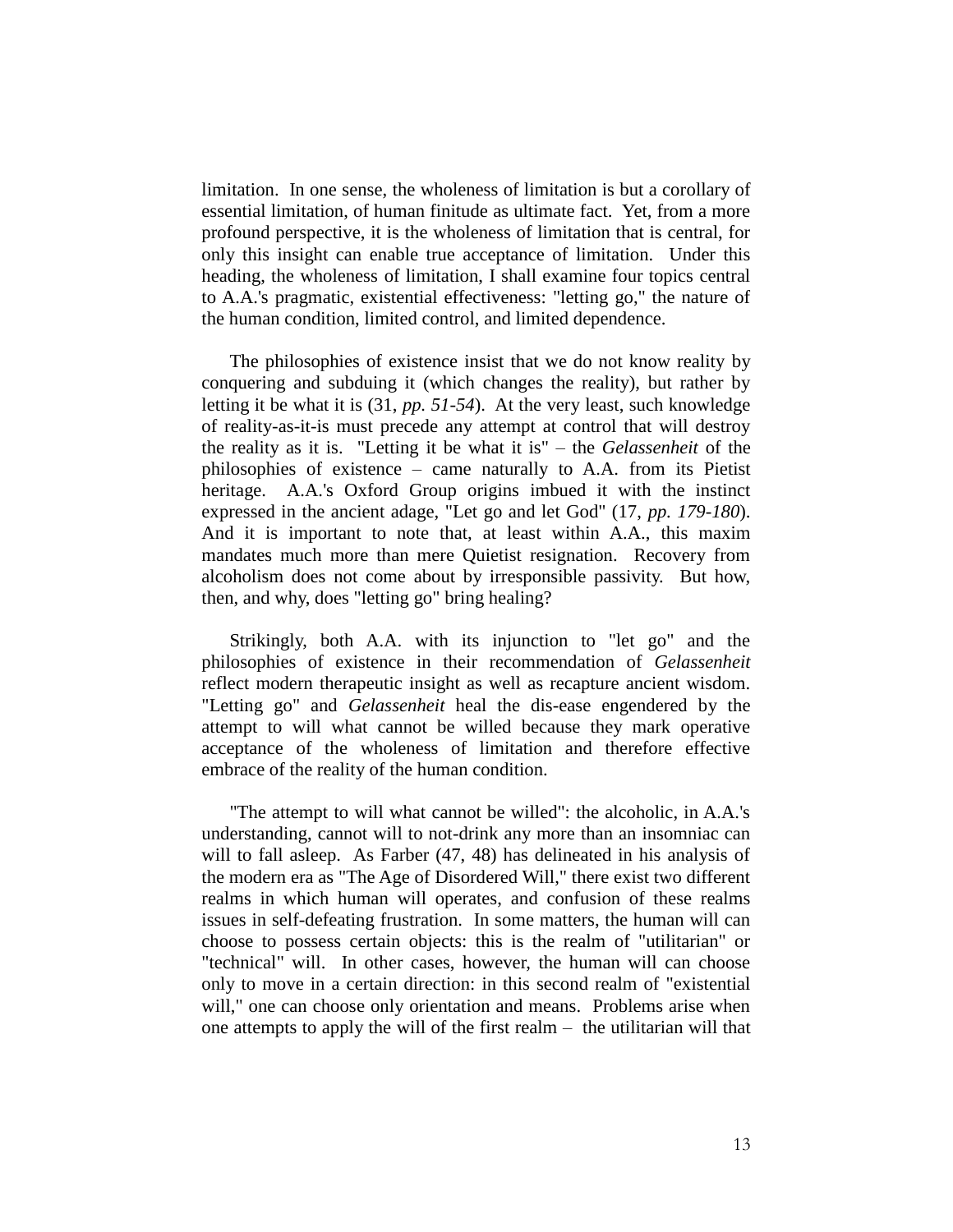limitation. In one sense, the wholeness of limitation is but a corollary of essential limitation, of human finitude as ultimate fact. Yet, from a more profound perspective, it is the wholeness of limitation that is central, for only this insight can enable true acceptance of limitation. Under this heading, the wholeness of limitation, I shall examine four topics central to A.A.'s pragmatic, existential effectiveness: "letting go," the nature of the human condition, limited control, and limited dependence.

The philosophies of existence insist that we do not know reality by conquering and subduing it (which changes the reality), but rather by letting it be what it is (31, *pp. 51-54*). At the very least, such knowledge of reality-as-it-is must precede any attempt at control that will destroy the reality as it is. "Letting it be what it is" – the *Gelassenheit* of the philosophies of existence – came naturally to A.A. from its Pietist heritage. A.A.'s Oxford Group origins imbued it with the instinct expressed in the ancient adage, "Let go and let God" (17, *pp. 179-180*). And it is important to note that, at least within A.A., this maxim mandates much more than mere Quietist resignation. Recovery from alcoholism does not come about by irresponsible passivity. But how, then, and why, does "letting go" bring healing?

Strikingly, both A.A. with its injunction to "let go" and the philosophies of existence in their recommendation of *Gelassenheit* reflect modern therapeutic insight as well as recapture ancient wisdom. "Letting go" and *Gelassenheit* heal the dis-ease engendered by the attempt to will what cannot be willed because they mark operative acceptance of the wholeness of limitation and therefore effective embrace of the reality of the human condition.

"The attempt to will what cannot be willed": the alcoholic, in A.A.'s understanding, cannot will to not-drink any more than an insomniac can will to fall asleep. As Farber (47, 48) has delineated in his analysis of the modern era as "The Age of Disordered Will," there exist two different realms in which human will operates, and confusion of these realms issues in self-defeating frustration. In some matters, the human will can choose to possess certain objects: this is the realm of "utilitarian" or "technical" will. In other cases, however, the human will can choose only to move in a certain direction: in this second realm of "existential will," one can choose only orientation and means. Problems arise when one attempts to apply the will of the first realm – the utilitarian will that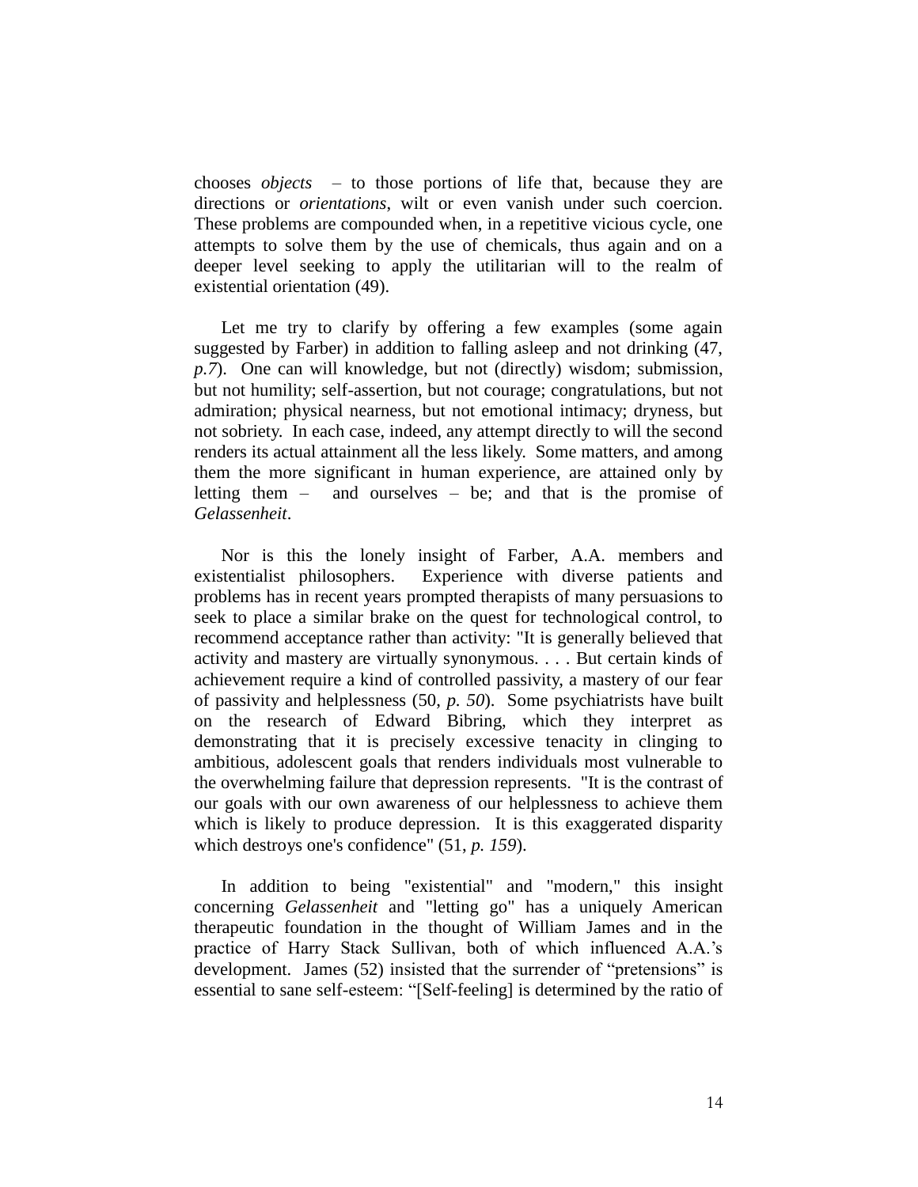chooses *objects* – to those portions of life that, because they are directions or *orientations*, wilt or even vanish under such coercion. These problems are compounded when, in a repetitive vicious cycle, one attempts to solve them by the use of chemicals, thus again and on a deeper level seeking to apply the utilitarian will to the realm of existential orientation (49).

Let me try to clarify by offering a few examples (some again suggested by Farber) in addition to falling asleep and not drinking (47, *p.7*). One can will knowledge, but not (directly) wisdom; submission, but not humility; self-assertion, but not courage; congratulations, but not admiration; physical nearness, but not emotional intimacy; dryness, but not sobriety. In each case, indeed, any attempt directly to will the second renders its actual attainment all the less likely. Some matters, and among them the more significant in human experience, are attained only by letting them – and ourselves – be; and that is the promise of *Gelassenheit*.

Nor is this the lonely insight of Farber, A.A. members and existentialist philosophers. Experience with diverse patients and problems has in recent years prompted therapists of many persuasions to seek to place a similar brake on the quest for technological control, to recommend acceptance rather than activity: "It is generally believed that activity and mastery are virtually synonymous. . . . But certain kinds of achievement require a kind of controlled passivity, a mastery of our fear of passivity and helplessness (50, *p. 50*). Some psychiatrists have built on the research of Edward Bibring, which they interpret as demonstrating that it is precisely excessive tenacity in clinging to ambitious, adolescent goals that renders individuals most vulnerable to the overwhelming failure that depression represents. "It is the contrast of our goals with our own awareness of our helplessness to achieve them which is likely to produce depression. It is this exaggerated disparity which destroys one's confidence" (51, *p. 159*).

In addition to being "existential" and "modern," this insight concerning *Gelassenheit* and "letting go" has a uniquely American therapeutic foundation in the thought of William James and in the practice of Harry Stack Sullivan, both of which influenced A.A.'s development. James (52) insisted that the surrender of "pretensions" is essential to sane self-esteem: "[Self-feeling] is determined by the ratio of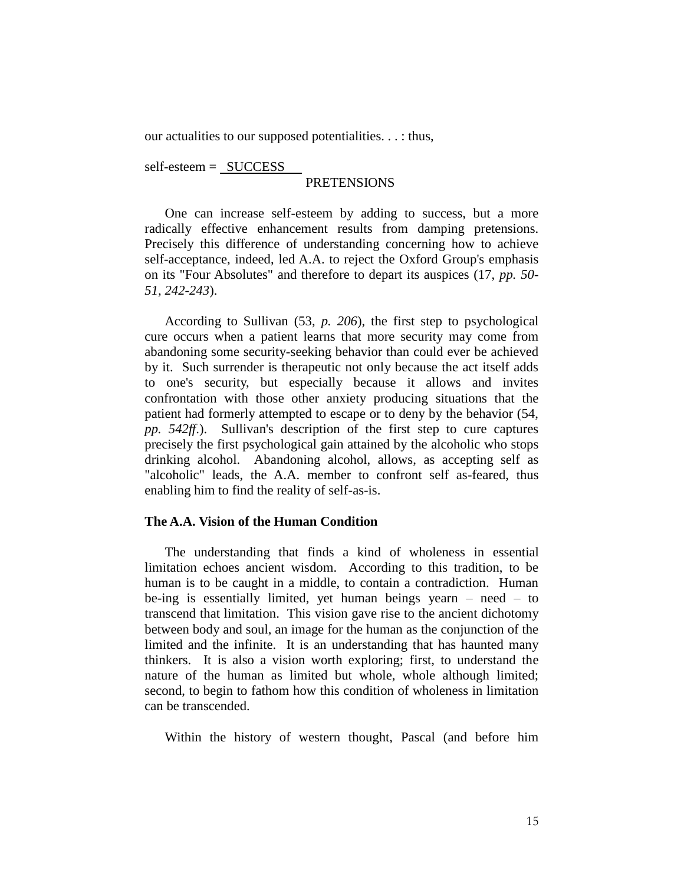our actualities to our supposed potentialities. . . : thus,

$$\text{self-esteem} = \frac{\text{SUCCESS}}{\text{PRETENSIONS}}$$

One can increase self-esteem by adding to success, but a more radically effective enhancement results from damping pretensions. Precisely this difference of understanding concerning how to achieve self-acceptance, indeed, led A.A. to reject the Oxford Group's emphasis on its "Four Absolutes" and therefore to depart its auspices (17, *pp. 50-51, 242-243*).

According to Sullivan (53, *p. 206*), the first step to psychological cure occurs when a patient learns that more security may come from abandoning some security-seeking behavior than could ever be achieved by it. Such surrender is therapeutic not only because the act itself adds to one's security, but especially because it allows and invites confrontation with those other anxiety producing situations that the patient had formerly attempted to escape or to deny by the behavior (54, *pp. 542ff.*). Sullivan's description of the first step to cure captures precisely the first psychological gain attained by the alcoholic who stops drinking alcohol. Abandoning alcohol, allows, as accepting self as "alcoholic" leads, the A.A. member to confront self as-feared, thus enabling him to find the reality of self-as-is.

## The A.A. Vision of the Human Condition

The understanding that finds a kind of wholeness in essential limitation echoes ancient wisdom. According to this tradition, to be human is to be caught in a middle, to contain a contradiction. Human be-ing is essentially limited, yet human beings yearn – need – to transcend that limitation. This vision gave rise to the ancient dichotomy between body and soul, an image for the human as the conjunction of the limited and the infinite. It is an understanding that has haunted many thinkers. It is also a vision worth exploring; first, to understand the nature of the human as limited but whole, whole although limited; second, to begin to fathom how this condition of wholeness in limitation can be transcended.

Within the history of western thought, Pascal (and before him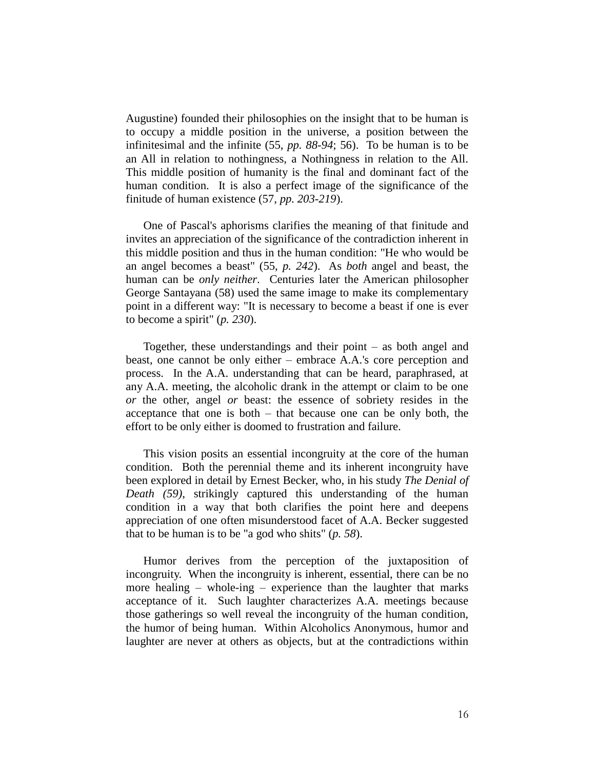Augustine) founded their philosophies on the insight that to be human is to occupy a middle position in the universe, a position between the infinitesimal and the infinite (55, *pp. 88-94*; 56). To be human is to be an All in relation to nothingness, a Nothingness in relation to the All. This middle position of humanity is the final and dominant fact of the human condition. It is also a perfect image of the significance of the finitude of human existence (57, *pp. 203-219*).

One of Pascal's aphorisms clarifies the meaning of that finitude and invites an appreciation of the significance of the contradiction inherent in this middle position and thus in the human condition: "He who would be an angel becomes a beast" (55, *p. 242*). As *both* angel and beast, the human can be *only neither*. Centuries later the American philosopher George Santayana (58) used the same image to make its complementary point in a different way: "It is necessary to become a beast if one is ever to become a spirit" (*p. 230*).

Together, these understandings and their point – as both angel and beast, one cannot be only either – embrace A.A.'s core perception and process. In the A.A. understanding that can be heard, paraphrased, at any A.A. meeting, the alcoholic drank in the attempt or claim to be one *or* the other, angel *or* beast: the essence of sobriety resides in the acceptance that one is both – that because one can be only both, the effort to be only either is doomed to frustration and failure.

This vision posits an essential incongruity at the core of the human condition. Both the perennial theme and its inherent incongruity have been explored in detail by Ernest Becker, who, in his study *The Denial of Death (59)*, strikingly captured this understanding of the human condition in a way that both clarifies the point here and deepens appreciation of one often misunderstood facet of A.A. Becker suggested that to be human is to be "a god who shits" (*p. 58*).

Humor derives from the perception of the juxtaposition of incongruity. When the incongruity is inherent, essential, there can be no more healing – whole-ing – experience than the laughter that marks acceptance of it. Such laughter characterizes A.A. meetings because those gatherings so well reveal the incongruity of the human condition, the humor of being human. Within Alcoholics Anonymous, humor and laughter are never at others as objects, but at the contradictions within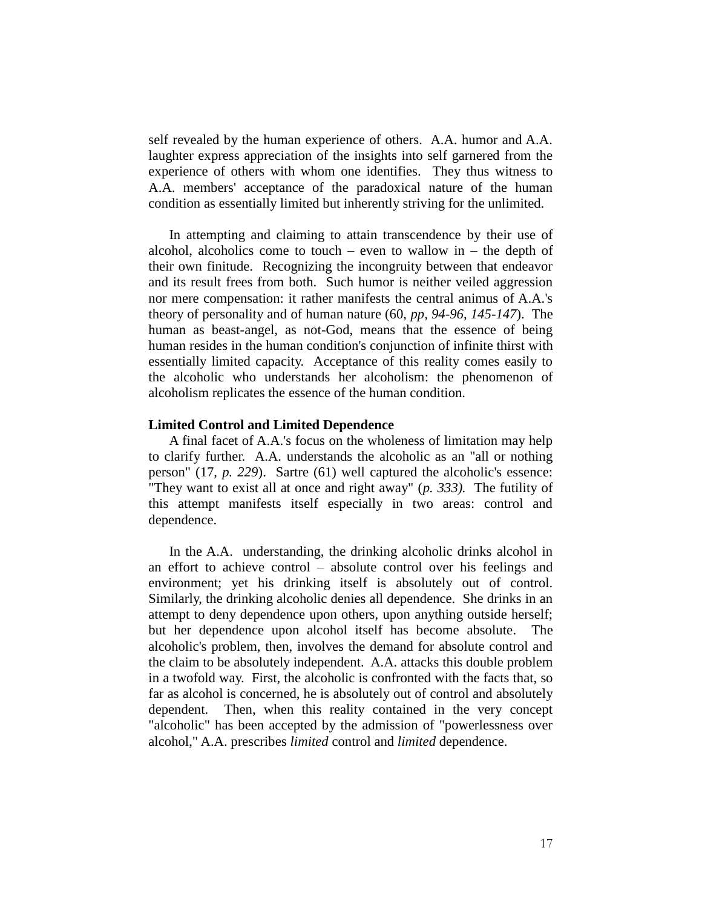self revealed by the human experience of others. A.A. humor and A.A. laughter express appreciation of the insights into self garnered from the experience of others with whom one identifies. They thus witness to A.A. members' acceptance of the paradoxical nature of the human condition as essentially limited but inherently striving for the unlimited.

In attempting and claiming to attain transcendence by their use of alcohol, alcoholics come to touch – even to wallow in – the depth of their own finitude. Recognizing the incongruity between that endeavor and its result frees from both. Such humor is neither veiled aggression nor mere compensation: it rather manifests the central animus of A.A.'s theory of personality and of human nature (60, *pp, 94-96, 145-147*). The human as beast-angel, as not-God, means that the essence of being human resides in the human condition's conjunction of infinite thirst with essentially limited capacity. Acceptance of this reality comes easily to the alcoholic who understands her alcoholism: the phenomenon of alcoholism replicates the essence of the human condition.

**Limited Control and Limited Dependence**

A final facet of A.A.'s focus on the wholeness of limitation may help to clarify further. A.A. understands the alcoholic as an "all or nothing person" (17, *p. 229*). Sartre (61) well captured the alcoholic's essence: "They want to exist all at once and right away" (*p. 333).* The futility of this attempt manifests itself especially in two areas: control and dependence.

In the A.A. understanding, the drinking alcoholic drinks alcohol in an effort to achieve control – absolute control over his feelings and environment; yet his drinking itself is absolutely out of control. Similarly, the drinking alcoholic denies all dependence. She drinks in an attempt to deny dependence upon others, upon anything outside herself; but her dependence upon alcohol itself has become absolute. The alcoholic's problem, then, involves the demand for absolute control and the claim to be absolutely independent. A.A. attacks this double problem in a twofold way. First, the alcoholic is confronted with the facts that, so far as alcohol is concerned, he is absolutely out of control and absolutely dependent. Then, when this reality contained in the very concept "alcoholic" has been accepted by the admission of "powerlessness over alcohol," A.A. prescribes *limited* control and *limited* dependence.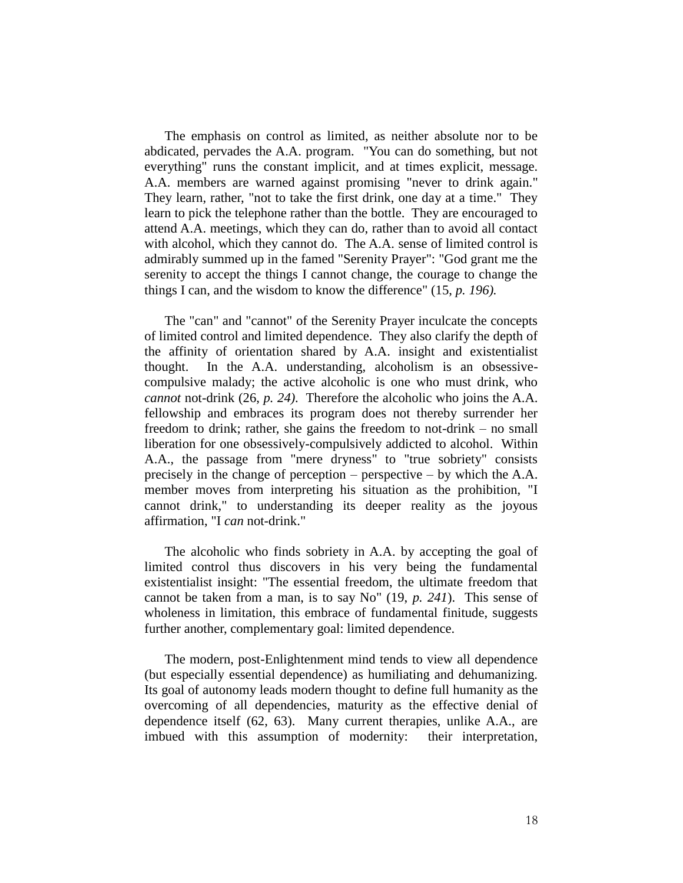The emphasis on control as limited, as neither absolute nor to be abdicated, pervades the A.A. program. "You can do something, but not everything" runs the constant implicit, and at times explicit, message. A.A. members are warned against promising "never to drink again." They learn, rather, "not to take the first drink, one day at a time." They learn to pick the telephone rather than the bottle. They are encouraged to attend A.A. meetings, which they can do, rather than to avoid all contact with alcohol, which they cannot do. The A.A. sense of limited control is admirably summed up in the famed "Serenity Prayer": "God grant me the serenity to accept the things I cannot change, the courage to change the things I can, and the wisdom to know the difference" (15, *p. 196).*

The "can" and "cannot" of the Serenity Prayer inculcate the concepts of limited control and limited dependence. They also clarify the depth of the affinity of orientation shared by A.A. insight and existentialist thought. In the A.A. understanding, alcoholism is an obsessive-compulsive malady; the active alcoholic is one who must drink, who *cannot* not-drink (26, *p. 24).* Therefore the alcoholic who joins the A.A. fellowship and embraces its program does not thereby surrender her freedom to drink; rather, she gains the freedom to not-drink – no small liberation for one obsessively-compulsively addicted to alcohol. Within A.A., the passage from "mere dryness" to "true sobriety" consists precisely in the change of perception – perspective – by which the A.A. member moves from interpreting his situation as the prohibition, "I cannot drink," to understanding its deeper reality as the joyous affirmation, "I *can* not-drink."

The alcoholic who finds sobriety in A.A. by accepting the goal of limited control thus discovers in his very being the fundamental existentialist insight: "The essential freedom, the ultimate freedom that cannot be taken from a man, is to say No" (19, *p. 241*). This sense of wholeness in limitation, this embrace of fundamental finitude, suggests further another, complementary goal: limited dependence.

The modern, post-Enlightenment mind tends to view all dependence (but especially essential dependence) as humiliating and dehumanizing. Its goal of autonomy leads modern thought to define full humanity as the overcoming of all dependencies, maturity as the effective denial of dependence itself (62, 63). Many current therapies, unlike A.A., are imbued with this assumption of modernity: their interpretation,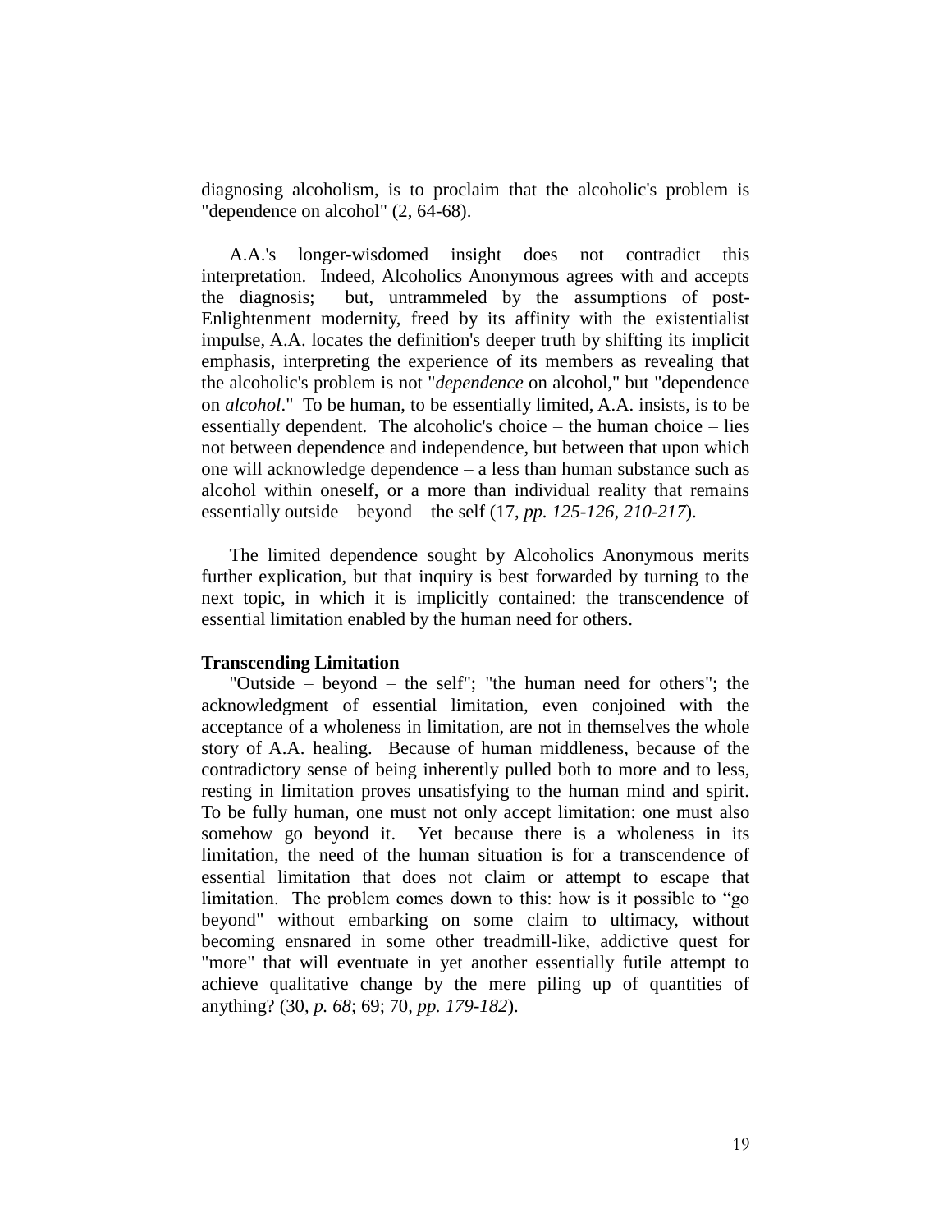diagnosing alcoholism, is to proclaim that the alcoholic's problem is "dependence on alcohol" (2, 64-68).

A.A.'s longer-wisdomed insight does not contradict this interpretation. Indeed, Alcoholics Anonymous agrees with and accepts the diagnosis; but, untrammeled by the assumptions of post-Enlightenment modernity, freed by its affinity with the existentialist impulse, A.A. locates the definition's deeper truth by shifting its implicit emphasis, interpreting the experience of its members as revealing that the alcoholic's problem is not "*dependence* on alcohol," but "dependence on *alcohol*." To be human, to be essentially limited, A.A. insists, is to be essentially dependent. The alcoholic's choice – the human choice – lies not between dependence and independence, but between that upon which one will acknowledge dependence – a less than human substance such as alcohol within oneself, or a more than individual reality that remains essentially outside – beyond – the self (17, *pp. 125-126, 210-217*).

The limited dependence sought by Alcoholics Anonymous merits further explication, but that inquiry is best forwarded by turning to the next topic, in which it is implicitly contained: the transcendence of essential limitation enabled by the human need for others.

**Transcending Limitation**

"Outside – beyond – the self"; "the human need for others"; the acknowledgment of essential limitation, even conjoined with the acceptance of a wholeness in limitation, are not in themselves the whole story of A.A. healing. Because of human middleness, because of the contradictory sense of being inherently pulled both to more and to less, resting in limitation proves unsatisfying to the human mind and spirit. To be fully human, one must not only accept limitation: one must also somehow go beyond it. Yet because there is a wholeness in its limitation, the need of the human situation is for a transcendence of essential limitation that does not claim or attempt to escape that limitation. The problem comes down to this: how is it possible to "go beyond" without embarking on some claim to ultimacy, without becoming ensnared in some other treadmill-like, addictive quest for "more" that will eventuate in yet another essentially futile attempt to achieve qualitative change by the mere piling up of quantities of anything? (30, *p. 68*; 69; 70, *pp. 179-182*).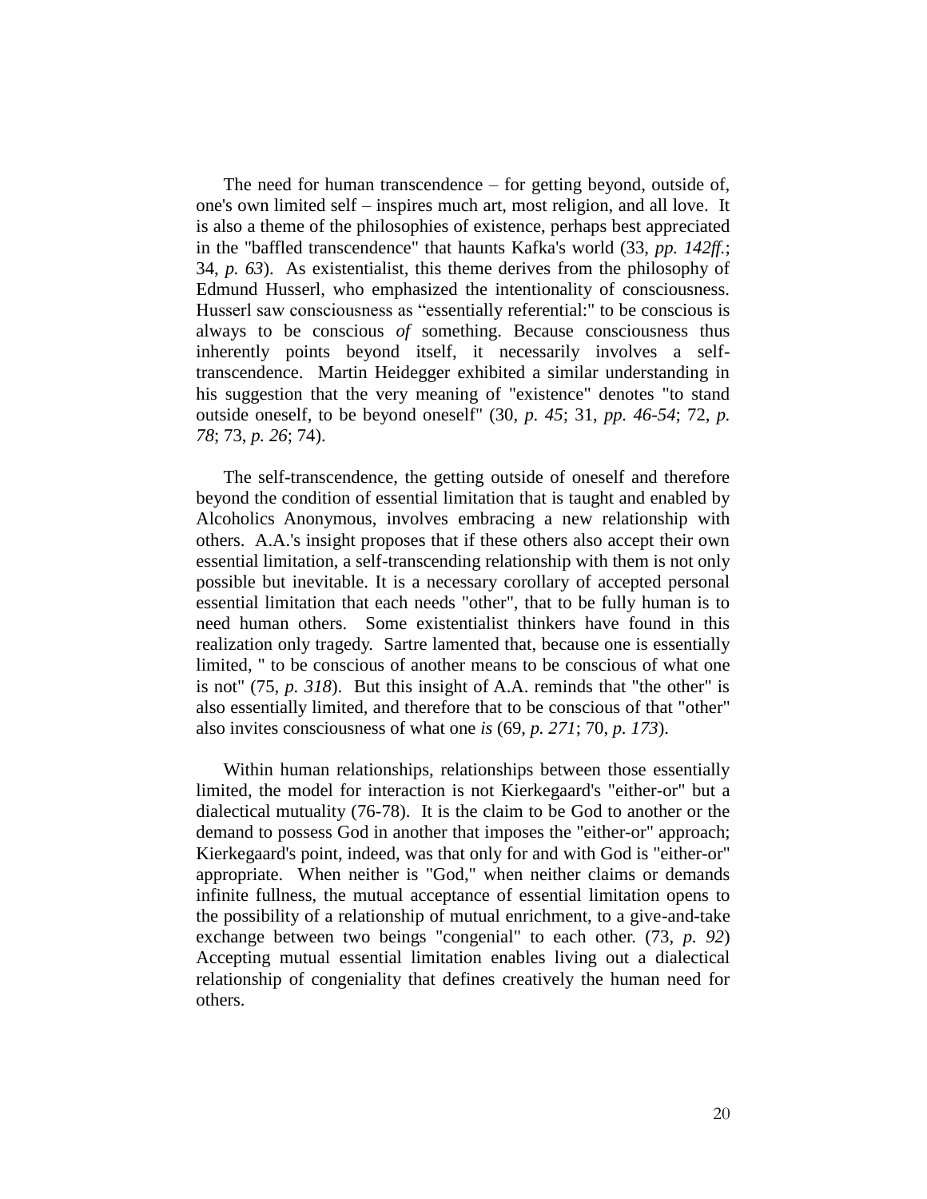The need for human transcendence – for getting beyond, outside of, one's own limited self – inspires much art, most religion, and all love. It is also a theme of the philosophies of existence, perhaps best appreciated in the "baffled transcendence" that haunts Kafka's world (33, *pp. 142ff.*; 34, *p. 63*). As existentialist, this theme derives from the philosophy of Edmund Husserl, who emphasized the intentionality of consciousness. Husserl saw consciousness as "essentially referential:" to be conscious is always to be conscious *of* something. Because consciousness thus inherently points beyond itself, it necessarily involves a self-transcendence. Martin Heidegger exhibited a similar understanding in his suggestion that the very meaning of "existence" denotes "to stand outside oneself, to be beyond oneself" (30, *p. 45*; 31, *pp. 46-54*; 72, *p. 78*; 73, *p. 26*; 74).

The self-transcendence, the getting outside of oneself and therefore beyond the condition of essential limitation that is taught and enabled by Alcoholics Anonymous, involves embracing a new relationship with others. A.A.'s insight proposes that if these others also accept their own essential limitation, a self-transcending relationship with them is not only possible but inevitable. It is a necessary corollary of accepted personal essential limitation that each needs "other", that to be fully human is to need human others. Some existentialist thinkers have found in this realization only tragedy. Sartre lamented that, because one is essentially limited, " to be conscious of another means to be conscious of what one is not" (75, *p. 318*). But this insight of A.A. reminds that "the other" is also essentially limited, and therefore that to be conscious of that "other" also invites consciousness of what one *is* (69, *p. 271*; 70, *p. 173*).

Within human relationships, relationships between those essentially limited, the model for interaction is not Kierkegaard's "either-or" but a dialectical mutuality (76-78). It is the claim to be God to another or the demand to possess God in another that imposes the "either-or" approach; Kierkegaard's point, indeed, was that only for and with God is "either-or" appropriate. When neither is "God," when neither claims or demands infinite fullness, the mutual acceptance of essential limitation opens to the possibility of a relationship of mutual enrichment, to a give-and-take exchange between two beings "congenial" to each other. (73, *p. 92*) Accepting mutual essential limitation enables living out a dialectical relationship of congeniality that defines creatively the human need for others.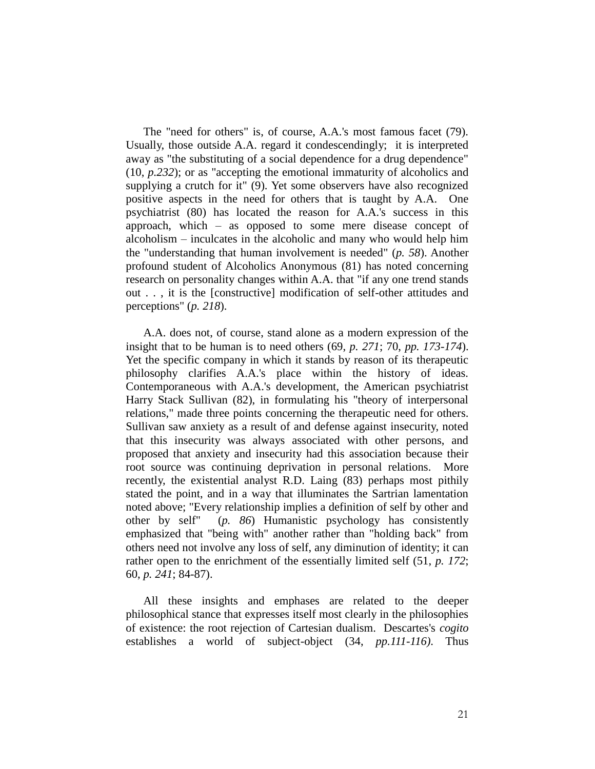The "need for others" is, of course, A.A.'s most famous facet (79). Usually, those outside A.A. regard it condescendingly; it is interpreted away as "the substituting of a social dependence for a drug dependence" (10, *p.232*); or as "accepting the emotional immaturity of alcoholics and supplying a crutch for it" (9). Yet some observers have also recognized positive aspects in the need for others that is taught by A.A. One psychiatrist (80) has located the reason for A.A.'s success in this approach, which – as opposed to some mere disease concept of alcoholism – inculcates in the alcoholic and many who would help him the "understanding that human involvement is needed" (*p. 58*). Another profound student of Alcoholics Anonymous (81) has noted concerning research on personality changes within A.A. that "if any one trend stands out . . , it is the [constructive] modification of self-other attitudes and perceptions" (*p. 218*).

A.A. does not, of course, stand alone as a modern expression of the insight that to be human is to need others (69, *p. 271*; 70, *pp. 173-174*). Yet the specific company in which it stands by reason of its therapeutic philosophy clarifies A.A.'s place within the history of ideas. Contemporaneous with A.A.'s development, the American psychiatrist Harry Stack Sullivan (82), in formulating his "theory of interpersonal relations," made three points concerning the therapeutic need for others. Sullivan saw anxiety as a result of and defense against insecurity, noted that this insecurity was always associated with other persons, and proposed that anxiety and insecurity had this association because their root source was continuing deprivation in personal relations. More recently, the existential analyst R.D. Laing (83) perhaps most pithily stated the point, and in a way that illuminates the Sartrian lamentation noted above; "Every relationship implies a definition of self by other and other by self" (*p. 86*) Humanistic psychology has consistently emphasized that "being with" another rather than "holding back" from others need not involve any loss of self, any diminution of identity; it can rather open to the enrichment of the essentially limited self (51, *p. 172*; 60, *p. 241*; 84-87).

All these insights and emphases are related to the deeper philosophical stance that expresses itself most clearly in the philosophies of existence: the root rejection of Cartesian dualism. Descartes's *cogito* establishes a world of subject-object (34, *pp.111-116)*. Thus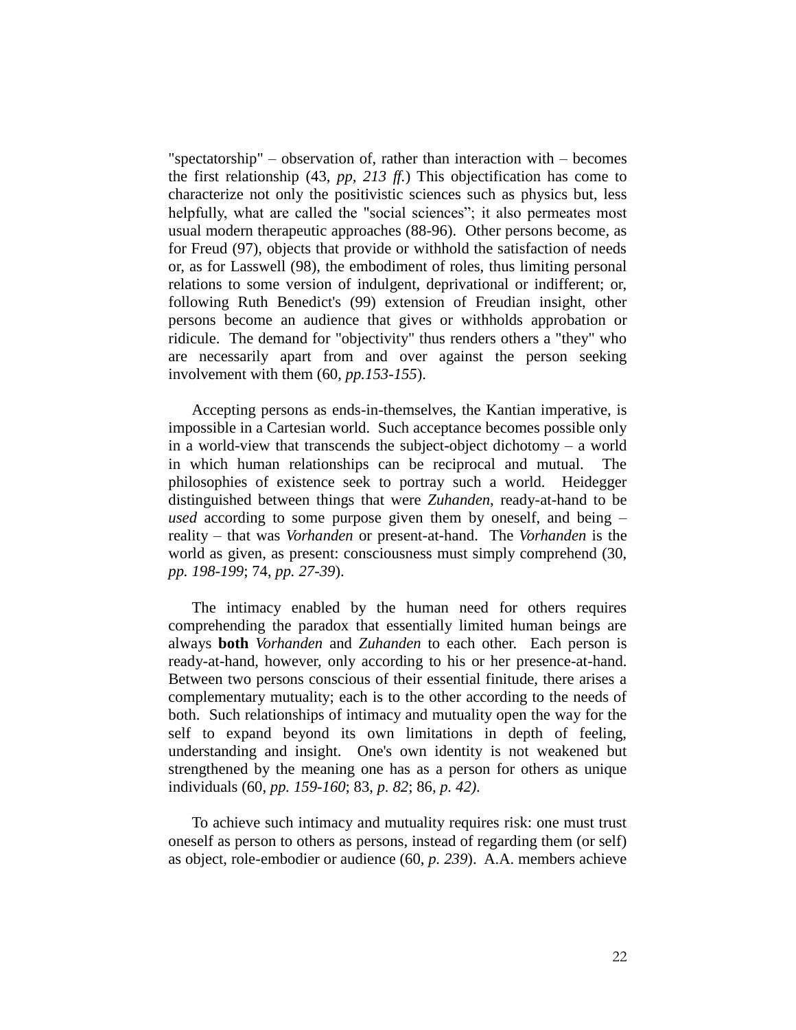"spectatorship" – observation of, rather than interaction with – becomes the first relationship (43, *pp, 213 ff.*) This objectification has come to characterize not only the positivistic sciences such as physics but, less helpfully, what are called the "social sciences"; it also permeates most usual modern therapeutic approaches (88-96). Other persons become, as for Freud (97), objects that provide or withhold the satisfaction of needs or, as for Lasswell (98), the embodiment of roles, thus limiting personal relations to some version of indulgent, deprivational or indifferent; or, following Ruth Benedict's (99) extension of Freudian insight, other persons become an audience that gives or withholds approbation or ridicule. The demand for "objectivity" thus renders others a "they" who are necessarily apart from and over against the person seeking involvement with them (60, *pp.153-155*).

Accepting persons as ends-in-themselves, the Kantian imperative, is impossible in a Cartesian world. Such acceptance becomes possible only in a world-view that transcends the subject-object dichotomy – a world in which human relationships can be reciprocal and mutual. The philosophies of existence seek to portray such a world. Heidegger distinguished between things that were *Zuhanden*, ready-at-hand to be *used* according to some purpose given them by oneself, and being – reality – that was *Vorhanden* or present-at-hand. The *Vorhanden* is the world as given, as present: consciousness must simply comprehend (30, *pp. 198-199*; 74, *pp. 27-39*).

The intimacy enabled by the human need for others requires comprehending the paradox that essentially limited human beings are always **both** *Vorhanden* and *Zuhanden* to each other. Each person is ready-at-hand, however, only according to his or her presence-at-hand. Between two persons conscious of their essential finitude, there arises a complementary mutuality; each is to the other according to the needs of both. Such relationships of intimacy and mutuality open the way for the self to expand beyond its own limitations in depth of feeling, understanding and insight. One's own identity is not weakened but strengthened by the meaning one has as a person for others as unique individuals (60, *pp. 159-160*; 83, *p. 82*; 86, *p. 42)*.

To achieve such intimacy and mutuality requires risk: one must trust oneself as person to others as persons, instead of regarding them (or self) as object, role-embodier or audience (60, *p. 239*). A.A. members achieve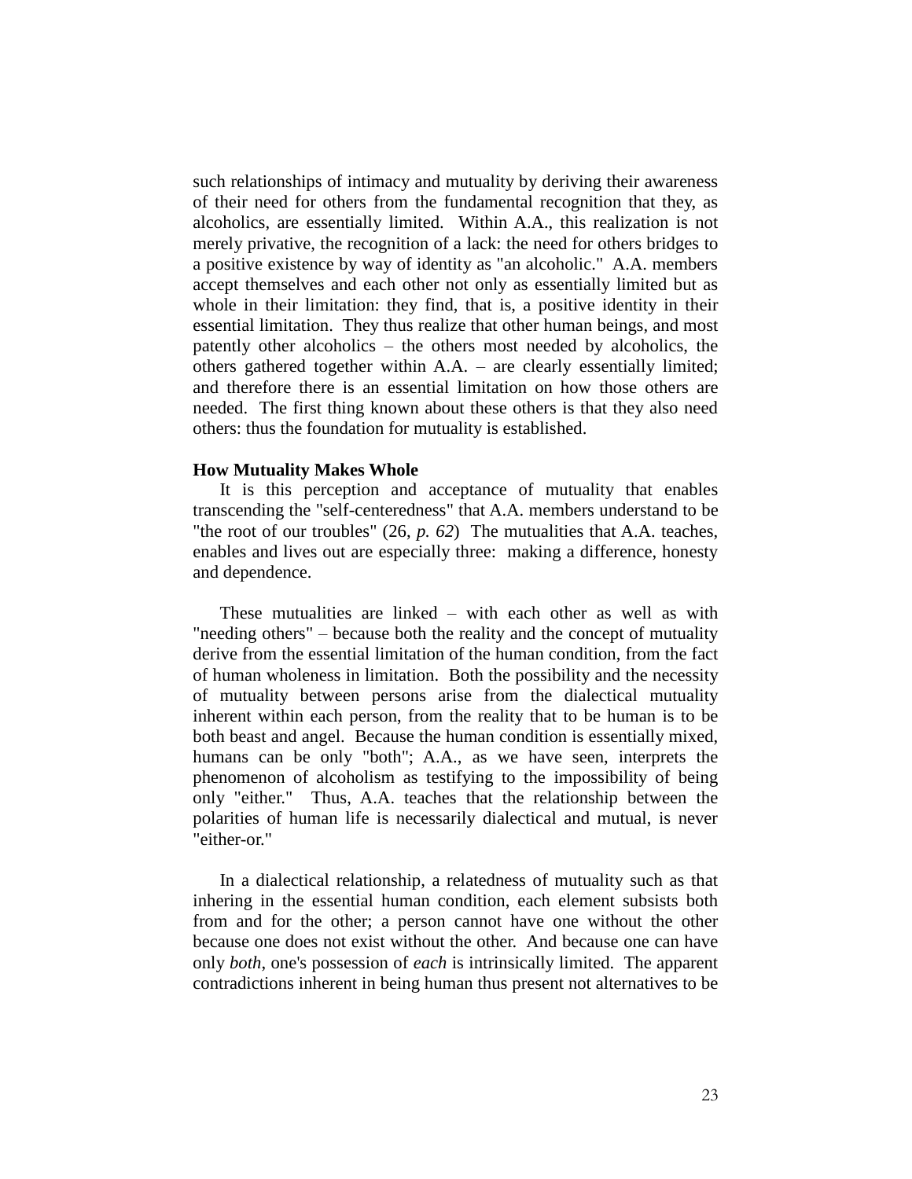such relationships of intimacy and mutuality by deriving their awareness of their need for others from the fundamental recognition that they, as alcoholics, are essentially limited. Within A.A., this realization is not merely privative, the recognition of a lack: the need for others bridges to a positive existence by way of identity as "an alcoholic." A.A. members accept themselves and each other not only as essentially limited but as whole in their limitation: they find, that is, a positive identity in their essential limitation. They thus realize that other human beings, and most patently other alcoholics – the others most needed by alcoholics, the others gathered together within A.A. – are clearly essentially limited; and therefore there is an essential limitation on how those others are needed. The first thing known about these others is that they also need others: thus the foundation for mutuality is established.

**How Mutuality Makes Whole**

It is this perception and acceptance of mutuality that enables transcending the "self-centeredness" that A.A. members understand to be "the root of our troubles" (26, *p. 62*) The mutualities that A.A. teaches, enables and lives out are especially three: making a difference, honesty and dependence.

These mutualities are linked – with each other as well as with "needing others" – because both the reality and the concept of mutuality derive from the essential limitation of the human condition, from the fact of human wholeness in limitation. Both the possibility and the necessity of mutuality between persons arise from the dialectical mutuality inherent within each person, from the reality that to be human is to be both beast and angel. Because the human condition is essentially mixed, humans can be only "both"; A.A., as we have seen, interprets the phenomenon of alcoholism as testifying to the impossibility of being only "either." Thus, A.A. teaches that the relationship between the polarities of human life is necessarily dialectical and mutual, is never "either-or."

In a dialectical relationship, a relatedness of mutuality such as that inhering in the essential human condition, each element subsists both from and for the other; a person cannot have one without the other because one does not exist without the other. And because one can have only *both*, one's possession of *each* is intrinsically limited. The apparent contradictions inherent in being human thus present not alternatives to be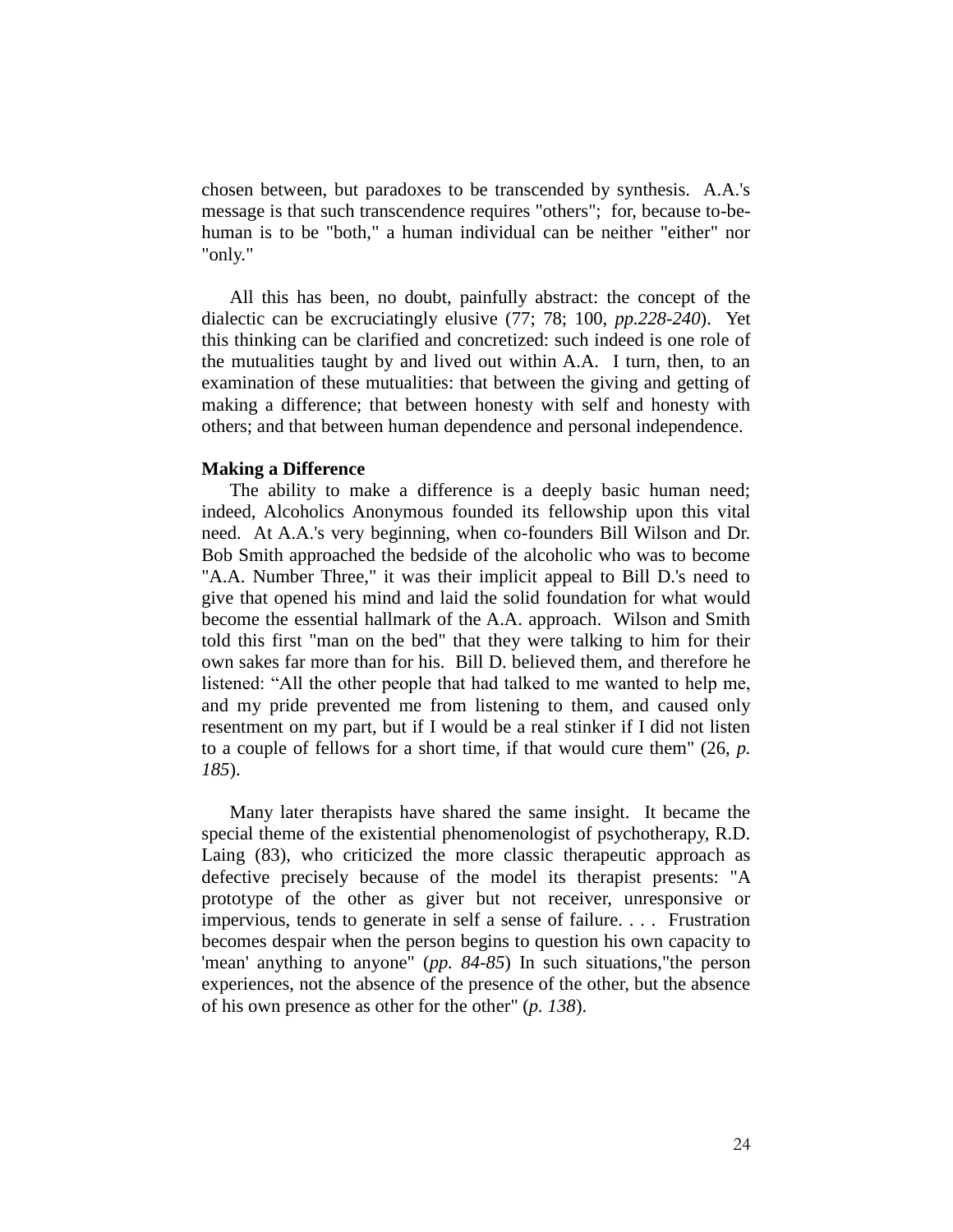chosen between, but paradoxes to be transcended by synthesis. A.A.'s message is that such transcendence requires "others"; for, because to-be-human is to be "both," a human individual can be neither "either" nor "only."

All this has been, no doubt, painfully abstract: the concept of the dialectic can be excruciatingly elusive (77; 78; 100, *pp.228-240*). Yet this thinking can be clarified and concretized: such indeed is one role of the mutualities taught by and lived out within A.A. I turn, then, to an examination of these mutualities: that between the giving and getting of making a difference; that between honesty with self and honesty with others; and that between human dependence and personal independence.

**Making a Difference**

The ability to make a difference is a deeply basic human need; indeed, Alcoholics Anonymous founded its fellowship upon this vital need. At A.A.'s very beginning, when co-founders Bill Wilson and Dr. Bob Smith approached the bedside of the alcoholic who was to become "A.A. Number Three," it was their implicit appeal to Bill D.'s need to give that opened his mind and laid the solid foundation for what would become the essential hallmark of the A.A. approach. Wilson and Smith told this first "man on the bed" that they were talking to him for their own sakes far more than for his. Bill D. believed them, and therefore he listened: “All the other people that had talked to me wanted to help me, and my pride prevented me from listening to them, and caused only resentment on my part, but if I would be a real stinker if I did not listen to a couple of fellows for a short time, if that would cure them" (26, *p. 185*).

Many later therapists have shared the same insight. It became the special theme of the existential phenomenologist of psychotherapy, R.D. Laing (83), who criticized the more classic therapeutic approach as defective precisely because of the model its therapist presents: "A prototype of the other as giver but not receiver, unresponsive or impervious, tends to generate in self a sense of failure. . . . Frustration becomes despair when the person begins to question his own capacity to 'mean' anything to anyone" (*pp. 84-85*) In such situations,"the person experiences, not the absence of the presence of the other, but the absence of his own presence as other for the other" (*p. 138*).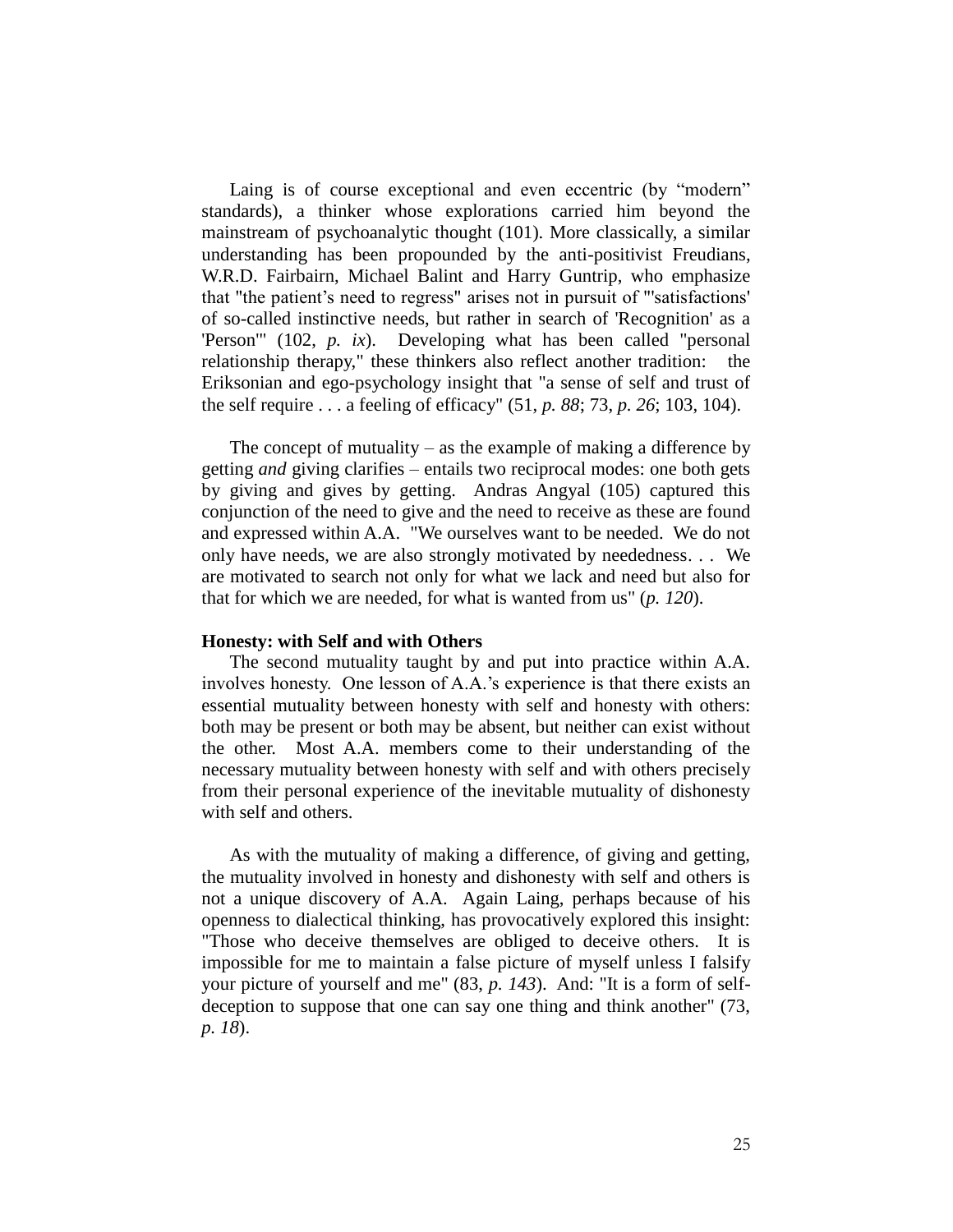Laing is of course exceptional and even eccentric (by "modern" standards), a thinker whose explorations carried him beyond the mainstream of psychoanalytic thought (101). More classically, a similar understanding has been propounded by the anti-positivist Freudians, W.R.D. Fairbairn, Michael Balint and Harry Guntrip, who emphasize that "the patient's need to regress" arises not in pursuit of "'satisfactions' of so-called instinctive needs, but rather in search of 'Recognition' as a 'Person'" (102, *p. ix*). Developing what has been called "personal relationship therapy," these thinkers also reflect another tradition: the Eriksonian and ego-psychology insight that "a sense of self and trust of the self require . . . a feeling of efficacy" (51, *p. 88*; 73, *p. 26*; 103, 104).

The concept of mutuality – as the example of making a difference by getting *and* giving clarifies – entails two reciprocal modes: one both gets by giving and gives by getting. Andras Angyal (105) captured this conjunction of the need to give and the need to receive as these are found and expressed within A.A. "We ourselves want to be needed. We do not only have needs, we are also strongly motivated by neededness. . . We are motivated to search not only for what we lack and need but also for that for which we are needed, for what is wanted from us" (*p. 120*).

**Honesty: with Self and with Others**

The second mutuality taught by and put into practice within A.A. involves honesty. One lesson of A.A.'s experience is that there exists an essential mutuality between honesty with self and honesty with others: both may be present or both may be absent, but neither can exist without the other. Most A.A. members come to their understanding of the necessary mutuality between honesty with self and with others precisely from their personal experience of the inevitable mutuality of dishonesty with self and others.

As with the mutuality of making a difference, of giving and getting, the mutuality involved in honesty and dishonesty with self and others is not a unique discovery of A.A. Again Laing, perhaps because of his openness to dialectical thinking, has provocatively explored this insight: "Those who deceive themselves are obliged to deceive others. It is impossible for me to maintain a false picture of myself unless I falsify your picture of yourself and me" (83, *p. 143*). And: "It is a form of self-deception to suppose that one can say one thing and think another" (73, *p. 18*).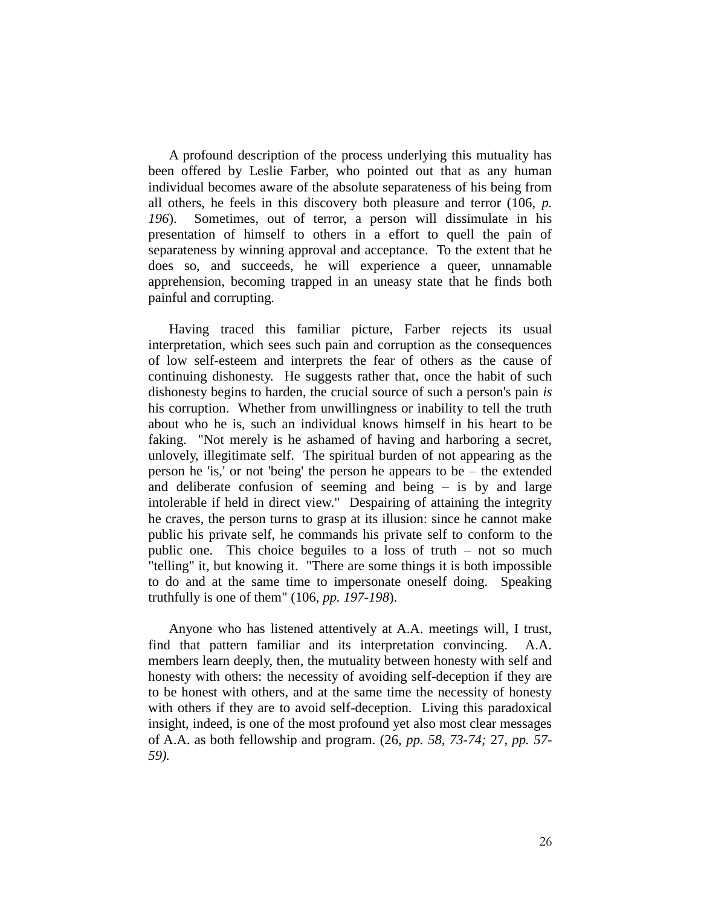A profound description of the process underlying this mutuality has been offered by Leslie Farber, who pointed out that as any human individual becomes aware of the absolute separateness of his being from all others, he feels in this discovery both pleasure and terror (106, *p. 196*). Sometimes, out of terror, a person will dissimulate in his presentation of himself to others in a effort to quell the pain of separateness by winning approval and acceptance. To the extent that he does so, and succeeds, he will experience a queer, unnamable apprehension, becoming trapped in an uneasy state that he finds both painful and corrupting.

Having traced this familiar picture, Farber rejects its usual interpretation, which sees such pain and corruption as the consequences of low self-esteem and interprets the fear of others as the cause of continuing dishonesty. He suggests rather that, once the habit of such dishonesty begins to harden, the crucial source of such a person's pain *is* his corruption. Whether from unwillingness or inability to tell the truth about who he is, such an individual knows himself in his heart to be faking. "Not merely is he ashamed of having and harboring a secret, unlovely, illegitimate self. The spiritual burden of not appearing as the person he 'is,' or not 'being' the person he appears to be – the extended and deliberate confusion of seeming and being – is by and large intolerable if held in direct view." Despairing of attaining the integrity he craves, the person turns to grasp at its illusion: since he cannot make public his private self, he commands his private self to conform to the public one. This choice beguiles to a loss of truth – not so much "telling" it, but knowing it. "There are some things it is both impossible to do and at the same time to impersonate oneself doing. Speaking truthfully is one of them" (106, *pp. 197-198*).

Anyone who has listened attentively at A.A. meetings will, I trust, find that pattern familiar and its interpretation convincing. A.A. members learn deeply, then, the mutuality between honesty with self and honesty with others: the necessity of avoiding self-deception if they are to be honest with others, and at the same time the necessity of honesty with others if they are to avoid self-deception. Living this paradoxical insight, indeed, is one of the most profound yet also most clear messages of A.A. as both fellowship and program. (26, *pp. 58, 73-74;* 27, *pp. 57-59).*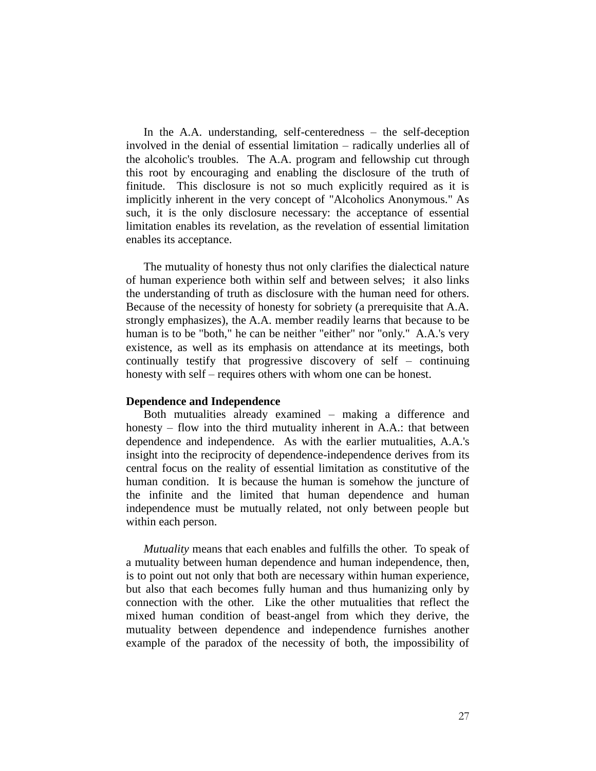In the A.A. understanding, self-centeredness – the self-deception involved in the denial of essential limitation – radically underlies all of the alcoholic's troubles. The A.A. program and fellowship cut through this root by encouraging and enabling the disclosure of the truth of finitude. This disclosure is not so much explicitly required as it is implicitly inherent in the very concept of "Alcoholics Anonymous." As such, it is the only disclosure necessary: the acceptance of essential limitation enables its revelation, as the revelation of essential limitation enables its acceptance.

The mutuality of honesty thus not only clarifies the dialectical nature of human experience both within self and between selves; it also links the understanding of truth as disclosure with the human need for others. Because of the necessity of honesty for sobriety (a prerequisite that A.A. strongly emphasizes), the A.A. member readily learns that because to be human is to be "both," he can be neither "either" nor "only." A.A.'s very existence, as well as its emphasis on attendance at its meetings, both continually testify that progressive discovery of self – continuing honesty with self – requires others with whom one can be honest.

**Dependence and Independence**

Both mutualities already examined – making a difference and honesty – flow into the third mutuality inherent in A.A.: that between dependence and independence. As with the earlier mutualities, A.A.'s insight into the reciprocity of dependence-independence derives from its central focus on the reality of essential limitation as constitutive of the human condition. It is because the human is somehow the juncture of the infinite and the limited that human dependence and human independence must be mutually related, not only between people but within each person.

*Mutuality* means that each enables and fulfills the other. To speak of a mutuality between human dependence and human independence, then, is to point out not only that both are necessary within human experience, but also that each becomes fully human and thus humanizing only by connection with the other. Like the other mutualities that reflect the mixed human condition of beast-angel from which they derive, the mutuality between dependence and independence furnishes another example of the paradox of the necessity of both, the impossibility of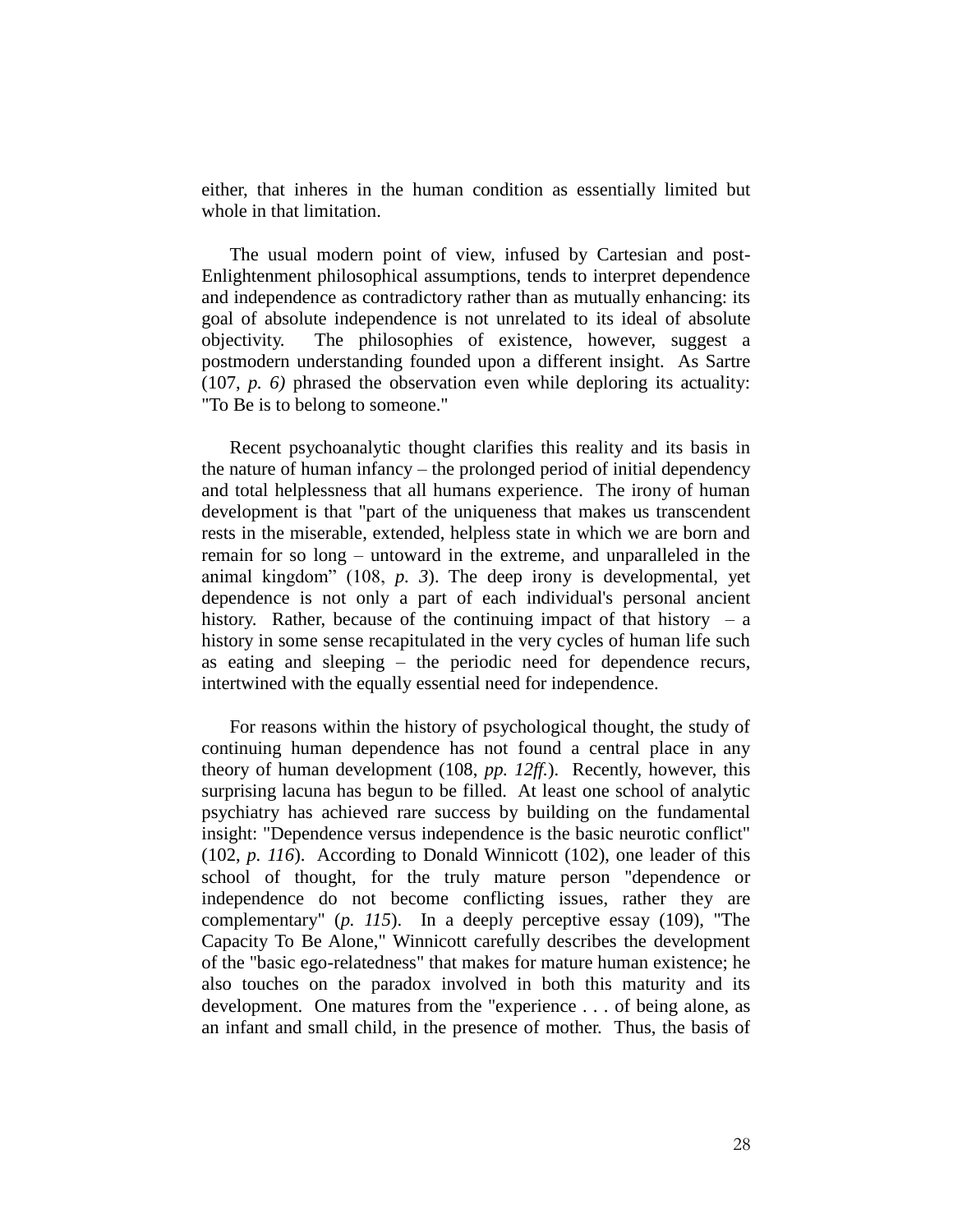either, that inheres in the human condition as essentially limited but whole in that limitation.

The usual modern point of view, infused by Cartesian and post-Enlightenment philosophical assumptions, tends to interpret dependence and independence as contradictory rather than as mutually enhancing: its goal of absolute independence is not unrelated to its ideal of absolute objectivity. The philosophies of existence, however, suggest a postmodern understanding founded upon a different insight. As Sartre (107, *p. 6)* phrased the observation even while deploring its actuality: "To Be is to belong to someone."

Recent psychoanalytic thought clarifies this reality and its basis in the nature of human infancy – the prolonged period of initial dependency and total helplessness that all humans experience. The irony of human development is that "part of the uniqueness that makes us transcendent rests in the miserable, extended, helpless state in which we are born and remain for so long – untoward in the extreme, and unparalleled in the animal kingdom" (108, *p. 3*). The deep irony is developmental, yet dependence is not only a part of each individual's personal ancient history. Rather, because of the continuing impact of that history – a history in some sense recapitulated in the very cycles of human life such as eating and sleeping – the periodic need for dependence recurs, intertwined with the equally essential need for independence.

For reasons within the history of psychological thought, the study of continuing human dependence has not found a central place in any theory of human development (108, *pp. 12ff.*). Recently, however, this surprising lacuna has begun to be filled. At least one school of analytic psychiatry has achieved rare success by building on the fundamental insight: "Dependence versus independence is the basic neurotic conflict" (102, *p. 116*). According to Donald Winnicott (102), one leader of this school of thought, for the truly mature person "dependence or independence do not become conflicting issues, rather they are complementary" (*p. 115*). In a deeply perceptive essay (109), "The Capacity To Be Alone," Winnicott carefully describes the development of the "basic ego-relatedness" that makes for mature human existence; he also touches on the paradox involved in both this maturity and its development. One matures from the "experience . . . of being alone, as an infant and small child, in the presence of mother. Thus, the basis of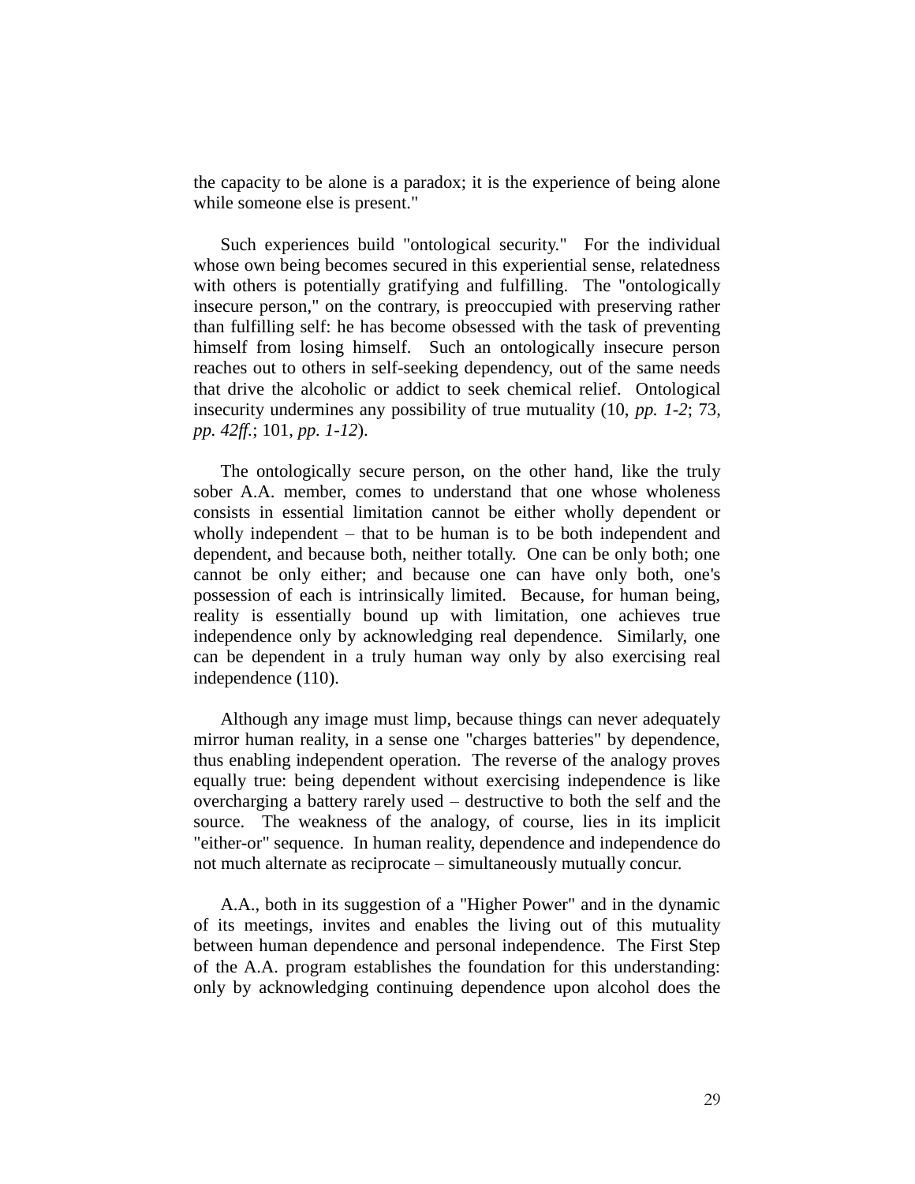the capacity to be alone is a paradox; it is the experience of being alone while someone else is present."

Such experiences build "ontological security." For the individual whose own being becomes secured in this experiential sense, relatedness with others is potentially gratifying and fulfilling. The "ontologically insecure person," on the contrary, is preoccupied with preserving rather than fulfilling self: he has become obsessed with the task of preventing himself from losing himself. Such an ontologically insecure person reaches out to others in self-seeking dependency, out of the same needs that drive the alcoholic or addict to seek chemical relief. Ontological insecurity undermines any possibility of true mutuality (10, *pp. 1-2*; 73, *pp. 42ff.*; 101, *pp. 1-12*).

The ontologically secure person, on the other hand, like the truly sober A.A. member, comes to understand that one whose wholeness consists in essential limitation cannot be either wholly dependent or wholly independent – that to be human is to be both independent and dependent, and because both, neither totally. One can be only both; one cannot be only either; and because one can have only both, one's possession of each is intrinsically limited. Because, for human being, reality is essentially bound up with limitation, one achieves true independence only by acknowledging real dependence. Similarly, one can be dependent in a truly human way only by also exercising real independence (110).

Although any image must limp, because things can never adequately mirror human reality, in a sense one "charges batteries" by dependence, thus enabling independent operation. The reverse of the analogy proves equally true: being dependent without exercising independence is like overcharging a battery rarely used – destructive to both the self and the source. The weakness of the analogy, of course, lies in its implicit "either-or" sequence. In human reality, dependence and independence do not much alternate as reciprocate – simultaneously mutually concur.

A.A., both in its suggestion of a "Higher Power" and in the dynamic of its meetings, invites and enables the living out of this mutuality between human dependence and personal independence. The First Step of the A.A. program establishes the foundation for this understanding: only by acknowledging continuing dependence upon alcohol does the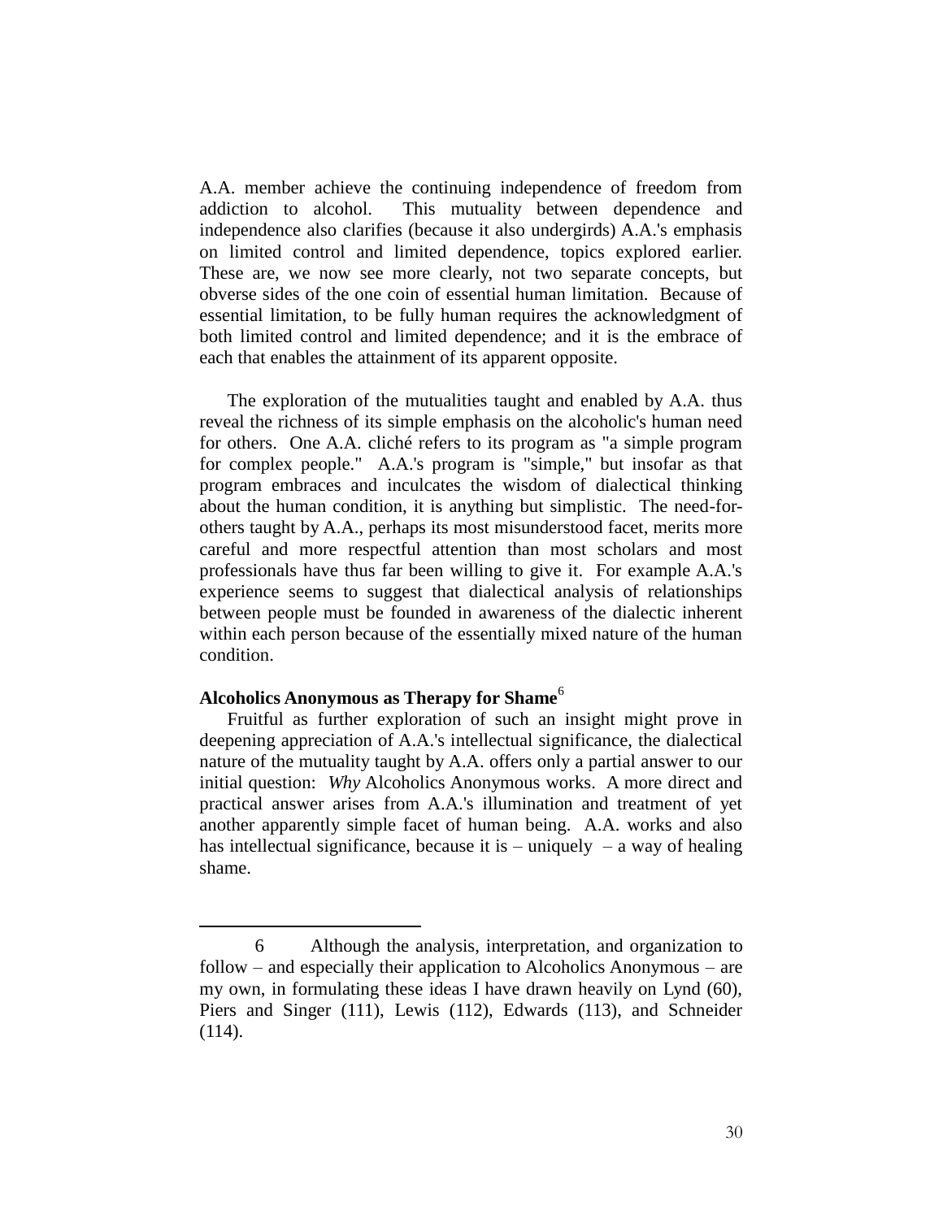A.A. member achieve the continuing independence of freedom from addiction to alcohol. This mutuality between dependence and independence also clarifies (because it also undergirds) A.A.'s emphasis on limited control and limited dependence, topics explored earlier. These are, we now see more clearly, not two separate concepts, but obverse sides of the one coin of essential human limitation. Because of essential limitation, to be fully human requires the acknowledgment of both limited control and limited dependence; and it is the embrace of each that enables the attainment of its apparent opposite.

The exploration of the mutualities taught and enabled by A.A. thus reveal the richness of its simple emphasis on the alcoholic's human need for others. One A.A. cliché refers to its program as "a simple program for complex people." A.A.'s program is "simple," but insofar as that program embraces and inculcates the wisdom of dialectical thinking about the human condition, it is anything but simplistic. The need-for-others taught by A.A., perhaps its most misunderstood facet, merits more careful and more respectful attention than most scholars and most professionals have thus far been willing to give it. For example A.A.'s experience seems to suggest that dialectical analysis of relationships between people must be founded in awareness of the dialectic inherent within each person because of the essentially mixed nature of the human condition.

**Alcoholics Anonymous as Therapy for Shame**[6]

Fruitful as further exploration of such an insight might prove in deepening appreciation of A.A.'s intellectual significance, the dialectical nature of the mutuality taught by A.A. offers only a partial answer to our initial question: *Why* Alcoholics Anonymous works. A more direct and practical answer arises from A.A.'s illumination and treatment of yet another apparently simple facet of human being. A.A. works and also has intellectual significance, because it is – uniquely – a way of healing shame.

---

6 Although the analysis, interpretation, and organization to follow – and especially their application to Alcoholics Anonymous – are my own, in formulating these ideas I have drawn heavily on Lynd (60), Piers and Singer (111), Lewis (112), Edwards (113), and Schneider (114).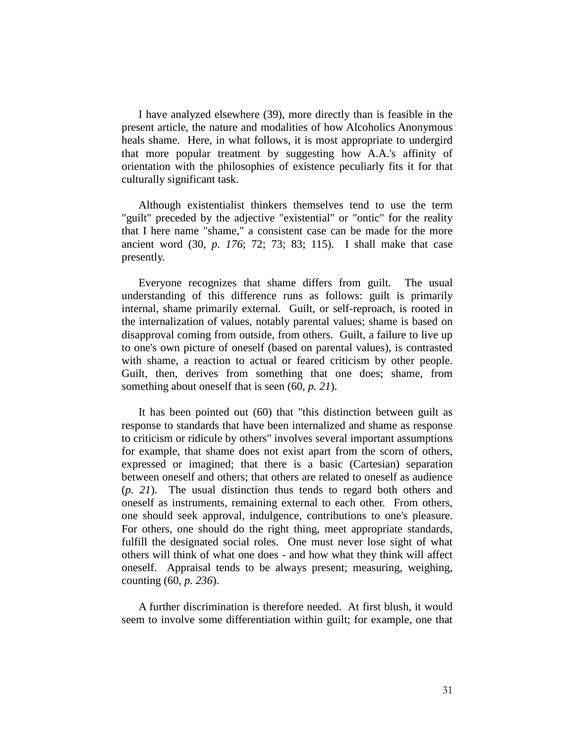I have analyzed elsewhere (39), more directly than is feasible in the present article, the nature and modalities of how Alcoholics Anonymous heals shame. Here, in what follows, it is most appropriate to undergird that more popular treatment by suggesting how A.A.'s affinity of orientation with the philosophies of existence peculiarly fits it for that culturally significant task.

Although existentialist thinkers themselves tend to use the term "guilt" preceded by the adjective "existential" or "ontic" for the reality that I here name "shame," a consistent case can be made for the more ancient word (30, *p. 176*; 72; 73; 83; 115). I shall make that case presently.

Everyone recognizes that shame differs from guilt. The usual understanding of this difference runs as follows: guilt is primarily internal, shame primarily external. Guilt, or self-reproach, is rooted in the internalization of values, notably parental values; shame is based on disapproval coming from outside, from others. Guilt, a failure to live up to one's own picture of oneself (based on parental values), is contrasted with shame, a reaction to actual or feared criticism by other people. Guilt, then, derives from something that one does; shame, from something about oneself that is seen (60, *p. 21*).

It has been pointed out (60) that "this distinction between guilt as response to standards that have been internalized and shame as response to criticism or ridicule by others" involves several important assumptions for example, that shame does not exist apart from the scorn of others, expressed or imagined; that there is a basic (Cartesian) separation between oneself and others; that others are related to oneself as audience (*p. 21*). The usual distinction thus tends to regard both others and oneself as instruments, remaining external to each other. From others, one should seek approval, indulgence, contributions to one's pleasure. For others, one should do the right thing, meet appropriate standards, fulfill the designated social roles. One must never lose sight of what others will think of what one does - and how what they think will affect oneself. Appraisal tends to be always present; measuring, weighing, counting (60, *p. 236*).

A further discrimination is therefore needed. At first blush, it would seem to involve some differentiation within guilt; for example, one that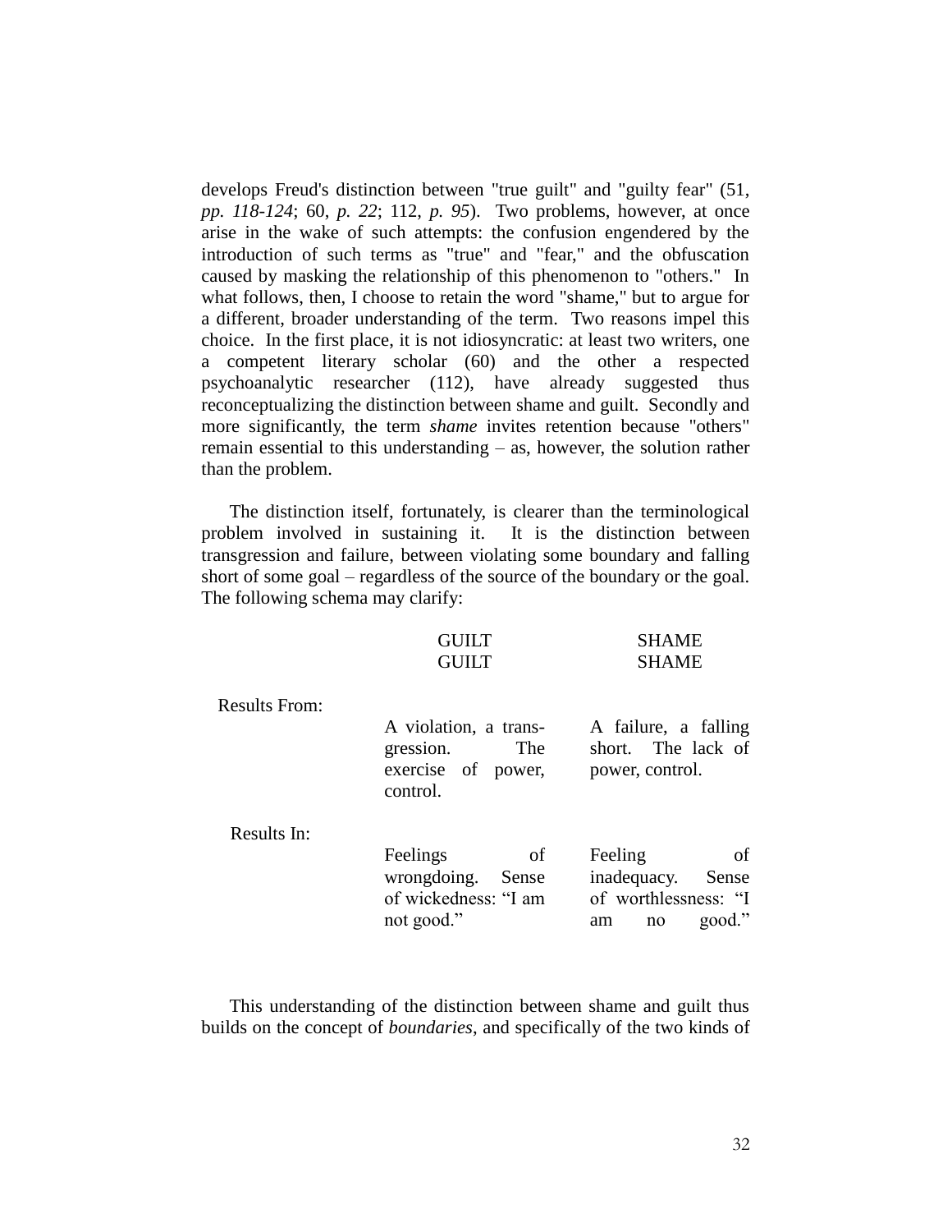develops Freud's distinction between "true guilt" and "guilty fear" (51, *pp. 118-124*; 60, *p. 22*; 112, *p. 95*). Two problems, however, at once arise in the wake of such attempts: the confusion engendered by the introduction of such terms as "true" and "fear," and the obfuscation caused by masking the relationship of this phenomenon to "others." In what follows, then, I choose to retain the word "shame," but to argue for a different, broader understanding of the term. Two reasons impel this choice. In the first place, it is not idiosyncratic: at least two writers, one a competent literary scholar (60) and the other a respected psychoanalytic researcher (112), have already suggested thus reconceptualizing the distinction between shame and guilt. Secondly and more significantly, the term *shame* invites retention because "others" remain essential to this understanding – as, however, the solution rather than the problem.

The distinction itself, fortunately, is clearer than the terminological problem involved in sustaining it. It is the distinction between transgression and failure, between violating some boundary and falling short of some goal – regardless of the source of the boundary or the goal. The following schema may clarify:

| | GUILT | SHAME |
|---|---|---|
| Results From: | A violation, a transgression. The exercise of power, control. | A failure, a falling short. The lack of power, control. |
| Results In: | Feelings of wrongdoing. Sense of wickedness: "I am not good." | Feeling of inadequacy. Sense of worthlessness: "I am no good." |

This understanding of the distinction between shame and guilt thus builds on the concept of *boundaries*, and specifically of the two kinds of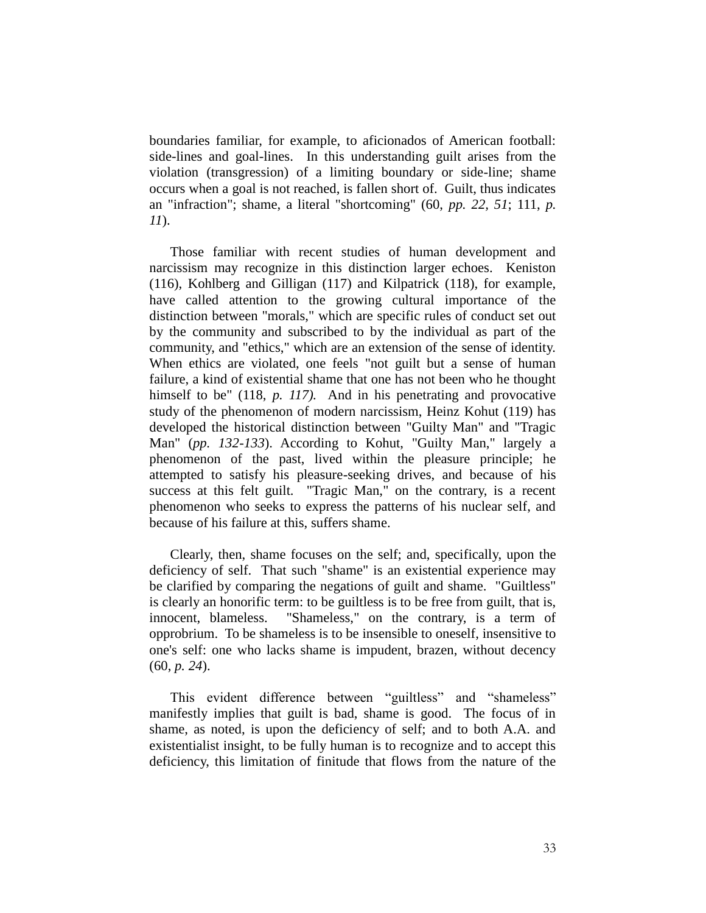boundaries familiar, for example, to aficionados of American football: side-lines and goal-lines. In this understanding guilt arises from the violation (transgression) of a limiting boundary or side-line; shame occurs when a goal is not reached, is fallen short of. Guilt, thus indicates an "infraction"; shame, a literal "shortcoming" (60, *pp. 22, 51*; 111, *p. 11*).

Those familiar with recent studies of human development and narcissism may recognize in this distinction larger echoes. Keniston (116), Kohlberg and Gilligan (117) and Kilpatrick (118), for example, have called attention to the growing cultural importance of the distinction between "morals," which are specific rules of conduct set out by the community and subscribed to by the individual as part of the community, and "ethics," which are an extension of the sense of identity. When ethics are violated, one feels "not guilt but a sense of human failure, a kind of existential shame that one has not been who he thought himself to be" (118, *p. 117).* And in his penetrating and provocative study of the phenomenon of modern narcissism, Heinz Kohut (119) has developed the historical distinction between "Guilty Man" and "Tragic Man" (*pp. 132-133*). According to Kohut, "Guilty Man," largely a phenomenon of the past, lived within the pleasure principle; he attempted to satisfy his pleasure-seeking drives, and because of his success at this felt guilt. "Tragic Man," on the contrary, is a recent phenomenon who seeks to express the patterns of his nuclear self, and because of his failure at this, suffers shame.

Clearly, then, shame focuses on the self; and, specifically, upon the deficiency of self. That such "shame" is an existential experience may be clarified by comparing the negations of guilt and shame. "Guiltless" is clearly an honorific term: to be guiltless is to be free from guilt, that is, innocent, blameless. "Shameless," on the contrary, is a term of opprobrium. To be shameless is to be insensible to oneself, insensitive to one's self: one who lacks shame is impudent, brazen, without decency (60, *p. 24*).

This evident difference between "guiltless" and "shameless" manifestly implies that guilt is bad, shame is good. The focus of in shame, as noted, is upon the deficiency of self; and to both A.A. and existentialist insight, to be fully human is to recognize and to accept this deficiency, this limitation of finitude that flows from the nature of the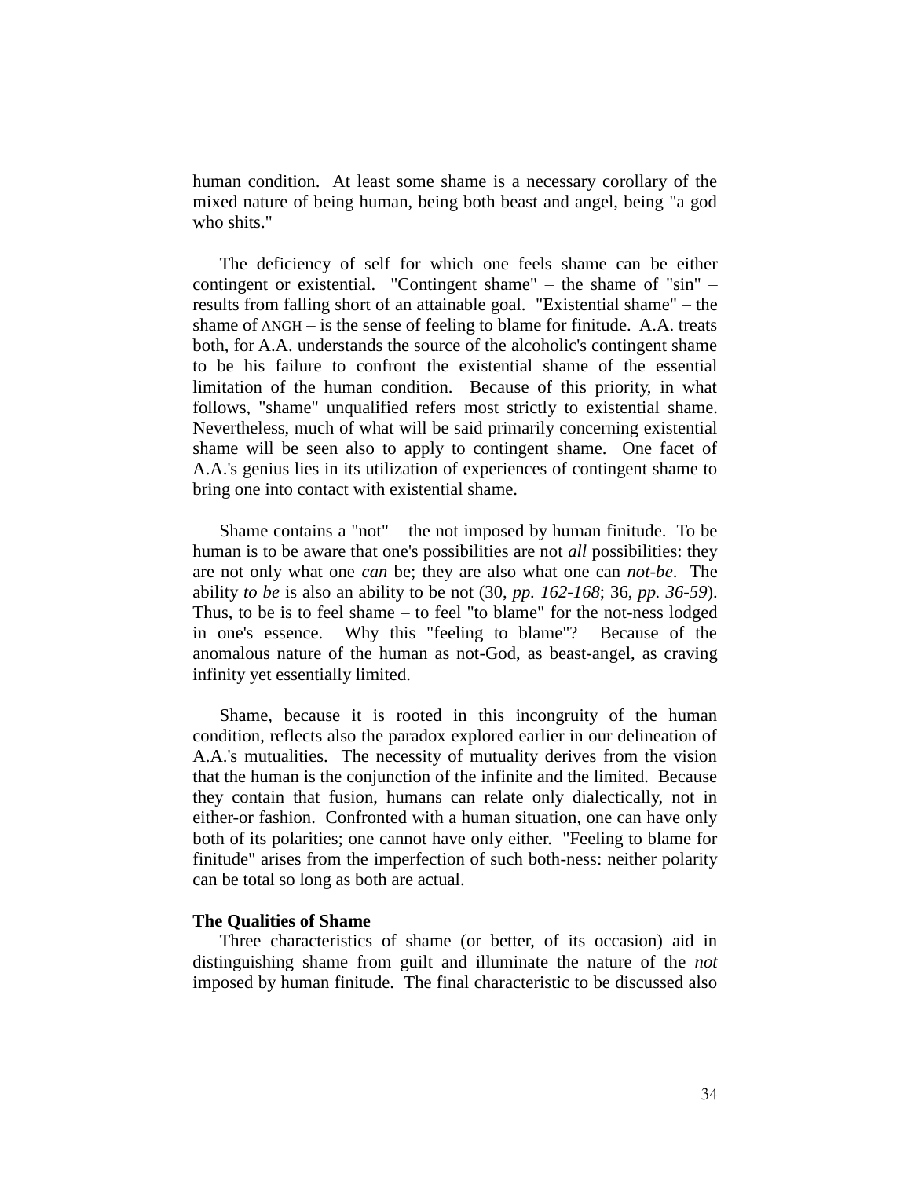human condition. At least some shame is a necessary corollary of the mixed nature of being human, being both beast and angel, being "a god who shits."

The deficiency of self for which one feels shame can be either contingent or existential. "Contingent shame" – the shame of "sin" – results from falling short of an attainable goal. "Existential shame" – the shame of ANGH – is the sense of feeling to blame for finitude. A.A. treats both, for A.A. understands the source of the alcoholic's contingent shame to be his failure to confront the existential shame of the essential limitation of the human condition. Because of this priority, in what follows, "shame" unqualified refers most strictly to existential shame. Nevertheless, much of what will be said primarily concerning existential shame will be seen also to apply to contingent shame. One facet of A.A.'s genius lies in its utilization of experiences of contingent shame to bring one into contact with existential shame.

Shame contains a "not" – the not imposed by human finitude. To be human is to be aware that one's possibilities are not *all* possibilities: they are not only what one *can* be; they are also what one can *not-be*. The ability *to be* is also an ability to be not (30, *pp. 162-168*; 36, *pp. 36-59*). Thus, to be is to feel shame – to feel "to blame" for the not-ness lodged in one's essence. Why this "feeling to blame"? Because of the anomalous nature of the human as not-God, as beast-angel, as craving infinity yet essentially limited.

Shame, because it is rooted in this incongruity of the human condition, reflects also the paradox explored earlier in our delineation of A.A.'s mutualities. The necessity of mutuality derives from the vision that the human is the conjunction of the infinite and the limited. Because they contain that fusion, humans can relate only dialectically, not in either-or fashion. Confronted with a human situation, one can have only both of its polarities; one cannot have only either. "Feeling to blame for finitude" arises from the imperfection of such both-ness: neither polarity can be total so long as both are actual.

**The Qualities of Shame**

Three characteristics of shame (or better, of its occasion) aid in distinguishing shame from guilt and illuminate the nature of the *not* imposed by human finitude. The final characteristic to be discussed also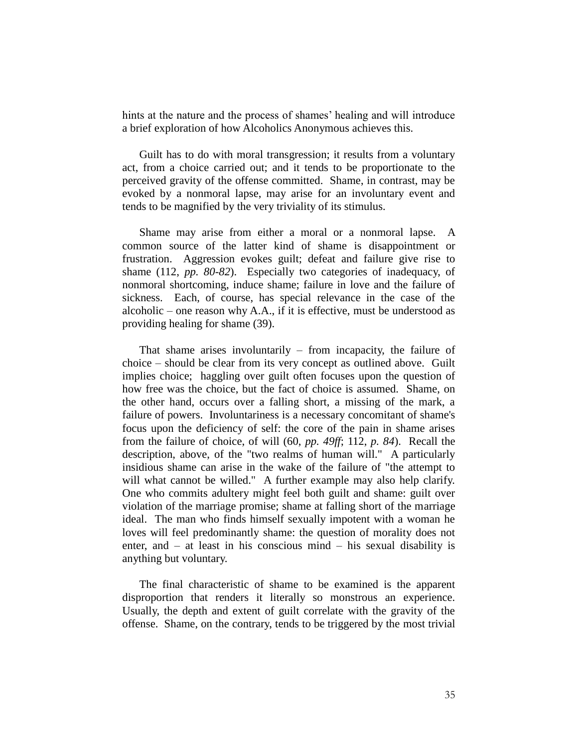hints at the nature and the process of shames' healing and will introduce a brief exploration of how Alcoholics Anonymous achieves this.

Guilt has to do with moral transgression; it results from a voluntary act, from a choice carried out; and it tends to be proportionate to the perceived gravity of the offense committed. Shame, in contrast, may be evoked by a nonmoral lapse, may arise for an involuntary event and tends to be magnified by the very triviality of its stimulus.

Shame may arise from either a moral or a nonmoral lapse. A common source of the latter kind of shame is disappointment or frustration. Aggression evokes guilt; defeat and failure give rise to shame (112, *pp. 80-82*). Especially two categories of inadequacy, of nonmoral shortcoming, induce shame; failure in love and the failure of sickness. Each, of course, has special relevance in the case of the alcoholic – one reason why A.A., if it is effective, must be understood as providing healing for shame (39).

That shame arises involuntarily – from incapacity, the failure of choice – should be clear from its very concept as outlined above. Guilt implies choice; haggling over guilt often focuses upon the question of how free was the choice, but the fact of choice is assumed. Shame, on the other hand, occurs over a falling short, a missing of the mark, a failure of powers. Involuntariness is a necessary concomitant of shame's focus upon the deficiency of self: the core of the pain in shame arises from the failure of choice, of will (60, *pp. 49ff*; 112, *p. 84*). Recall the description, above, of the "two realms of human will." A particularly insidious shame can arise in the wake of the failure of "the attempt to will what cannot be willed." A further example may also help clarify. One who commits adultery might feel both guilt and shame: guilt over violation of the marriage promise; shame at falling short of the marriage ideal. The man who finds himself sexually impotent with a woman he loves will feel predominantly shame: the question of morality does not enter, and – at least in his conscious mind – his sexual disability is anything but voluntary.

The final characteristic of shame to be examined is the apparent disproportion that renders it literally so monstrous an experience. Usually, the depth and extent of guilt correlate with the gravity of the offense. Shame, on the contrary, tends to be triggered by the most trivial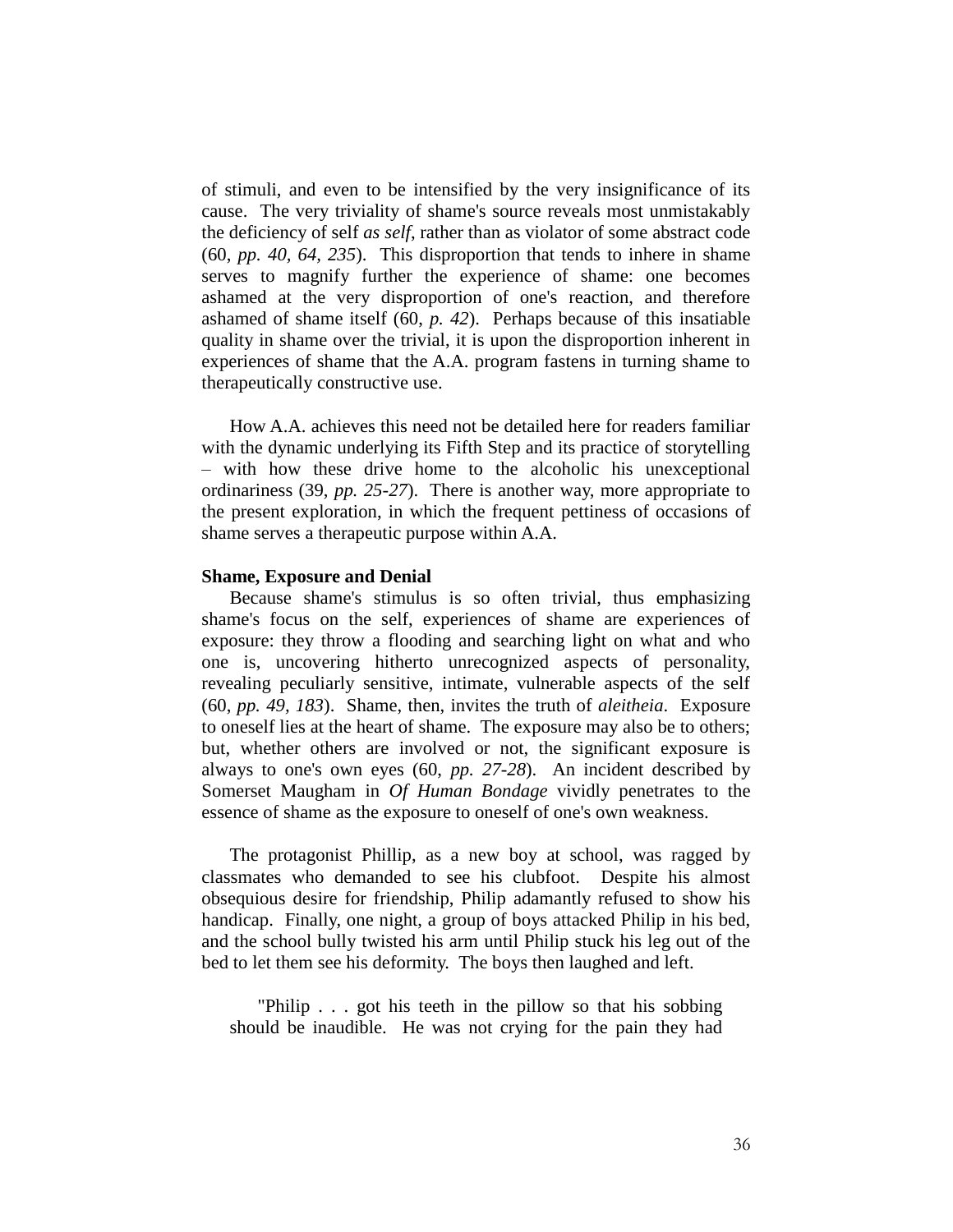of stimuli, and even to be intensified by the very insignificance of its cause. The very triviality of shame's source reveals most unmistakably the deficiency of self *as self*, rather than as violator of some abstract code (60, *pp. 40, 64, 235*). This disproportion that tends to inhere in shame serves to magnify further the experience of shame: one becomes ashamed at the very disproportion of one's reaction, and therefore ashamed of shame itself (60, *p. 42*). Perhaps because of this insatiable quality in shame over the trivial, it is upon the disproportion inherent in experiences of shame that the A.A. program fastens in turning shame to therapeutically constructive use.

How A.A. achieves this need not be detailed here for readers familiar with the dynamic underlying its Fifth Step and its practice of storytelling – with how these drive home to the alcoholic his unexceptional ordinariness (39, *pp. 25-27*). There is another way, more appropriate to the present exploration, in which the frequent pettiness of occasions of shame serves a therapeutic purpose within A.A.

**Shame, Exposure and Denial**

Because shame's stimulus is so often trivial, thus emphasizing shame's focus on the self, experiences of shame are experiences of exposure: they throw a flooding and searching light on what and who one is, uncovering hitherto unrecognized aspects of personality, revealing peculiarly sensitive, intimate, vulnerable aspects of the self (60, *pp. 49, 183*). Shame, then, invites the truth of *aleitheia*. Exposure to oneself lies at the heart of shame. The exposure may also be to others; but, whether others are involved or not, the significant exposure is always to one's own eyes (60, *pp. 27-28*). An incident described by Somerset Maugham in *Of Human Bondage* vividly penetrates to the essence of shame as the exposure to oneself of one's own weakness.

The protagonist Phillip, as a new boy at school, was ragged by classmates who demanded to see his clubfoot. Despite his almost obsequious desire for friendship, Philip adamantly refused to show his handicap. Finally, one night, a group of boys attacked Philip in his bed, and the school bully twisted his arm until Philip stuck his leg out of the bed to let them see his deformity. The boys then laughed and left.

> "Philip . . . got his teeth in the pillow so that his sobbing should be inaudible. He was not crying for the pain they had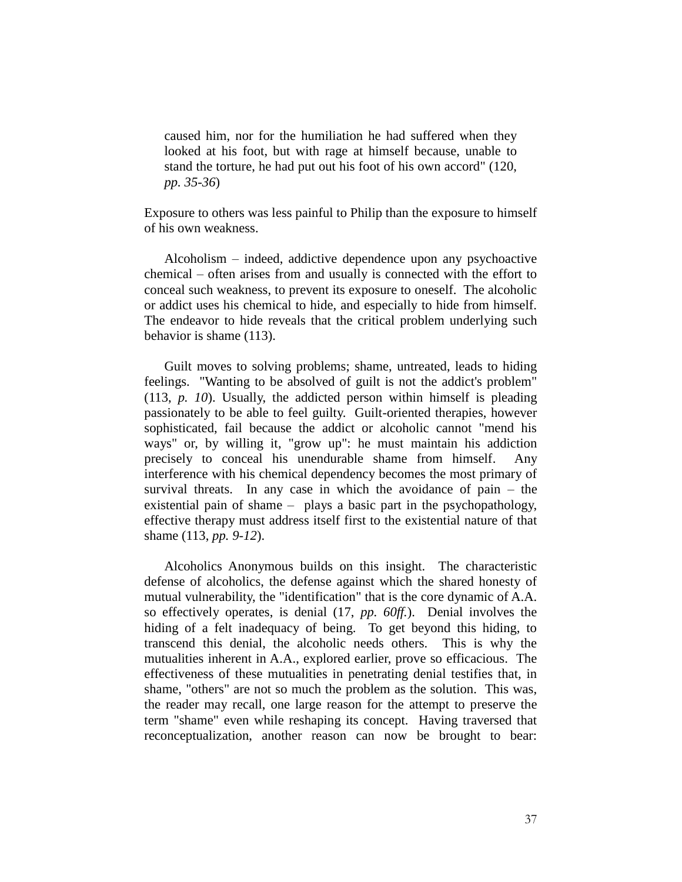> caused him, nor for the humiliation he had suffered when they looked at his foot, but with rage at himself because, unable to stand the torture, he had put out his foot of his own accord" (120, *pp. 35-36*)

Exposure to others was less painful to Philip than the exposure to himself of his own weakness.

Alcoholism – indeed, addictive dependence upon any psychoactive chemical – often arises from and usually is connected with the effort to conceal such weakness, to prevent its exposure to oneself. The alcoholic or addict uses his chemical to hide, and especially to hide from himself. The endeavor to hide reveals that the critical problem underlying such behavior is shame (113).

Guilt moves to solving problems; shame, untreated, leads to hiding feelings. "Wanting to be absolved of guilt is not the addict's problem" (113, *p. 10*). Usually, the addicted person within himself is pleading passionately to be able to feel guilty. Guilt-oriented therapies, however sophisticated, fail because the addict or alcoholic cannot "mend his ways" or, by willing it, "grow up": he must maintain his addiction precisely to conceal his unendurable shame from himself. Any interference with his chemical dependency becomes the most primary of survival threats. In any case in which the avoidance of pain – the existential pain of shame – plays a basic part in the psychopathology, effective therapy must address itself first to the existential nature of that shame (113, *pp. 9-12*).

Alcoholics Anonymous builds on this insight. The characteristic defense of alcoholics, the defense against which the shared honesty of mutual vulnerability, the "identification" that is the core dynamic of A.A. so effectively operates, is denial (17, *pp. 60ff.*). Denial involves the hiding of a felt inadequacy of being. To get beyond this hiding, to transcend this denial, the alcoholic needs others. This is why the mutualities inherent in A.A., explored earlier, prove so efficacious. The effectiveness of these mutualities in penetrating denial testifies that, in shame, "others" are not so much the problem as the solution. This was, the reader may recall, one large reason for the attempt to preserve the term "shame" even while reshaping its concept. Having traversed that reconceptualization, another reason can now be brought to bear: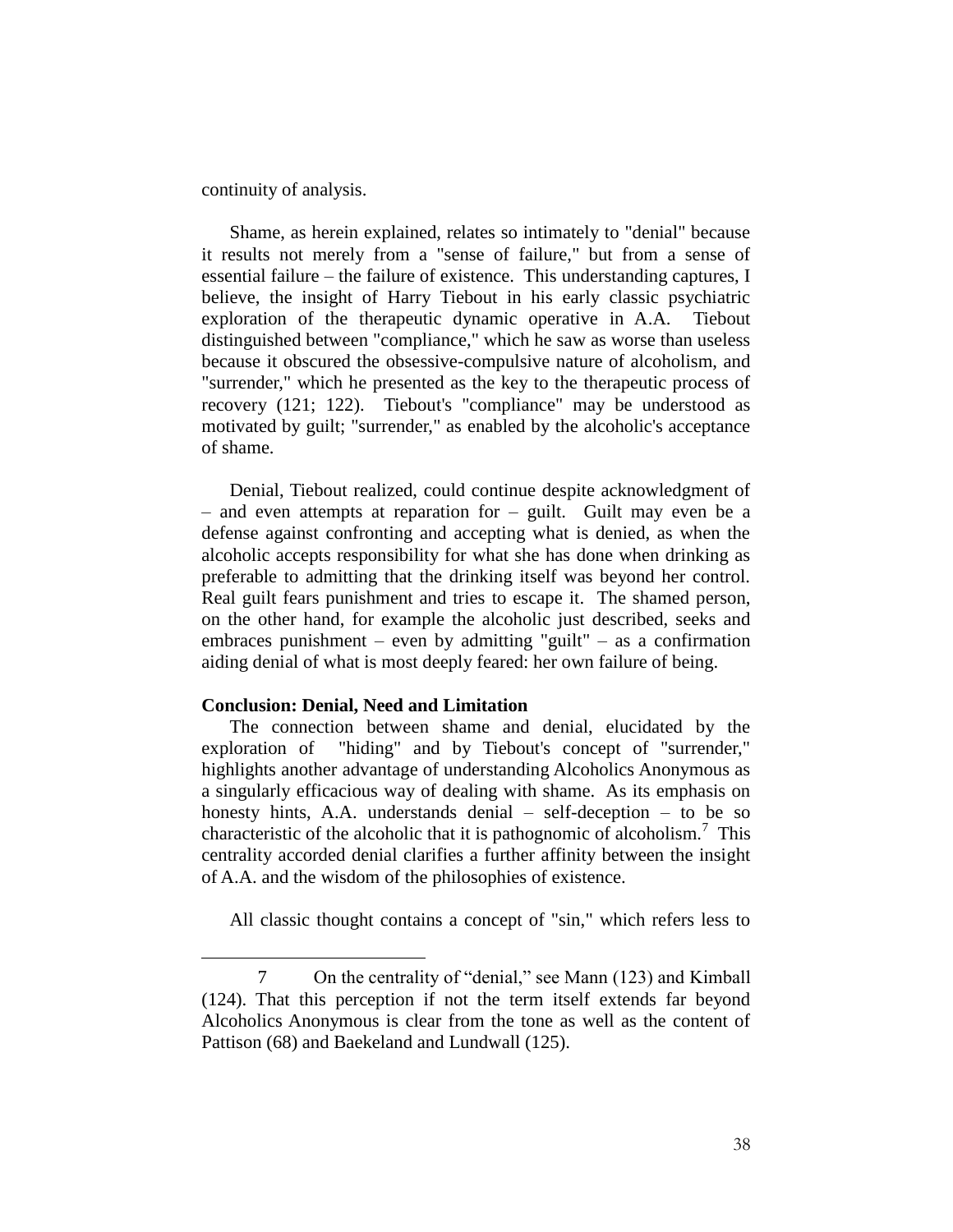continuity of analysis.

Shame, as herein explained, relates so intimately to "denial" because it results not merely from a "sense of failure," but from a sense of essential failure – the failure of existence. This understanding captures, I believe, the insight of Harry Tiebout in his early classic psychiatric exploration of the therapeutic dynamic operative in A.A. Tiebout distinguished between "compliance," which he saw as worse than useless because it obscured the obsessive-compulsive nature of alcoholism, and "surrender," which he presented as the key to the therapeutic process of recovery (121; 122). Tiebout's "compliance" may be understood as motivated by guilt; "surrender," as enabled by the alcoholic's acceptance of shame.

Denial, Tiebout realized, could continue despite acknowledgment of – and even attempts at reparation for – guilt. Guilt may even be a defense against confronting and accepting what is denied, as when the alcoholic accepts responsibility for what she has done when drinking as preferable to admitting that the drinking itself was beyond her control. Real guilt fears punishment and tries to escape it. The shamed person, on the other hand, for example the alcoholic just described, seeks and embraces punishment – even by admitting "guilt" – as a confirmation aiding denial of what is most deeply feared: her own failure of being.

**Conclusion: Denial, Need and Limitation**

The connection between shame and denial, elucidated by the exploration of "hiding" and by Tiebout's concept of "surrender," highlights another advantage of understanding Alcoholics Anonymous as a singularly efficacious way of dealing with shame. As its emphasis on honesty hints, A.A. understands denial – self-deception – to be so characteristic of the alcoholic that it is pathognomic of alcoholism.[7] This centrality accorded denial clarifies a further affinity between the insight of A.A. and the wisdom of the philosophies of existence.

All classic thought contains a concept of "sin," which refers less to

---

7 On the centrality of "denial," see Mann (123) and Kimball (124). That this perception if not the term itself extends far beyond Alcoholics Anonymous is clear from the tone as well as the content of Pattison (68) and Baekeland and Lundwall (125).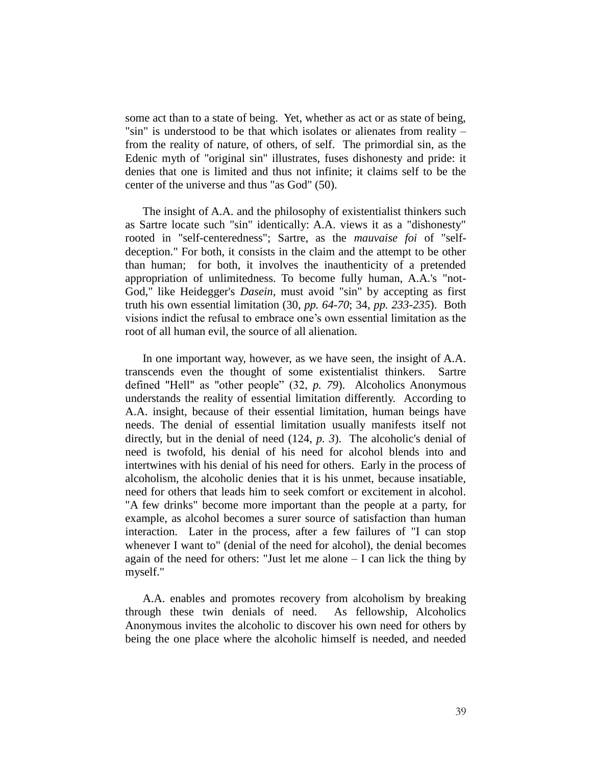some act than to a state of being. Yet, whether as act or as state of being, "sin" is understood to be that which isolates or alienates from reality – from the reality of nature, of others, of self. The primordial sin, as the Edenic myth of "original sin" illustrates, fuses dishonesty and pride: it denies that one is limited and thus not infinite; it claims self to be the center of the universe and thus "as God" (50).

The insight of A.A. and the philosophy of existentialist thinkers such as Sartre locate such "sin" identically: A.A. views it as a "dishonesty" rooted in "self-centeredness"; Sartre, as the *mauvaise foi* of "self-deception." For both, it consists in the claim and the attempt to be other than human; for both, it involves the inauthenticity of a pretended appropriation of unlimitedness. To become fully human, A.A.'s "not-God," like Heidegger's *Dasein*, must avoid "sin" by accepting as first truth his own essential limitation (30, *pp. 64-70*; 34, *pp. 233-235*). Both visions indict the refusal to embrace one's own essential limitation as the root of all human evil, the source of all alienation.

In one important way, however, as we have seen, the insight of A.A. transcends even the thought of some existentialist thinkers. Sartre defined "Hell" as "other people" (32, *p. 79*). Alcoholics Anonymous understands the reality of essential limitation differently. According to A.A. insight, because of their essential limitation, human beings have needs. The denial of essential limitation usually manifests itself not directly, but in the denial of need (124, *p. 3*). The alcoholic's denial of need is twofold, his denial of his need for alcohol blends into and intertwines with his denial of his need for others. Early in the process of alcoholism, the alcoholic denies that it is his unmet, because insatiable, need for others that leads him to seek comfort or excitement in alcohol. "A few drinks" become more important than the people at a party, for example, as alcohol becomes a surer source of satisfaction than human interaction. Later in the process, after a few failures of "I can stop whenever I want to" (denial of the need for alcohol), the denial becomes again of the need for others: "Just let me alone – I can lick the thing by myself."

A.A. enables and promotes recovery from alcoholism by breaking through these twin denials of need. As fellowship, Alcoholics Anonymous invites the alcoholic to discover his own need for others by being the one place where the alcoholic himself is needed, and needed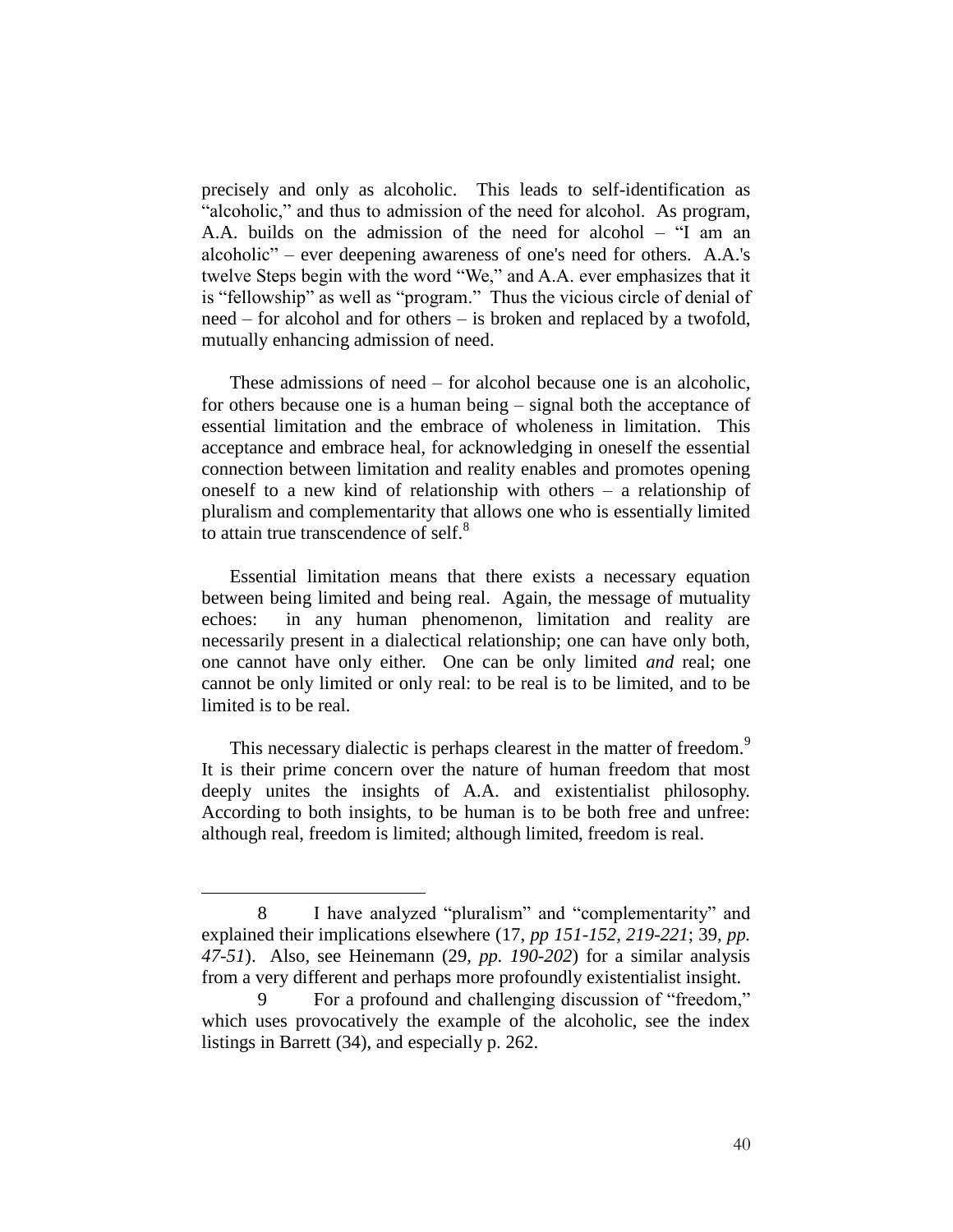precisely and only as alcoholic. This leads to self-identification as "alcoholic," and thus to admission of the need for alcohol. As program, A.A. builds on the admission of the need for alcohol – "I am an alcoholic" – ever deepening awareness of one's need for others. A.A.'s twelve Steps begin with the word "We," and A.A. ever emphasizes that it is "fellowship" as well as "program." Thus the vicious circle of denial of need – for alcohol and for others – is broken and replaced by a twofold, mutually enhancing admission of need.

These admissions of need – for alcohol because one is an alcoholic, for others because one is a human being – signal both the acceptance of essential limitation and the embrace of wholeness in limitation. This acceptance and embrace heal, for acknowledging in oneself the essential connection between limitation and reality enables and promotes opening oneself to a new kind of relationship with others – a relationship of pluralism and complementarity that allows one who is essentially limited to attain true transcendence of self.[8]

Essential limitation means that there exists a necessary equation between being limited and being real. Again, the message of mutuality echoes: in any human phenomenon, limitation and reality are necessarily present in a dialectical relationship; one can have only both, one cannot have only either. One can be only limited *and* real; one cannot be only limited or only real: to be real is to be limited, and to be limited is to be real.

This necessary dialectic is perhaps clearest in the matter of freedom.[9] It is their prime concern over the nature of human freedom that most deeply unites the insights of A.A. and existentialist philosophy. According to both insights, to be human is to be both free and unfree: although real, freedom is limited; although limited, freedom is real.

---

8 I have analyzed "pluralism" and "complementarity" and explained their implications elsewhere (17, *pp 151-152, 219-221*; 39, *pp. 47-51*). Also, see Heinemann (29, *pp. 190-202*) for a similar analysis from a very different and perhaps more profoundly existentialist insight.

9 For a profound and challenging discussion of "freedom," which uses provocatively the example of the alcoholic, see the index listings in Barrett (34), and especially p. 262.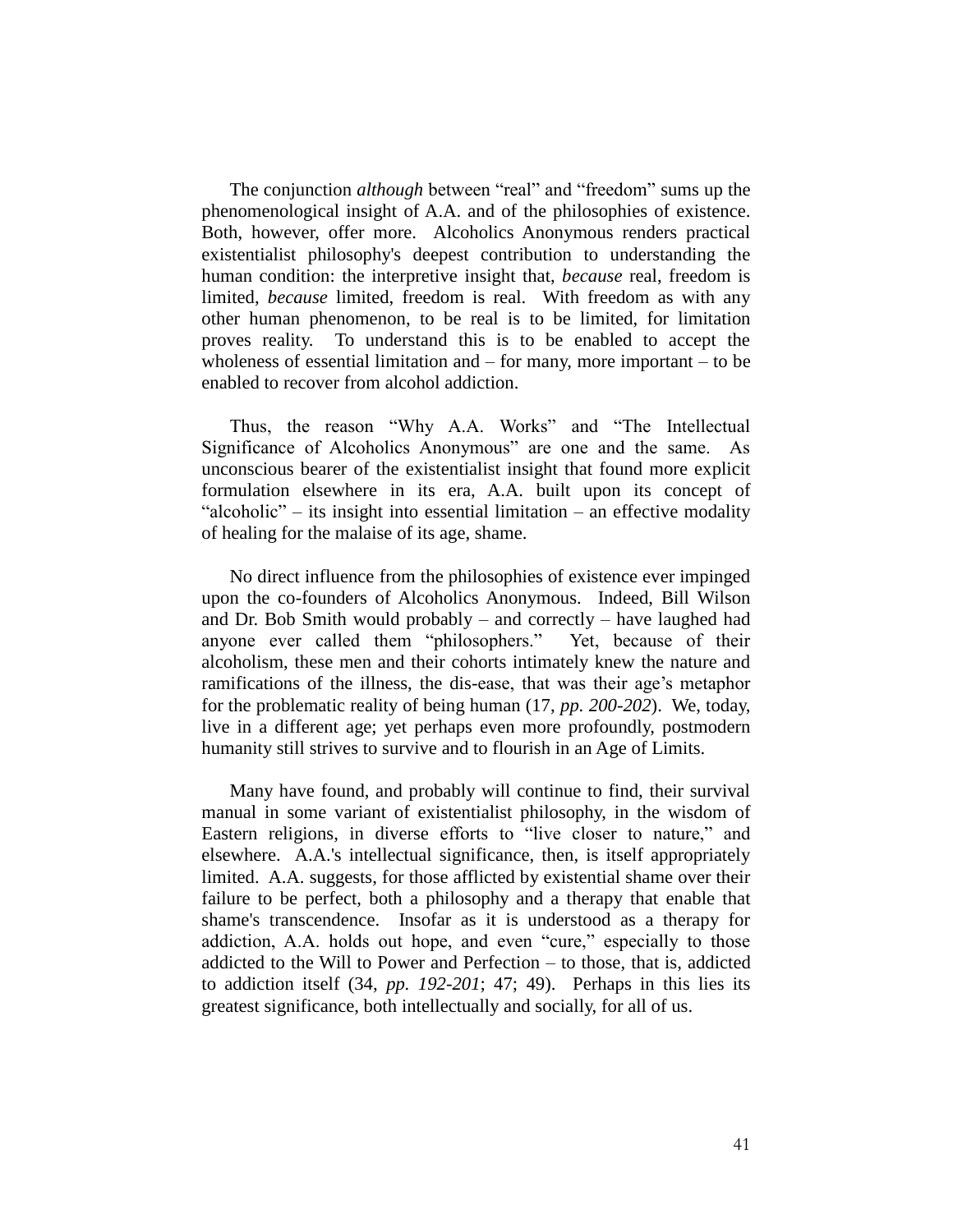The conjunction *although* between "real" and "freedom" sums up the phenomenological insight of A.A. and of the philosophies of existence. Both, however, offer more. Alcoholics Anonymous renders practical existentialist philosophy's deepest contribution to understanding the human condition: the interpretive insight that, *because* real, freedom is limited, *because* limited, freedom is real. With freedom as with any other human phenomenon, to be real is to be limited, for limitation proves reality. To understand this is to be enabled to accept the wholeness of essential limitation and – for many, more important – to be enabled to recover from alcohol addiction.

Thus, the reason "Why A.A. Works" and "The Intellectual Significance of Alcoholics Anonymous" are one and the same. As unconscious bearer of the existentialist insight that found more explicit formulation elsewhere in its era, A.A. built upon its concept of "alcoholic" – its insight into essential limitation – an effective modality of healing for the malaise of its age, shame.

No direct influence from the philosophies of existence ever impinged upon the co-founders of Alcoholics Anonymous. Indeed, Bill Wilson and Dr. Bob Smith would probably – and correctly – have laughed had anyone ever called them "philosophers." Yet, because of their alcoholism, these men and their cohorts intimately knew the nature and ramifications of the illness, the dis-ease, that was their age's metaphor for the problematic reality of being human (17, *pp. 200-202*). We, today, live in a different age; yet perhaps even more profoundly, postmodern humanity still strives to survive and to flourish in an Age of Limits.

Many have found, and probably will continue to find, their survival manual in some variant of existentialist philosophy, in the wisdom of Eastern religions, in diverse efforts to "live closer to nature," and elsewhere. A.A.'s intellectual significance, then, is itself appropriately limited. A.A. suggests, for those afflicted by existential shame over their failure to be perfect, both a philosophy and a therapy that enable that shame's transcendence. Insofar as it is understood as a therapy for addiction, A.A. holds out hope, and even "cure," especially to those addicted to the Will to Power and Perfection – to those, that is, addicted to addiction itself (34, *pp. 192-201*; 47; 49). Perhaps in this lies its greatest significance, both intellectually and socially, for all of us.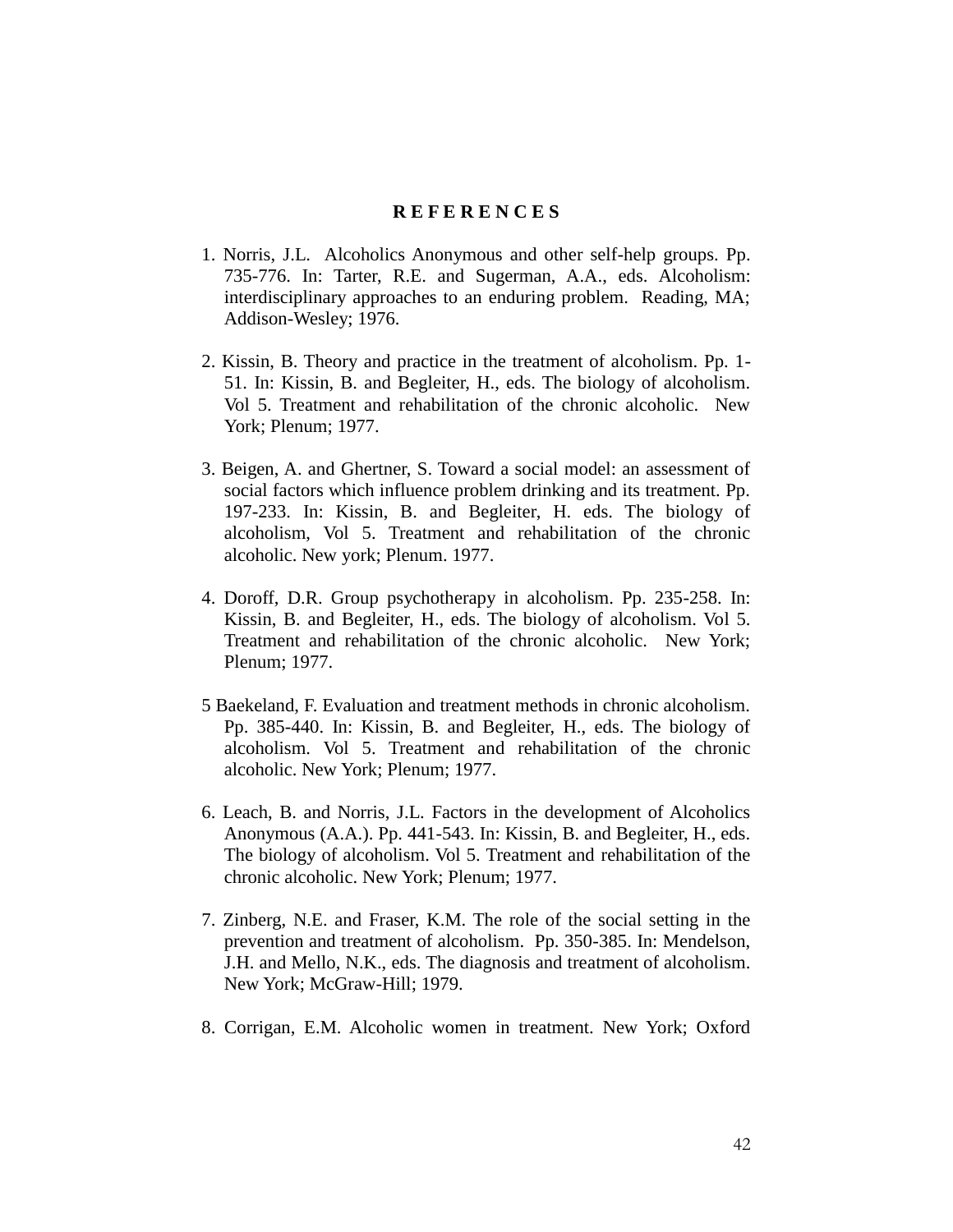## REFERENCES

1. Norris, J.L. Alcoholics Anonymous and other self-help groups. Pp. 735-776. In: Tarter, R.E. and Sugerman, A.A., eds. Alcoholism: interdisciplinary approaches to an enduring problem. Reading, MA; Addison-Wesley; 1976.

2. Kissin, B. Theory and practice in the treatment of alcoholism. Pp. 1-51. In: Kissin, B. and Begleiter, H., eds. The biology of alcoholism. Vol 5. Treatment and rehabilitation of the chronic alcoholic. New York; Plenum; 1977.

3. Beigen, A. and Ghertner, S. Toward a social model: an assessment of social factors which influence problem drinking and its treatment. Pp. 197-233. In: Kissin, B. and Begleiter, H. eds. The biology of alcoholism, Vol 5. Treatment and rehabilitation of the chronic alcoholic. New york; Plenum. 1977.

4. Doroff, D.R. Group psychotherapy in alcoholism. Pp. 235-258. In: Kissin, B. and Begleiter, H., eds. The biology of alcoholism. Vol 5. Treatment and rehabilitation of the chronic alcoholic. New York; Plenum; 1977.

5 Baekeland, F. Evaluation and treatment methods in chronic alcoholism. Pp. 385-440. In: Kissin, B. and Begleiter, H., eds. The biology of alcoholism. Vol 5. Treatment and rehabilitation of the chronic alcoholic. New York; Plenum; 1977.

6. Leach, B. and Norris, J.L. Factors in the development of Alcoholics Anonymous (A.A.). Pp. 441-543. In: Kissin, B. and Begleiter, H., eds. The biology of alcoholism. Vol 5. Treatment and rehabilitation of the chronic alcoholic. New York; Plenum; 1977.

7. Zinberg, N.E. and Fraser, K.M. The role of the social setting in the prevention and treatment of alcoholism. Pp. 350-385. In: Mendelson, J.H. and Mello, N.K., eds. The diagnosis and treatment of alcoholism. New York; McGraw-Hill; 1979.

8. Corrigan, E.M. Alcoholic women in treatment. New York; Oxford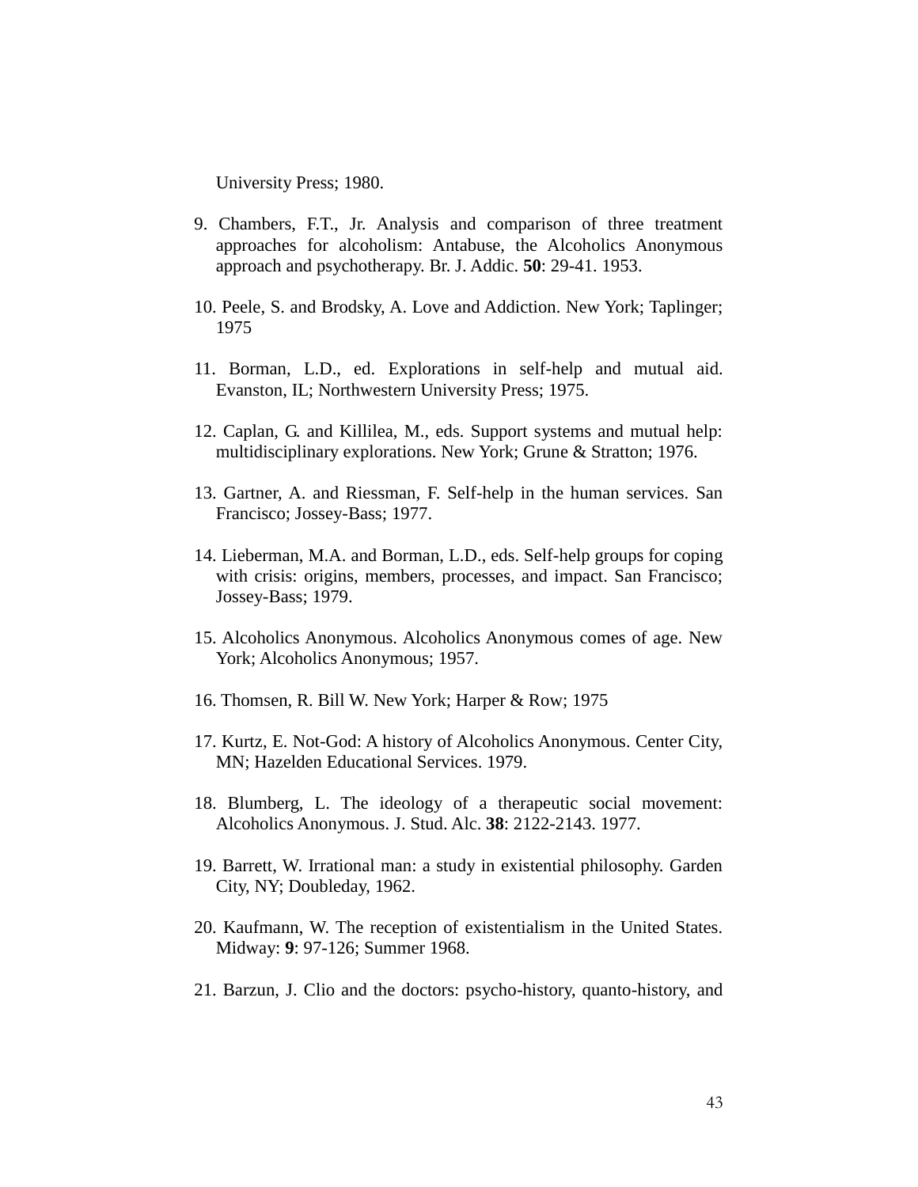University Press; 1980.

9. Chambers, F.T., Jr. Analysis and comparison of three treatment approaches for alcoholism: Antabuse, the Alcoholics Anonymous approach and psychotherapy. Br. J. Addic. **50**: 29-41. 1953.

10. Peele, S. and Brodsky, A. Love and Addiction. New York; Taplinger; 1975

11. Borman, L.D., ed. Explorations in self-help and mutual aid. Evanston, IL; Northwestern University Press; 1975.

12. Caplan, G. and Killilea, M., eds. Support systems and mutual help: multidisciplinary explorations. New York; Grune & Stratton; 1976.

13. Gartner, A. and Riessman, F. Self-help in the human services. San Francisco; Jossey-Bass; 1977.

14. Lieberman, M.A. and Borman, L.D., eds. Self-help groups for coping with crisis: origins, members, processes, and impact. San Francisco; Jossey-Bass; 1979.

15. Alcoholics Anonymous. Alcoholics Anonymous comes of age. New York; Alcoholics Anonymous; 1957.

16. Thomsen, R. Bill W. New York; Harper & Row; 1975

17. Kurtz, E. Not-God: A history of Alcoholics Anonymous. Center City, MN; Hazelden Educational Services. 1979.

18. Blumberg, L. The ideology of a therapeutic social movement: Alcoholics Anonymous. J. Stud. Alc. **38**: 2122-2143. 1977.

19. Barrett, W. Irrational man: a study in existential philosophy. Garden City, NY; Doubleday, 1962.

20. Kaufmann, W. The reception of existentialism in the United States. Midway: **9**: 97-126; Summer 1968.

21. Barzun, J. Clio and the doctors: psycho-history, quanto-history, and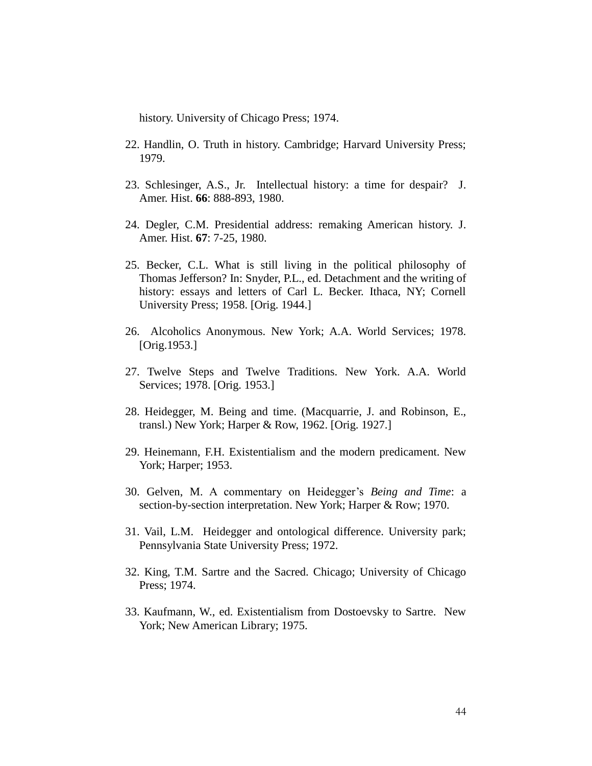history. University of Chicago Press; 1974.

22. Handlin, O. Truth in history. Cambridge; Harvard University Press; 1979.

23. Schlesinger, A.S., Jr. Intellectual history: a time for despair? J. Amer. Hist. **66**: 888-893, 1980.

24. Degler, C.M. Presidential address: remaking American history. J. Amer. Hist. **67**: 7-25, 1980.

25. Becker, C.L. What is still living in the political philosophy of Thomas Jefferson? In: Snyder, P.L., ed. Detachment and the writing of history: essays and letters of Carl L. Becker. Ithaca, NY; Cornell University Press; 1958. [Orig. 1944.]

26. Alcoholics Anonymous. New York; A.A. World Services; 1978. [Orig.1953.]

27. Twelve Steps and Twelve Traditions. New York. A.A. World Services; 1978. [Orig. 1953.]

28. Heidegger, M. Being and time. (Macquarrie, J. and Robinson, E., transl.) New York; Harper & Row, 1962. [Orig. 1927.]

29. Heinemann, F.H. Existentialism and the modern predicament. New York; Harper; 1953.

30. Gelven, M. A commentary on Heidegger's *Being and Time*: a section-by-section interpretation. New York; Harper & Row; 1970.

31. Vail, L.M. Heidegger and ontological difference. University park; Pennsylvania State University Press; 1972.

32. King, T.M. Sartre and the Sacred. Chicago; University of Chicago Press; 1974.

33. Kaufmann, W., ed. Existentialism from Dostoevsky to Sartre. New York; New American Library; 1975.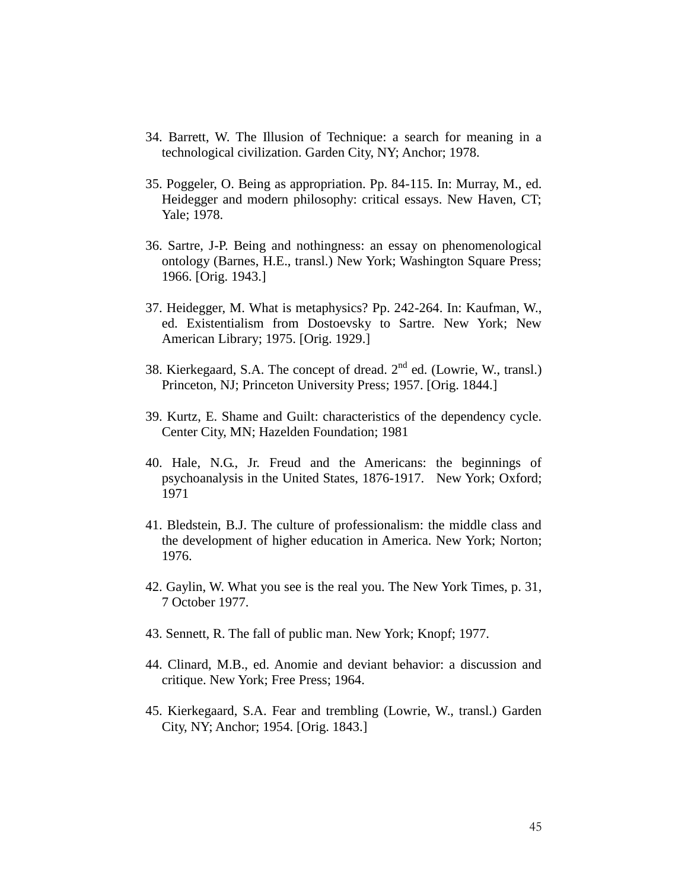34. Barrett, W. The Illusion of Technique: a search for meaning in a technological civilization. Garden City, NY; Anchor; 1978.

35. Poggeler, O. Being as appropriation. Pp. 84-115. In: Murray, M., ed. Heidegger and modern philosophy: critical essays. New Haven, CT; Yale; 1978.

36. Sartre, J-P. Being and nothingness: an essay on phenomenological ontology (Barnes, H.E., transl.) New York; Washington Square Press; 1966. [Orig. 1943.]

37. Heidegger, M. What is metaphysics? Pp. 242-264. In: Kaufman, W., ed. Existentialism from Dostoevsky to Sartre. New York; New American Library; 1975. [Orig. 1929.]

38. Kierkegaard, S.A. The concept of dread. 2nd ed. (Lowrie, W., transl.) Princeton, NJ; Princeton University Press; 1957. [Orig. 1844.]

39. Kurtz, E. Shame and Guilt: characteristics of the dependency cycle. Center City, MN; Hazelden Foundation; 1981

40. Hale, N.G., Jr. Freud and the Americans: the beginnings of psychoanalysis in the United States, 1876-1917. New York; Oxford; 1971

41. Bledstein, B.J. The culture of professionalism: the middle class and the development of higher education in America. New York; Norton; 1976.

42. Gaylin, W. What you see is the real you. The New York Times, p. 31, 7 October 1977.

43. Sennett, R. The fall of public man. New York; Knopf; 1977.

44. Clinard, M.B., ed. Anomie and deviant behavior: a discussion and critique. New York; Free Press; 1964.

45. Kierkegaard, S.A. Fear and trembling (Lowrie, W., transl.) Garden City, NY; Anchor; 1954. [Orig. 1843.]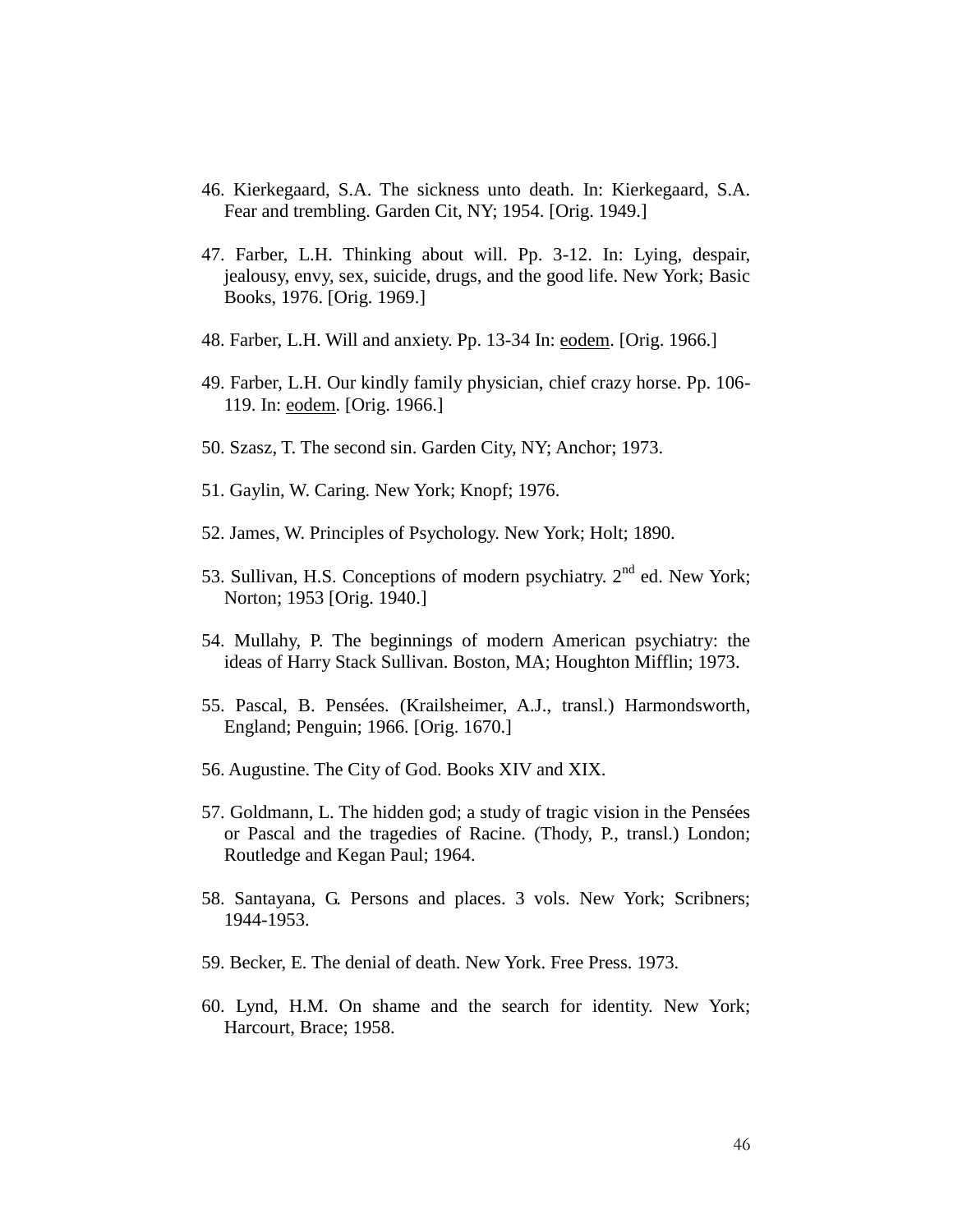46. Kierkegaard, S.A. The sickness unto death. In: Kierkegaard, S.A. Fear and trembling. Garden Cit, NY; 1954. [Orig. 1949.]

47. Farber, L.H. Thinking about will. Pp. 3-12. In: Lying, despair, jealousy, envy, sex, suicide, drugs, and the good life. New York; Basic Books, 1976. [Orig. 1969.]

48. Farber, L.H. Will and anxiety. Pp. 13-34 In: eodem. [Orig. 1966.]

49. Farber, L.H. Our kindly family physician, chief crazy horse. Pp. 106-119. In: eodem. [Orig. 1966.]

50. Szasz, T. The second sin. Garden City, NY; Anchor; 1973.

51. Gaylin, W. Caring. New York; Knopf; 1976.

52. James, W. Principles of Psychology. New York; Holt; 1890.

53. Sullivan, H.S. Conceptions of modern psychiatry. 2nd ed. New York; Norton; 1953 [Orig. 1940.]

54. Mullahy, P. The beginnings of modern American psychiatry: the ideas of Harry Stack Sullivan. Boston, MA; Houghton Mifflin; 1973.

55. Pascal, B. Pensées. (Krailsheimer, A.J., transl.) Harmondsworth, England; Penguin; 1966. [Orig. 1670.]

56. Augustine. The City of God. Books XIV and XIX.

57. Goldmann, L. The hidden god; a study of tragic vision in the Pensées or Pascal and the tragedies of Racine. (Thody, P., transl.) London; Routledge and Kegan Paul; 1964.

58. Santayana, G. Persons and places. 3 vols. New York; Scribners; 1944-1953.

59. Becker, E. The denial of death. New York. Free Press. 1973.

60. Lynd, H.M. On shame and the search for identity. New York; Harcourt, Brace; 1958.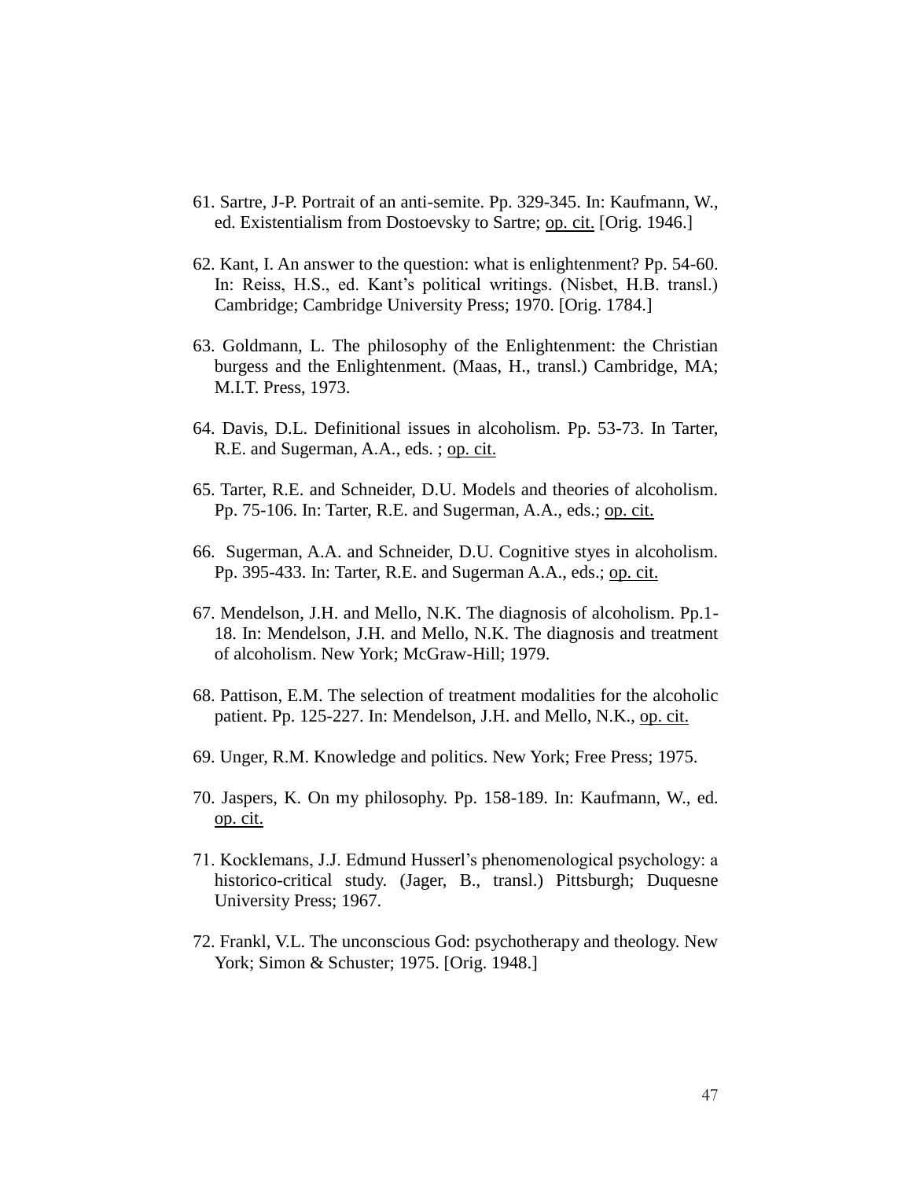61. Sartre, J-P. Portrait of an anti-semite. Pp. 329-345. In: Kaufmann, W., ed. Existentialism from Dostoevsky to Sartre; op. cit. [Orig. 1946.]

62. Kant, I. An answer to the question: what is enlightenment? Pp. 54-60. In: Reiss, H.S., ed. Kant's political writings. (Nisbet, H.B. transl.) Cambridge; Cambridge University Press; 1970. [Orig. 1784.]

63. Goldmann, L. The philosophy of the Enlightenment: the Christian burgess and the Enlightenment. (Maas, H., transl.) Cambridge, MA; M.I.T. Press, 1973.

64. Davis, D.L. Definitional issues in alcoholism. Pp. 53-73. In Tarter, R.E. and Sugerman, A.A., eds. ; op. cit.

65. Tarter, R.E. and Schneider, D.U. Models and theories of alcoholism. Pp. 75-106. In: Tarter, R.E. and Sugerman, A.A., eds.; op. cit.

66. Sugerman, A.A. and Schneider, D.U. Cognitive styes in alcoholism. Pp. 395-433. In: Tarter, R.E. and Sugerman A.A., eds.; op. cit.

67. Mendelson, J.H. and Mello, N.K. The diagnosis of alcoholism. Pp.1-18. In: Mendelson, J.H. and Mello, N.K. The diagnosis and treatment of alcoholism. New York; McGraw-Hill; 1979.

68. Pattison, E.M. The selection of treatment modalities for the alcoholic patient. Pp. 125-227. In: Mendelson, J.H. and Mello, N.K., op. cit.

69. Unger, R.M. Knowledge and politics. New York; Free Press; 1975.

70. Jaspers, K. On my philosophy. Pp. 158-189. In: Kaufmann, W., ed. op. cit.

71. Kocklemans, J.J. Edmund Husserl's phenomenological psychology: a historico-critical study. (Jager, B., transl.) Pittsburgh; Duquesne University Press; 1967.

72. Frankl, V.L. The unconscious God: psychotherapy and theology. New York; Simon & Schuster; 1975. [Orig. 1948.]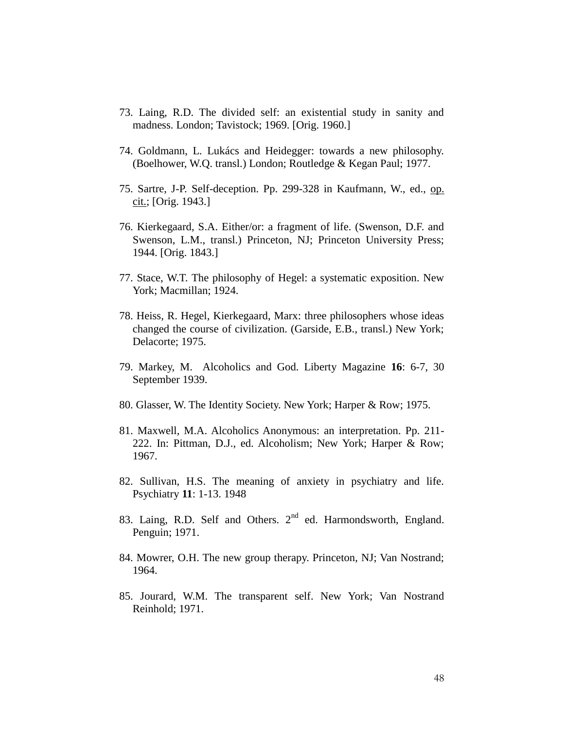73. Laing, R.D. The divided self: an existential study in sanity and madness. London; Tavistock; 1969. [Orig. 1960.]

74. Goldmann, L. Lukács and Heidegger: towards a new philosophy. (Boelhower, W.Q. transl.) London; Routledge & Kegan Paul; 1977.

75. Sartre, J-P. Self-deception. Pp. 299-328 in Kaufmann, W., ed., op. cit.; [Orig. 1943.]

76. Kierkegaard, S.A. Either/or: a fragment of life. (Swenson, D.F. and Swenson, L.M., transl.) Princeton, NJ; Princeton University Press; 1944. [Orig. 1843.]

77. Stace, W.T. The philosophy of Hegel: a systematic exposition. New York; Macmillan; 1924.

78. Heiss, R. Hegel, Kierkegaard, Marx: three philosophers whose ideas changed the course of civilization. (Garside, E.B., transl.) New York; Delacorte; 1975.

79. Markey, M. Alcoholics and God. Liberty Magazine **16**: 6-7, 30 September 1939.

80. Glasser, W. The Identity Society. New York; Harper & Row; 1975.

81. Maxwell, M.A. Alcoholics Anonymous: an interpretation. Pp. 211-222. In: Pittman, D.J., ed. Alcoholism; New York; Harper & Row; 1967.

82. Sullivan, H.S. The meaning of anxiety in psychiatry and life. Psychiatry **11**: 1-13. 1948

83. Laing, R.D. Self and Others. 2nd ed. Harmondsworth, England. Penguin; 1971.

84. Mowrer, O.H. The new group therapy. Princeton, NJ; Van Nostrand; 1964.

85. Jourard, W.M. The transparent self. New York; Van Nostrand Reinhold; 1971.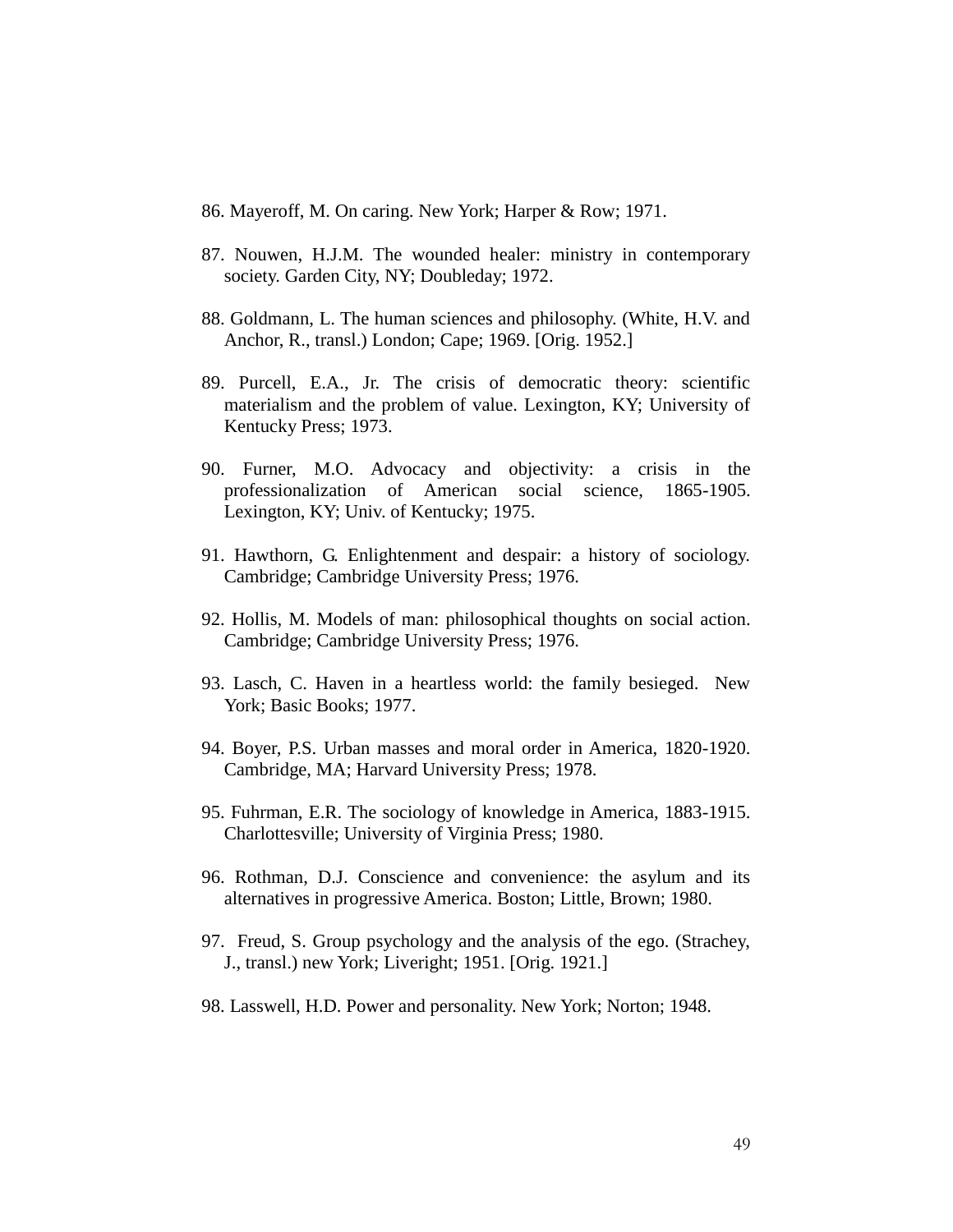86. Mayeroff, M. On caring. New York; Harper & Row; 1971.

87. Nouwen, H.J.M. The wounded healer: ministry in contemporary society. Garden City, NY; Doubleday; 1972.

88. Goldmann, L. The human sciences and philosophy. (White, H.V. and Anchor, R., transl.) London; Cape; 1969. [Orig. 1952.]

89. Purcell, E.A., Jr. The crisis of democratic theory: scientific materialism and the problem of value. Lexington, KY; University of Kentucky Press; 1973.

90. Furner, M.O. Advocacy and objectivity: a crisis in the professionalization of American social science, 1865-1905. Lexington, KY; Univ. of Kentucky; 1975.

91. Hawthorn, G. Enlightenment and despair: a history of sociology. Cambridge; Cambridge University Press; 1976.

92. Hollis, M. Models of man: philosophical thoughts on social action. Cambridge; Cambridge University Press; 1976.

93. Lasch, C. Haven in a heartless world: the family besieged. New York; Basic Books; 1977.

94. Boyer, P.S. Urban masses and moral order in America, 1820-1920. Cambridge, MA; Harvard University Press; 1978.

95. Fuhrman, E.R. The sociology of knowledge in America, 1883-1915. Charlottesville; University of Virginia Press; 1980.

96. Rothman, D.J. Conscience and convenience: the asylum and its alternatives in progressive America. Boston; Little, Brown; 1980.

97. Freud, S. Group psychology and the analysis of the ego. (Strachey, J., transl.) new York; Liveright; 1951. [Orig. 1921.]

98. Lasswell, H.D. Power and personality. New York; Norton; 1948.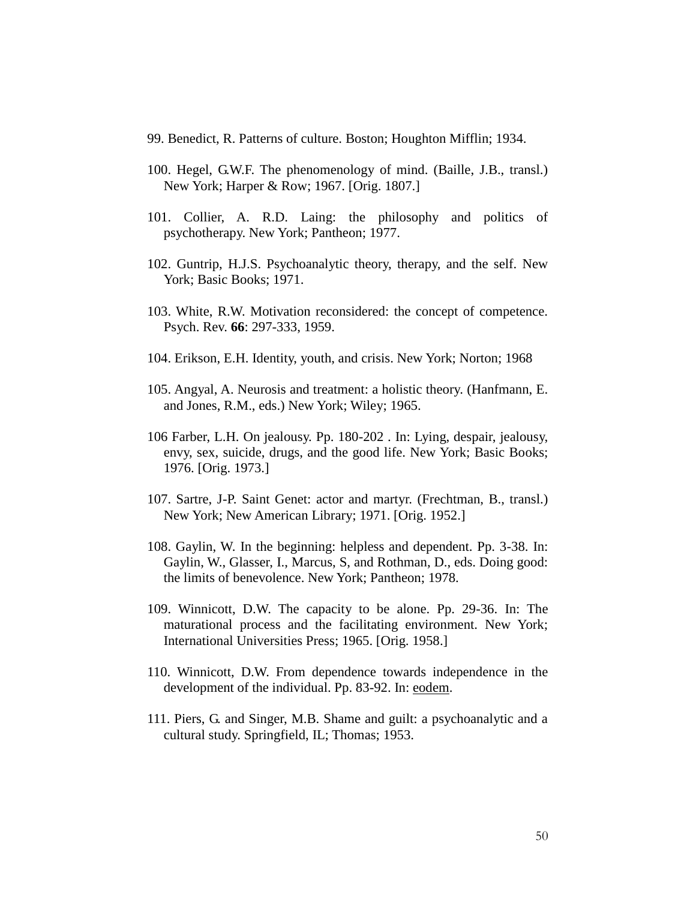99. Benedict, R. Patterns of culture. Boston; Houghton Mifflin; 1934.

100. Hegel, G.W.F. The phenomenology of mind. (Baille, J.B., transl.) New York; Harper & Row; 1967. [Orig. 1807.]

101. Collier, A. R.D. Laing: the philosophy and politics of psychotherapy. New York; Pantheon; 1977.

102. Guntrip, H.J.S. Psychoanalytic theory, therapy, and the self. New York; Basic Books; 1971.

103. White, R.W. Motivation reconsidered: the concept of competence. Psych. Rev. **66**: 297-333, 1959.

104. Erikson, E.H. Identity, youth, and crisis. New York; Norton; 1968

105. Angyal, A. Neurosis and treatment: a holistic theory. (Hanfmann, E. and Jones, R.M., eds.) New York; Wiley; 1965.

106 Farber, L.H. On jealousy. Pp. 180-202 . In: Lying, despair, jealousy, envy, sex, suicide, drugs, and the good life. New York; Basic Books; 1976. [Orig. 1973.]

107. Sartre, J-P. Saint Genet: actor and martyr. (Frechtman, B., transl.) New York; New American Library; 1971. [Orig. 1952.]

108. Gaylin, W. In the beginning: helpless and dependent. Pp. 3-38. In: Gaylin, W., Glasser, I., Marcus, S, and Rothman, D., eds. Doing good: the limits of benevolence. New York; Pantheon; 1978.

109. Winnicott, D.W. The capacity to be alone. Pp. 29-36. In: The maturational process and the facilitating environment. New York; International Universities Press; 1965. [Orig. 1958.]

110. Winnicott, D.W. From dependence towards independence in the development of the individual. Pp. 83-92. In: <u>eodem</u>.

111. Piers, G. and Singer, M.B. Shame and guilt: a psychoanalytic and a cultural study. Springfield, IL; Thomas; 1953.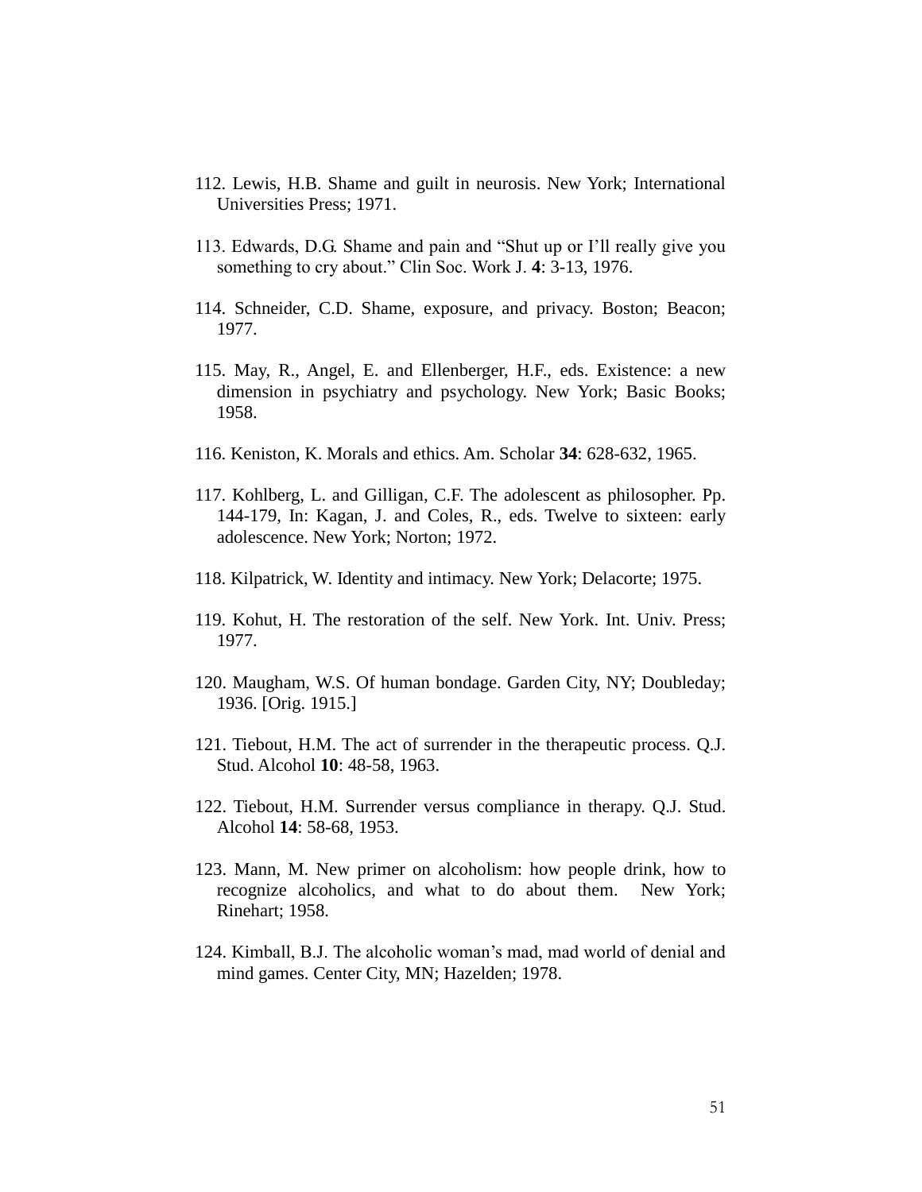112. Lewis, H.B. Shame and guilt in neurosis. New York; International Universities Press; 1971.

113. Edwards, D.G. Shame and pain and "Shut up or I'll really give you something to cry about." Clin Soc. Work J. **4**: 3-13, 1976.

114. Schneider, C.D. Shame, exposure, and privacy. Boston; Beacon; 1977.

115. May, R., Angel, E. and Ellenberger, H.F., eds. Existence: a new dimension in psychiatry and psychology. New York; Basic Books; 1958.

116. Keniston, K. Morals and ethics. Am. Scholar **34**: 628-632, 1965.

117. Kohlberg, L. and Gilligan, C.F. The adolescent as philosopher. Pp. 144-179, In: Kagan, J. and Coles, R., eds. Twelve to sixteen: early adolescence. New York; Norton; 1972.

118. Kilpatrick, W. Identity and intimacy. New York; Delacorte; 1975.

119. Kohut, H. The restoration of the self. New York. Int. Univ. Press; 1977.

120. Maugham, W.S. Of human bondage. Garden City, NY; Doubleday; 1936. [Orig. 1915.]

121. Tiebout, H.M. The act of surrender in the therapeutic process. Q.J. Stud. Alcohol **10**: 48-58, 1963.

122. Tiebout, H.M. Surrender versus compliance in therapy. Q.J. Stud. Alcohol **14**: 58-68, 1953.

123. Mann, M. New primer on alcoholism: how people drink, how to recognize alcoholics, and what to do about them. New York; Rinehart; 1958.

124. Kimball, B.J. The alcoholic woman's mad, mad world of denial and mind games. Center City, MN; Hazelden; 1978.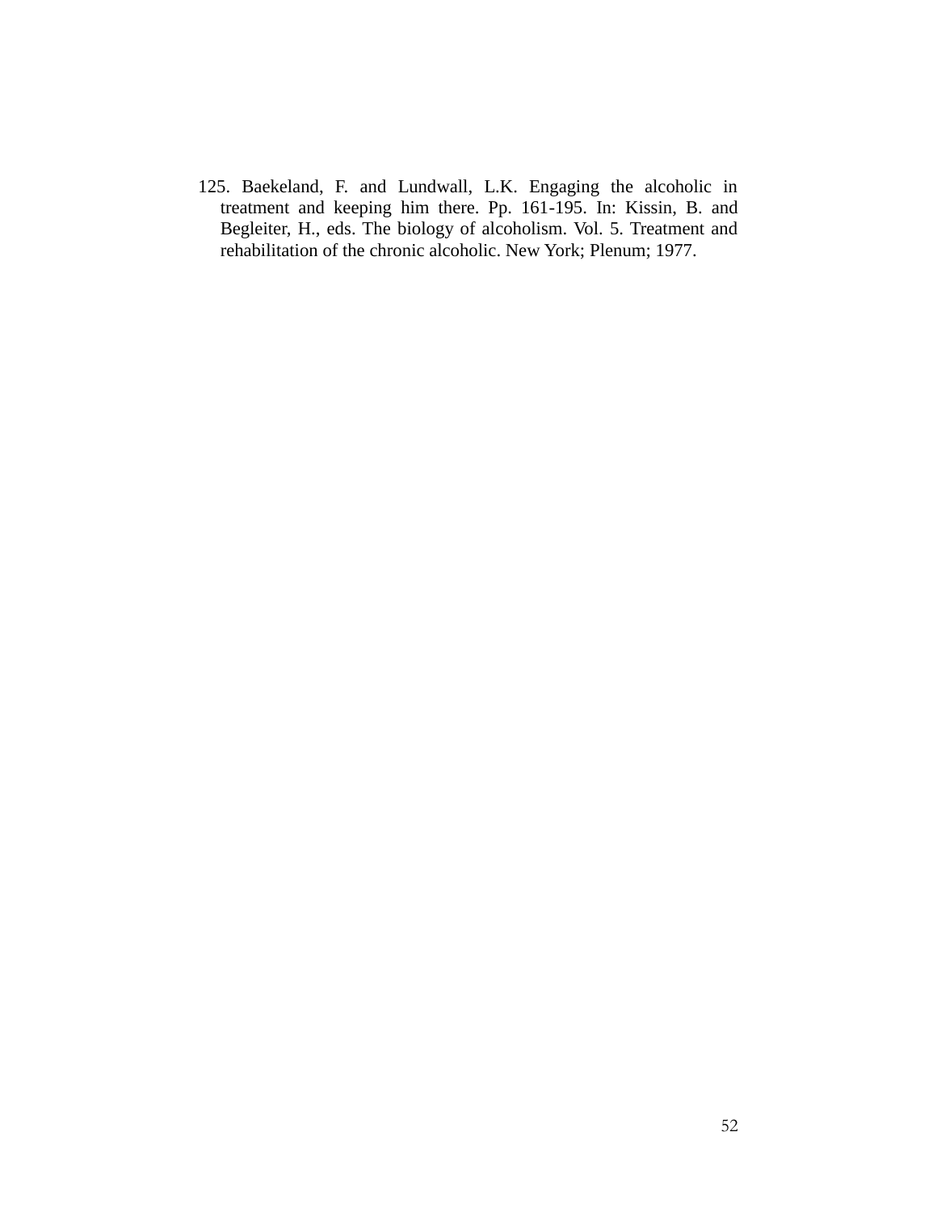125. Baekeland, F. and Lundwall, L.K. Engaging the alcoholic in treatment and keeping him there. Pp. 161-195. In: Kissin, B. and Begleiter, H., eds. The biology of alcoholism. Vol. 5. Treatment and rehabilitation of the chronic alcoholic. New York; Plenum; 1977.